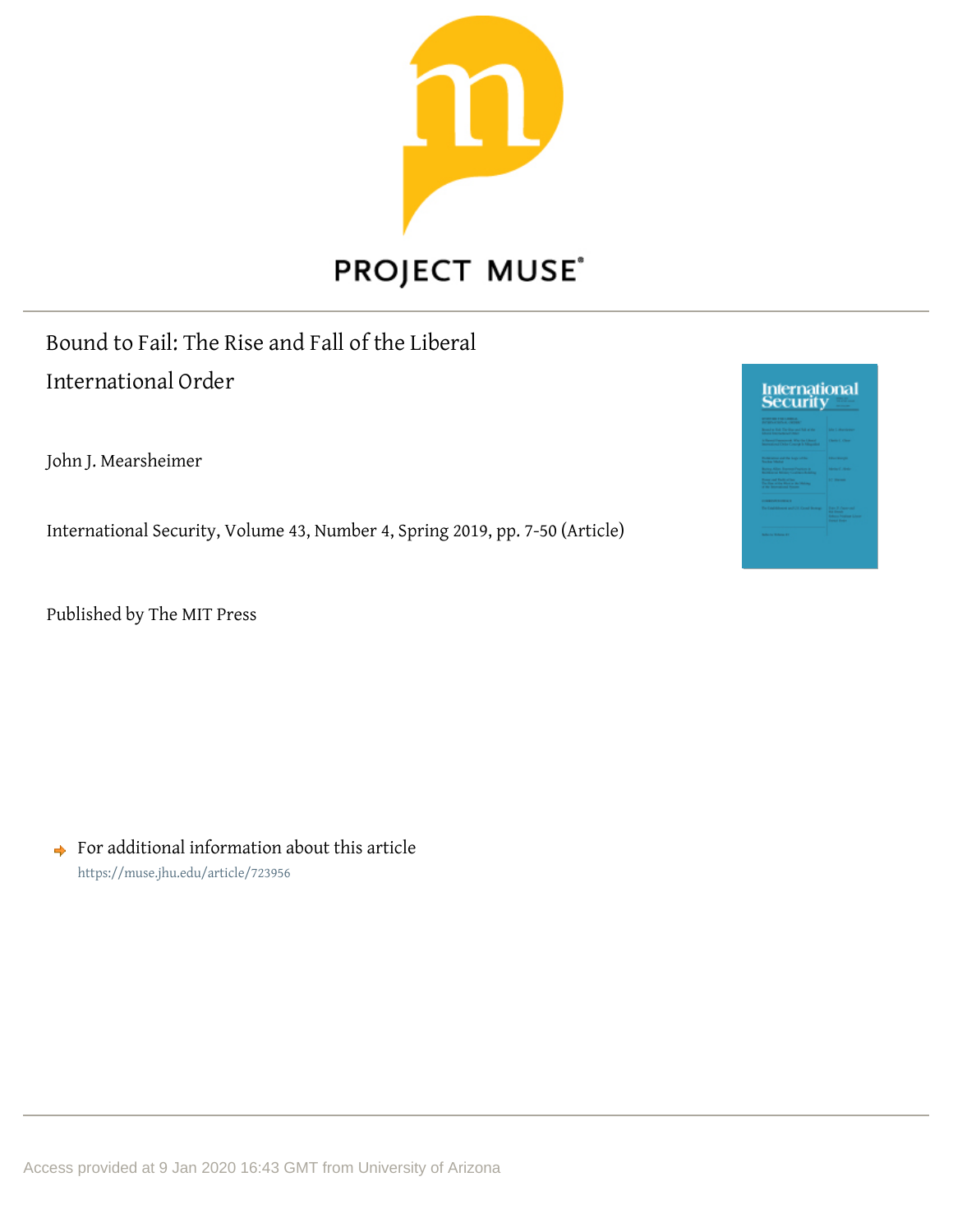# Bound to Fail: The Rise and Fall of the Liberal International Order

John J. Mearsheimer

International Security, Volume 43, Number 4, Spring 2019, pp. 7-50 (Article)

Published by The MIT Press

For additional information about this article
https://muse.jhu.edu/article/723956

Access provided at 9 Jan 2020 16:43 GMT from University of Arizona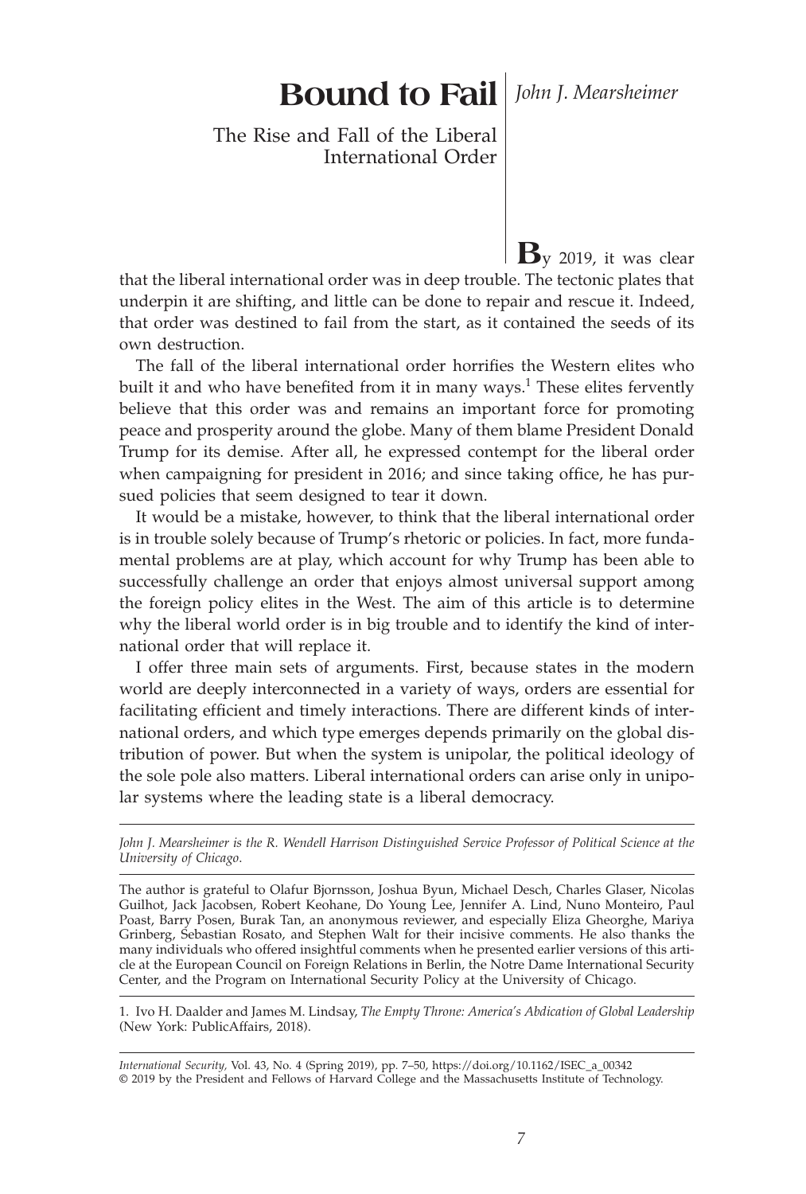# Bound to Fail

## The Rise and Fall of the Liberal International Order

*John J. Mearsheimer*

By 2019, it was clear that the liberal international order was in deep trouble. The tectonic plates that underpin it are shifting, and little can be done to repair and rescue it. Indeed, that order was destined to fail from the start, as it contained the seeds of its own destruction.

The fall of the liberal international order horrifies the Western elites who built it and who have benefited from it in many ways.[1] These elites fervently believe that this order was and remains an important force for promoting peace and prosperity around the globe. Many of them blame President Donald Trump for its demise. After all, he expressed contempt for the liberal order when campaigning for president in 2016; and since taking office, he has pursued policies that seem designed to tear it down.

It would be a mistake, however, to think that the liberal international order is in trouble solely because of Trump's rhetoric or policies. In fact, more fundamental problems are at play, which account for why Trump has been able to successfully challenge an order that enjoys almost universal support among the foreign policy elites in the West. The aim of this article is to determine why the liberal world order is in big trouble and to identify the kind of international order that will replace it.

I offer three main sets of arguments. First, because states in the modern world are deeply interconnected in a variety of ways, orders are essential for facilitating efficient and timely interactions. There are different kinds of international orders, and which type emerges depends primarily on the global distribution of power. But when the system is unipolar, the political ideology of the sole pole also matters. Liberal international orders can arise only in unipolar systems where the leading state is a liberal democracy.

---

*John J. Mearsheimer is the R. Wendell Harrison Distinguished Service Professor of Political Science at the University of Chicago.*

The author is grateful to Olafur Bjornsson, Joshua Byun, Michael Desch, Charles Glaser, Nicolas Guilhot, Jack Jacobsen, Robert Keohane, Do Young Lee, Jennifer A. Lind, Nuno Monteiro, Paul Poast, Barry Posen, Burak Tan, an anonymous reviewer, and especially Eliza Gheorghe, Mariya Grinberg, Sebastian Rosato, and Stephen Walt for their incisive comments. He also thanks the many individuals who offered insightful comments when he presented earlier versions of this article at the European Council on Foreign Relations in Berlin, the Notre Dame International Security Center, and the Program on International Security Policy at the University of Chicago.

1. Ivo H. Daalder and James M. Lindsay, *The Empty Throne: America's Abdication of Global Leadership* (New York: PublicAffairs, 2018).

*International Security*, Vol. 43, No. 4 (Spring 2019), pp. 7–50, https://doi.org/10.1162/ISEC_a_00342
© 2019 by the President and Fellows of Harvard College and the Massachusetts Institute of Technology.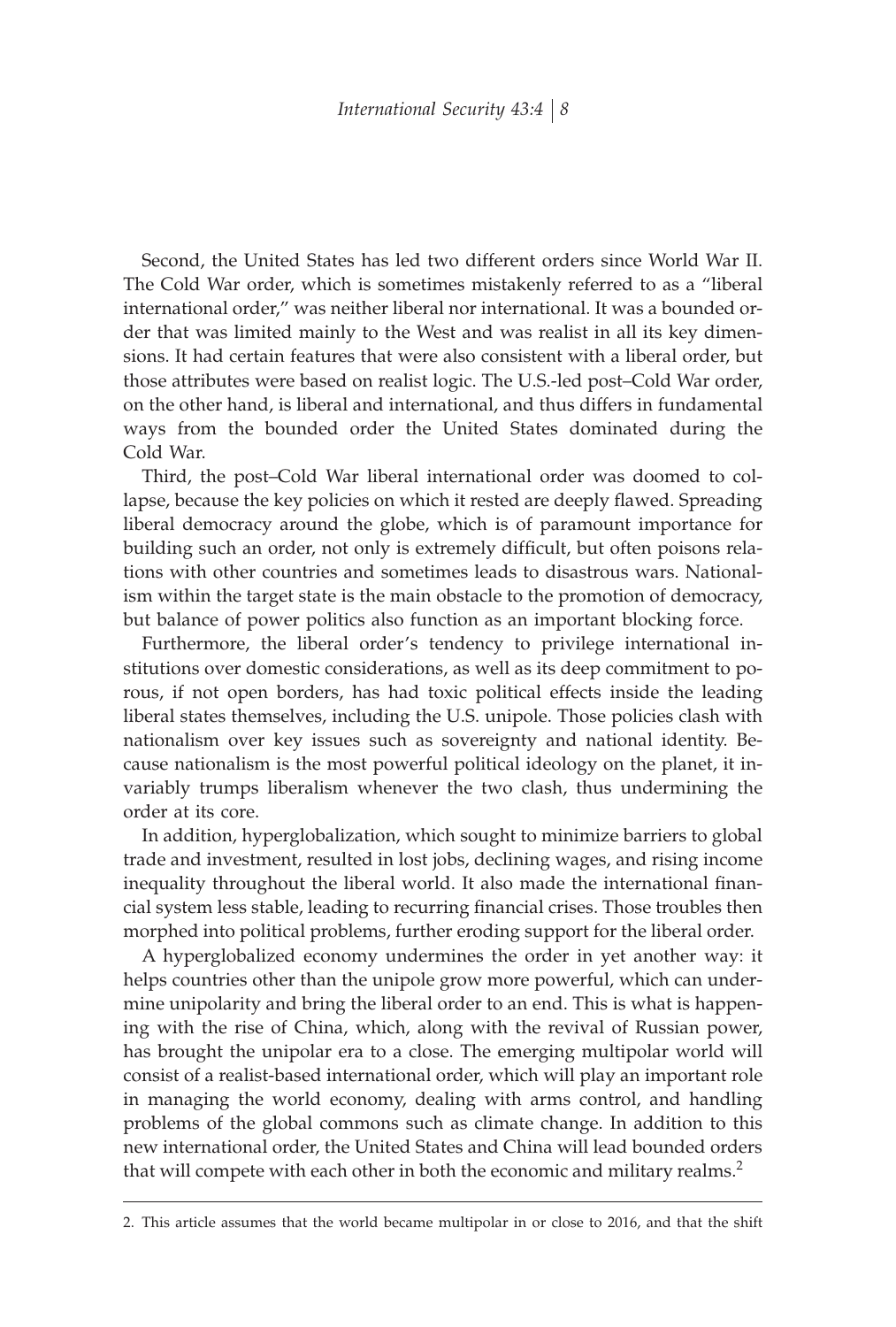Second, the United States has led two different orders since World War II. The Cold War order, which is sometimes mistakenly referred to as a "liberal international order," was neither liberal nor international. It was a bounded order that was limited mainly to the West and was realist in all its key dimensions. It had certain features that were also consistent with a liberal order, but those attributes were based on realist logic. The U.S.-led post–Cold War order, on the other hand, is liberal and international, and thus differs in fundamental ways from the bounded order the United States dominated during the Cold War.

Third, the post–Cold War liberal international order was doomed to collapse, because the key policies on which it rested are deeply flawed. Spreading liberal democracy around the globe, which is of paramount importance for building such an order, not only is extremely difficult, but often poisons relations with other countries and sometimes leads to disastrous wars. Nationalism within the target state is the main obstacle to the promotion of democracy, but balance of power politics also function as an important blocking force.

Furthermore, the liberal order's tendency to privilege international institutions over domestic considerations, as well as its deep commitment to porous, if not open borders, has had toxic political effects inside the leading liberal states themselves, including the U.S. unipole. Those policies clash with nationalism over key issues such as sovereignty and national identity. Because nationalism is the most powerful political ideology on the planet, it invariably trumps liberalism whenever the two clash, thus undermining the order at its core.

In addition, hyperglobalization, which sought to minimize barriers to global trade and investment, resulted in lost jobs, declining wages, and rising income inequality throughout the liberal world. It also made the international financial system less stable, leading to recurring financial crises. Those troubles then morphed into political problems, further eroding support for the liberal order.

A hyperglobalized economy undermines the order in yet another way: it helps countries other than the unipole grow more powerful, which can undermine unipolarity and bring the liberal order to an end. This is what is happening with the rise of China, which, along with the revival of Russian power, has brought the unipolar era to a close. The emerging multipolar world will consist of a realist-based international order, which will play an important role in managing the world economy, dealing with arms control, and handling problems of the global commons such as climate change. In addition to this new international order, the United States and China will lead bounded orders that will compete with each other in both the economic and military realms.[2]

2. This article assumes that the world became multipolar in or close to 2016, and that the shift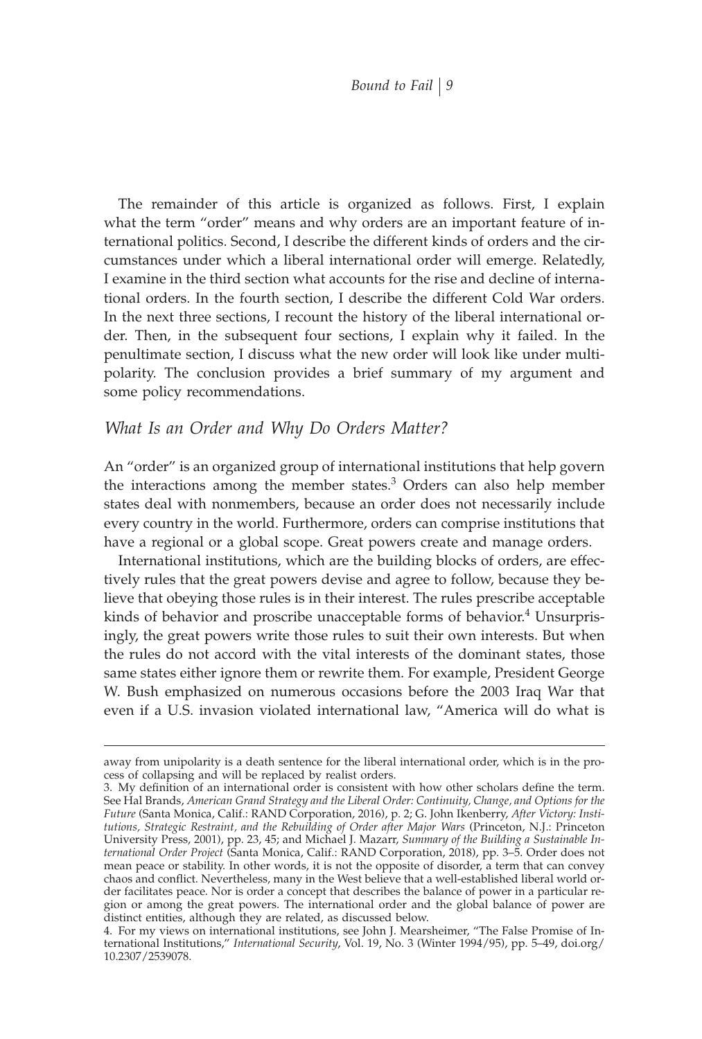The remainder of this article is organized as follows. First, I explain what the term "order" means and why orders are an important feature of international politics. Second, I describe the different kinds of orders and the circumstances under which a liberal international order will emerge. Relatedly, I examine in the third section what accounts for the rise and decline of international orders. In the fourth section, I describe the different Cold War orders. In the next three sections, I recount the history of the liberal international order. Then, in the subsequent four sections, I explain why it failed. In the penultimate section, I discuss what the new order will look like under multipolarity. The conclusion provides a brief summary of my argument and some policy recommendations.

## *What Is an Order and Why Do Orders Matter?*

An "order" is an organized group of international institutions that help govern the interactions among the member states.[3] Orders can also help member states deal with nonmembers, because an order does not necessarily include every country in the world. Furthermore, orders can comprise institutions that have a regional or a global scope. Great powers create and manage orders.

International institutions, which are the building blocks of orders, are effectively rules that the great powers devise and agree to follow, because they believe that obeying those rules is in their interest. The rules prescribe acceptable kinds of behavior and proscribe unacceptable forms of behavior.[4] Unsurprisingly, the great powers write those rules to suit their own interests. But when the rules do not accord with the vital interests of the dominant states, those same states either ignore them or rewrite them. For example, President George W. Bush emphasized on numerous occasions before the 2003 Iraq War that even if a U.S. invasion violated international law, "America will do what is

away from unipolarity is a death sentence for the liberal international order, which is in the process of collapsing and will be replaced by realist orders.

3. My definition of an international order is consistent with how other scholars define the term. See Hal Brands, *American Grand Strategy and the Liberal Order: Continuity, Change, and Options for the Future* (Santa Monica, Calif.: RAND Corporation, 2016), p. 2; G. John Ikenberry, *After Victory: Institutions, Strategic Restraint, and the Rebuilding of Order after Major Wars* (Princeton, N.J.: Princeton University Press, 2001), pp. 23, 45; and Michael J. Mazarr, *Summary of the Building a Sustainable International Order Project* (Santa Monica, Calif.: RAND Corporation, 2018), pp. 3–5. Order does not mean peace or stability. In other words, it is not the opposite of disorder, a term that can convey chaos and conflict. Nevertheless, many in the West believe that a well-established liberal world order facilitates peace. Nor is order a concept that describes the balance of power in a particular region or among the great powers. The international order and the global balance of power are distinct entities, although they are related, as discussed below.

4. For my views on international institutions, see John J. Mearsheimer, "The False Promise of International Institutions," *International Security*, Vol. 19, No. 3 (Winter 1994/95), pp. 5–49, doi.org/10.2307/2539078.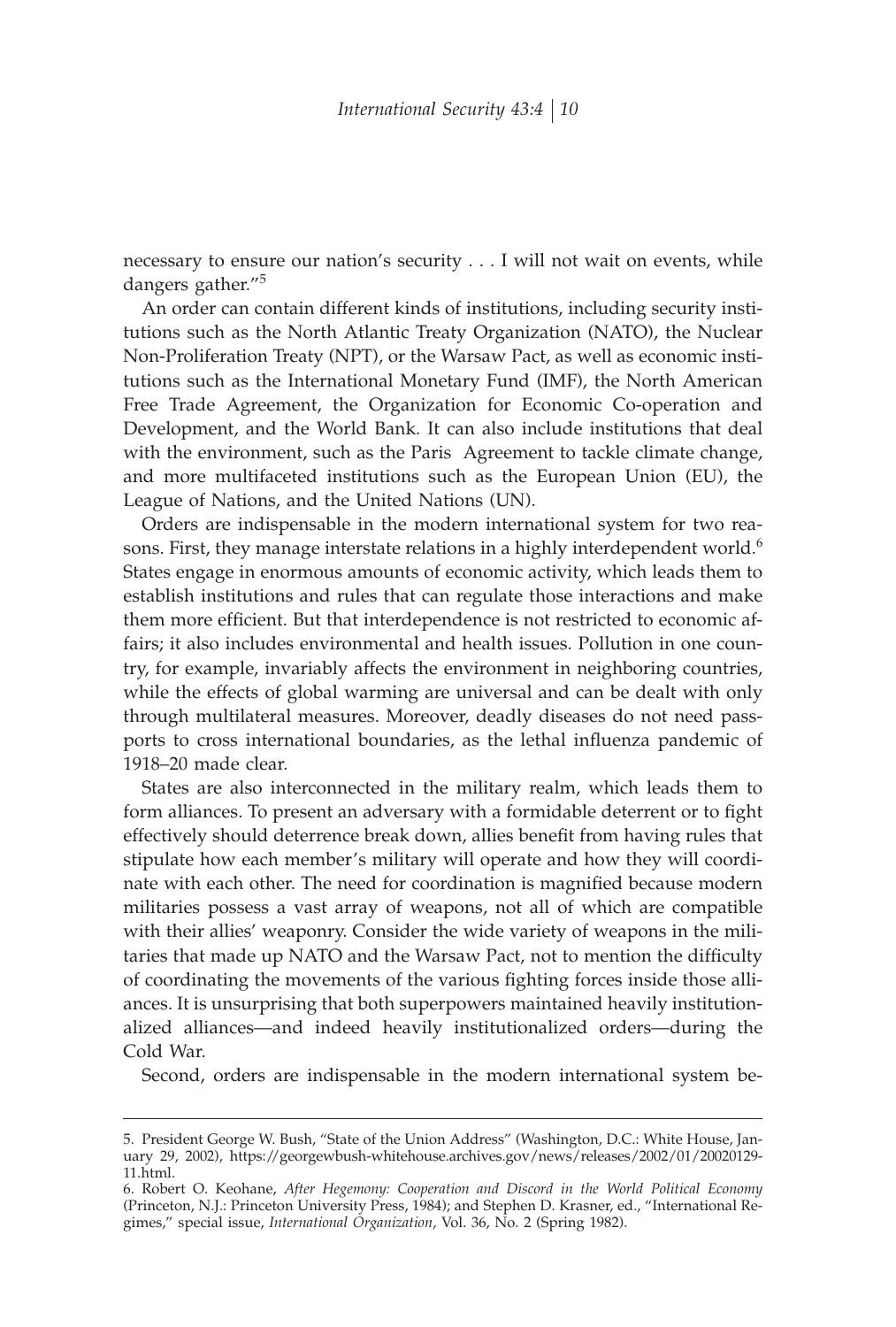necessary to ensure our nation's security . . . I will not wait on events, while dangers gather."[5]

An order can contain different kinds of institutions, including security institutions such as the North Atlantic Treaty Organization (NATO), the Nuclear Non-Proliferation Treaty (NPT), or the Warsaw Pact, as well as economic institutions such as the International Monetary Fund (IMF), the North American Free Trade Agreement, the Organization for Economic Co-operation and Development, and the World Bank. It can also include institutions that deal with the environment, such as the Paris Agreement to tackle climate change, and more multifaceted institutions such as the European Union (EU), the League of Nations, and the United Nations (UN).

Orders are indispensable in the modern international system for two reasons. First, they manage interstate relations in a highly interdependent world.[6] States engage in enormous amounts of economic activity, which leads them to establish institutions and rules that can regulate those interactions and make them more efficient. But that interdependence is not restricted to economic affairs; it also includes environmental and health issues. Pollution in one country, for example, invariably affects the environment in neighboring countries, while the effects of global warming are universal and can be dealt with only through multilateral measures. Moreover, deadly diseases do not need passports to cross international boundaries, as the lethal influenza pandemic of 1918–20 made clear.

States are also interconnected in the military realm, which leads them to form alliances. To present an adversary with a formidable deterrent or to fight effectively should deterrence break down, allies benefit from having rules that stipulate how each member's military will operate and how they will coordinate with each other. The need for coordination is magnified because modern militaries possess a vast array of weapons, not all of which are compatible with their allies' weaponry. Consider the wide variety of weapons in the militaries that made up NATO and the Warsaw Pact, not to mention the difficulty of coordinating the movements of the various fighting forces inside those alliances. It is unsurprising that both superpowers maintained heavily institutionalized alliances—and indeed heavily institutionalized orders—during the Cold War.

Second, orders are indispensable in the modern international system be-

---

5. President George W. Bush, "State of the Union Address" (Washington, D.C.: White House, January 29, 2002), https://georgewbush-whitehouse.archives.gov/news/releases/2002/01/20020129-11.html.

6. Robert O. Keohane, *After Hegemony: Cooperation and Discord in the World Political Economy* (Princeton, N.J.: Princeton University Press, 1984); and Stephen D. Krasner, ed., "International Regimes," special issue, *International Organization*, Vol. 36, No. 2 (Spring 1982).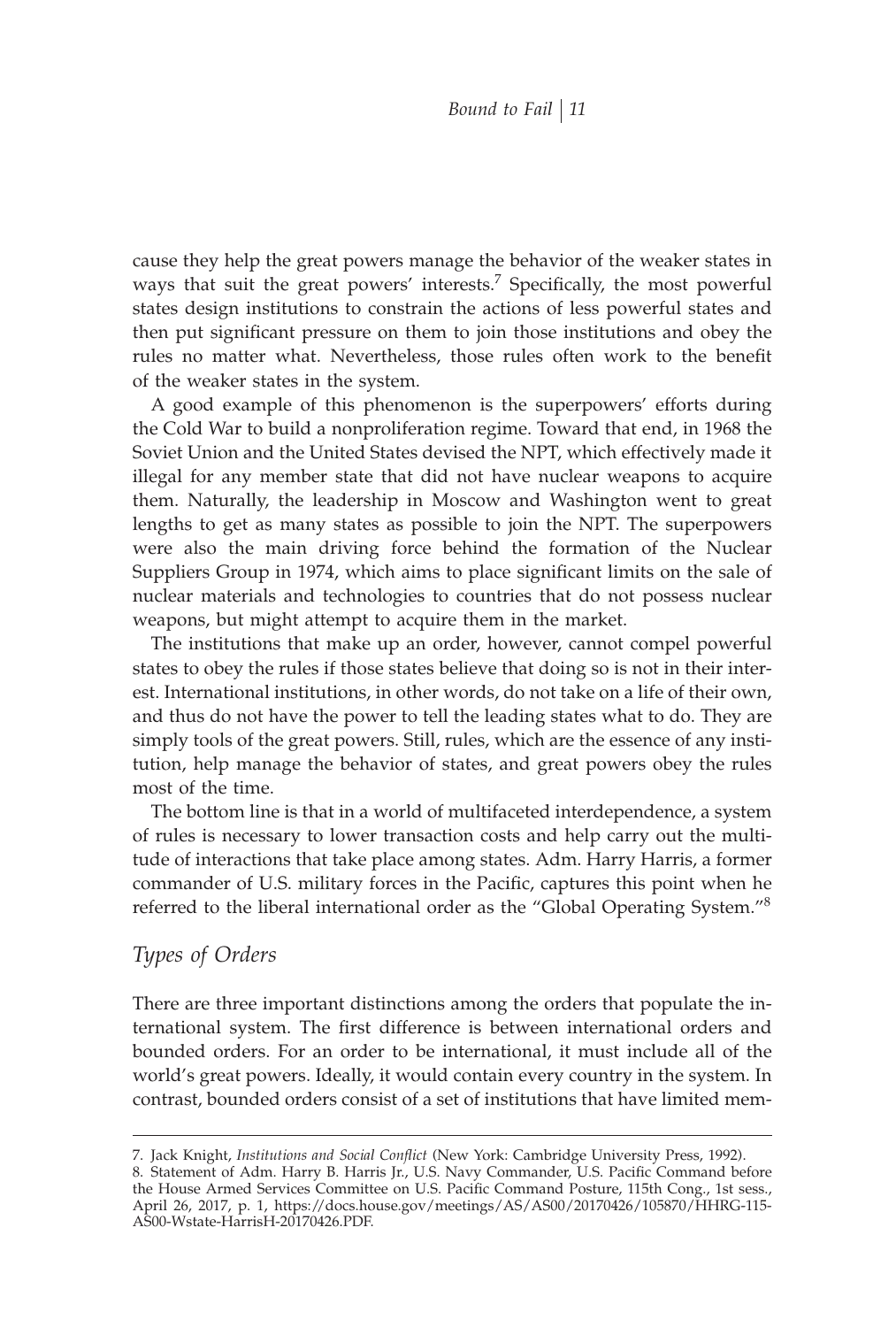cause they help the great powers manage the behavior of the weaker states in ways that suit the great powers' interests.[7] Specifically, the most powerful states design institutions to constrain the actions of less powerful states and then put significant pressure on them to join those institutions and obey the rules no matter what. Nevertheless, those rules often work to the benefit of the weaker states in the system.

A good example of this phenomenon is the superpowers' efforts during the Cold War to build a nonproliferation regime. Toward that end, in 1968 the Soviet Union and the United States devised the NPT, which effectively made it illegal for any member state that did not have nuclear weapons to acquire them. Naturally, the leadership in Moscow and Washington went to great lengths to get as many states as possible to join the NPT. The superpowers were also the main driving force behind the formation of the Nuclear Suppliers Group in 1974, which aims to place significant limits on the sale of nuclear materials and technologies to countries that do not possess nuclear weapons, but might attempt to acquire them in the market.

The institutions that make up an order, however, cannot compel powerful states to obey the rules if those states believe that doing so is not in their interest. International institutions, in other words, do not take on a life of their own, and thus do not have the power to tell the leading states what to do. They are simply tools of the great powers. Still, rules, which are the essence of any institution, help manage the behavior of states, and great powers obey the rules most of the time.

The bottom line is that in a world of multifaceted interdependence, a system of rules is necessary to lower transaction costs and help carry out the multitude of interactions that take place among states. Adm. Harry Harris, a former commander of U.S. military forces in the Pacific, captures this point when he referred to the liberal international order as the "Global Operating System."[8]

## *Types of Orders*

There are three important distinctions among the orders that populate the international system. The first difference is between international orders and bounded orders. For an order to be international, it must include all of the world's great powers. Ideally, it would contain every country in the system. In contrast, bounded orders consist of a set of institutions that have limited mem-

---

7. Jack Knight, *Institutions and Social Conflict* (New York: Cambridge University Press, 1992).

8. Statement of Adm. Harry B. Harris Jr., U.S. Navy Commander, U.S. Pacific Command before the House Armed Services Committee on U.S. Pacific Command Posture, 115th Cong., 1st sess., April 26, 2017, p. 1, https://docs.house.gov/meetings/AS/AS00/20170426/105870/HHRG-115-AS00-Wstate-HarrisH-20170426.PDF.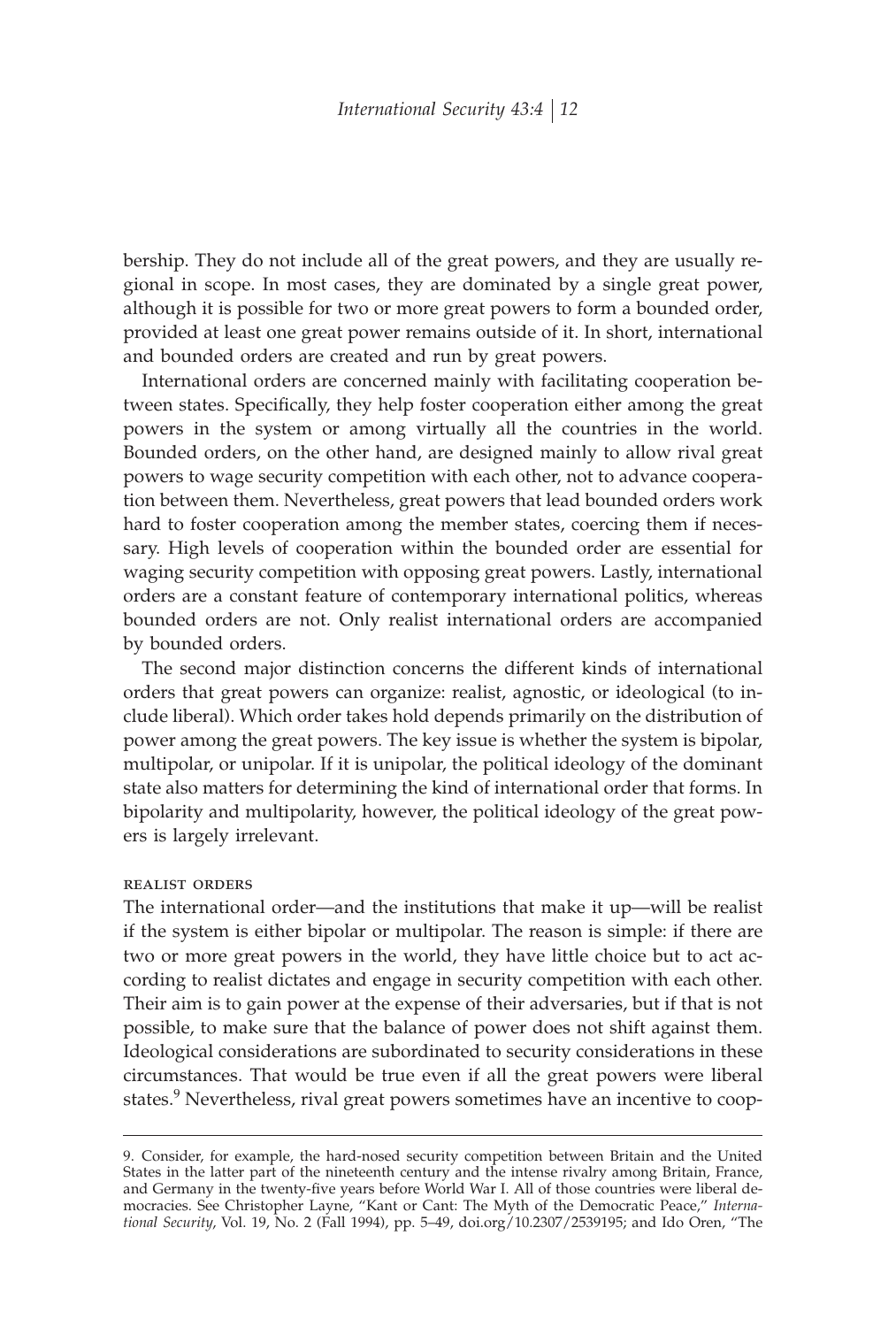bership. They do not include all of the great powers, and they are usually regional in scope. In most cases, they are dominated by a single great power, although it is possible for two or more great powers to form a bounded order, provided at least one great power remains outside of it. In short, international and bounded orders are created and run by great powers.

International orders are concerned mainly with facilitating cooperation between states. Specifically, they help foster cooperation either among the great powers in the system or among virtually all the countries in the world. Bounded orders, on the other hand, are designed mainly to allow rival great powers to wage security competition with each other, not to advance cooperation between them. Nevertheless, great powers that lead bounded orders work hard to foster cooperation among the member states, coercing them if necessary. High levels of cooperation within the bounded order are essential for waging security competition with opposing great powers. Lastly, international orders are a constant feature of contemporary international politics, whereas bounded orders are not. Only realist international orders are accompanied by bounded orders.

The second major distinction concerns the different kinds of international orders that great powers can organize: realist, agnostic, or ideological (to include liberal). Which order takes hold depends primarily on the distribution of power among the great powers. The key issue is whether the system is bipolar, multipolar, or unipolar. If it is unipolar, the political ideology of the dominant state also matters for determining the kind of international order that forms. In bipolarity and multipolarity, however, the political ideology of the great powers is largely irrelevant.

### realist orders

The international order—and the institutions that make it up—will be realist if the system is either bipolar or multipolar. The reason is simple: if there are two or more great powers in the world, they have little choice but to act according to realist dictates and engage in security competition with each other. Their aim is to gain power at the expense of their adversaries, but if that is not possible, to make sure that the balance of power does not shift against them. Ideological considerations are subordinated to security considerations in these circumstances. That would be true even if all the great powers were liberal states.[9] Nevertheless, rival great powers sometimes have an incentive to coop-

---

9. Consider, for example, the hard-nosed security competition between Britain and the United States in the latter part of the nineteenth century and the intense rivalry among Britain, France, and Germany in the twenty-five years before World War I. All of those countries were liberal democracies. See Christopher Layne, "Kant or Cant: The Myth of the Democratic Peace," *International Security*, Vol. 19, No. 2 (Fall 1994), pp. 5–49, doi.org/10.2307/2539195; and Ido Oren, "The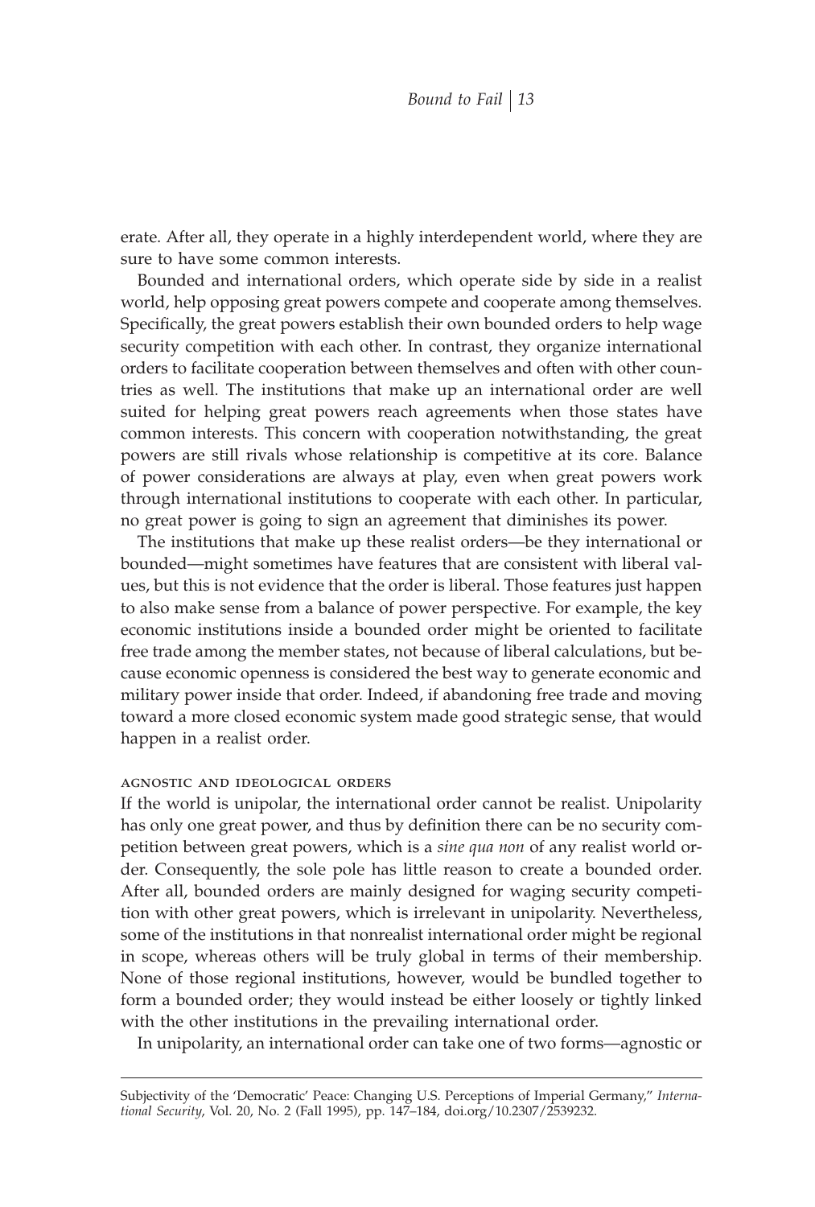erate. After all, they operate in a highly interdependent world, where they are sure to have some common interests.

Bounded and international orders, which operate side by side in a realist world, help opposing great powers compete and cooperate among themselves. Specifically, the great powers establish their own bounded orders to help wage security competition with each other. In contrast, they organize international orders to facilitate cooperation between themselves and often with other countries as well. The institutions that make up an international order are well suited for helping great powers reach agreements when those states have common interests. This concern with cooperation notwithstanding, the great powers are still rivals whose relationship is competitive at its core. Balance of power considerations are always at play, even when great powers work through international institutions to cooperate with each other. In particular, no great power is going to sign an agreement that diminishes its power.

The institutions that make up these realist orders—be they international or bounded—might sometimes have features that are consistent with liberal values, but this is not evidence that the order is liberal. Those features just happen to also make sense from a balance of power perspective. For example, the key economic institutions inside a bounded order might be oriented to facilitate free trade among the member states, not because of liberal calculations, but because economic openness is considered the best way to generate economic and military power inside that order. Indeed, if abandoning free trade and moving toward a more closed economic system made good strategic sense, that would happen in a realist order.

### agnostic and ideological orders

If the world is unipolar, the international order cannot be realist. Unipolarity has only one great power, and thus by definition there can be no security competition between great powers, which is a *sine qua non* of any realist world order. Consequently, the sole pole has little reason to create a bounded order. After all, bounded orders are mainly designed for waging security competition with other great powers, which is irrelevant in unipolarity. Nevertheless, some of the institutions in that nonrealist international order might be regional in scope, whereas others will be truly global in terms of their membership. None of those regional institutions, however, would be bundled together to form a bounded order; they would instead be either loosely or tightly linked with the other institutions in the prevailing international order.

In unipolarity, an international order can take one of two forms—agnostic or

Subjectivity of the 'Democratic' Peace: Changing U.S. Perceptions of Imperial Germany," *International Security*, Vol. 20, No. 2 (Fall 1995), pp. 147–184, doi.org/10.2307/2539232.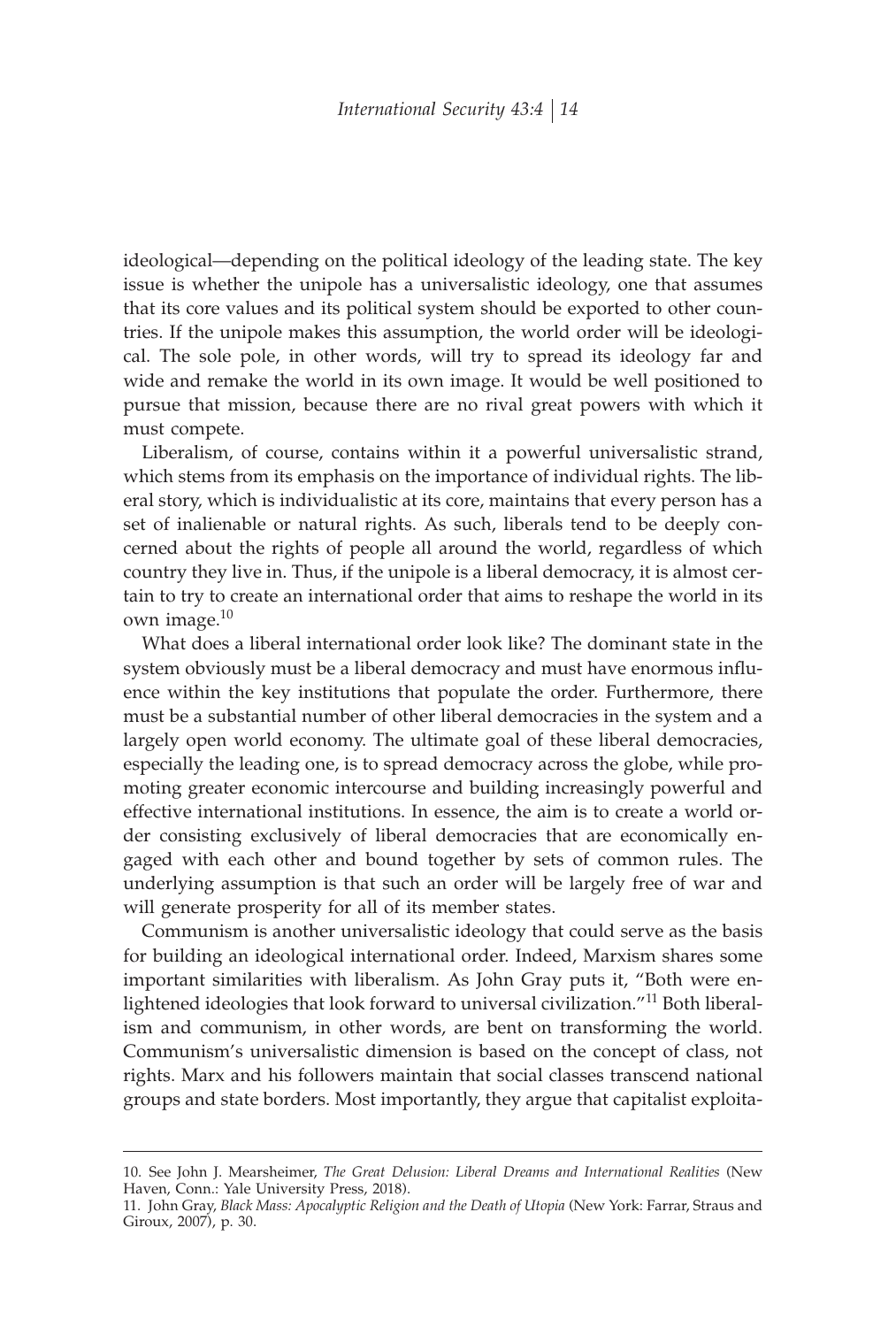ideological—depending on the political ideology of the leading state. The key issue is whether the unipole has a universalistic ideology, one that assumes that its core values and its political system should be exported to other countries. If the unipole makes this assumption, the world order will be ideological. The sole pole, in other words, will try to spread its ideology far and wide and remake the world in its own image. It would be well positioned to pursue that mission, because there are no rival great powers with which it must compete.

Liberalism, of course, contains within it a powerful universalistic strand, which stems from its emphasis on the importance of individual rights. The liberal story, which is individualistic at its core, maintains that every person has a set of inalienable or natural rights. As such, liberals tend to be deeply concerned about the rights of people all around the world, regardless of which country they live in. Thus, if the unipole is a liberal democracy, it is almost certain to try to create an international order that aims to reshape the world in its own image.[10]

What does a liberal international order look like? The dominant state in the system obviously must be a liberal democracy and must have enormous influence within the key institutions that populate the order. Furthermore, there must be a substantial number of other liberal democracies in the system and a largely open world economy. The ultimate goal of these liberal democracies, especially the leading one, is to spread democracy across the globe, while promoting greater economic intercourse and building increasingly powerful and effective international institutions. In essence, the aim is to create a world order consisting exclusively of liberal democracies that are economically engaged with each other and bound together by sets of common rules. The underlying assumption is that such an order will be largely free of war and will generate prosperity for all of its member states.

Communism is another universalistic ideology that could serve as the basis for building an ideological international order. Indeed, Marxism shares some important similarities with liberalism. As John Gray puts it, "Both were enlightened ideologies that look forward to universal civilization."[11] Both liberalism and communism, in other words, are bent on transforming the world. Communism's universalistic dimension is based on the concept of class, not rights. Marx and his followers maintain that social classes transcend national groups and state borders. Most importantly, they argue that capitalist exploita-

---

10. See John J. Mearsheimer, *The Great Delusion: Liberal Dreams and International Realities* (New Haven, Conn.: Yale University Press, 2018).

11. John Gray, *Black Mass: Apocalyptic Religion and the Death of Utopia* (New York: Farrar, Straus and Giroux, 2007), p. 30.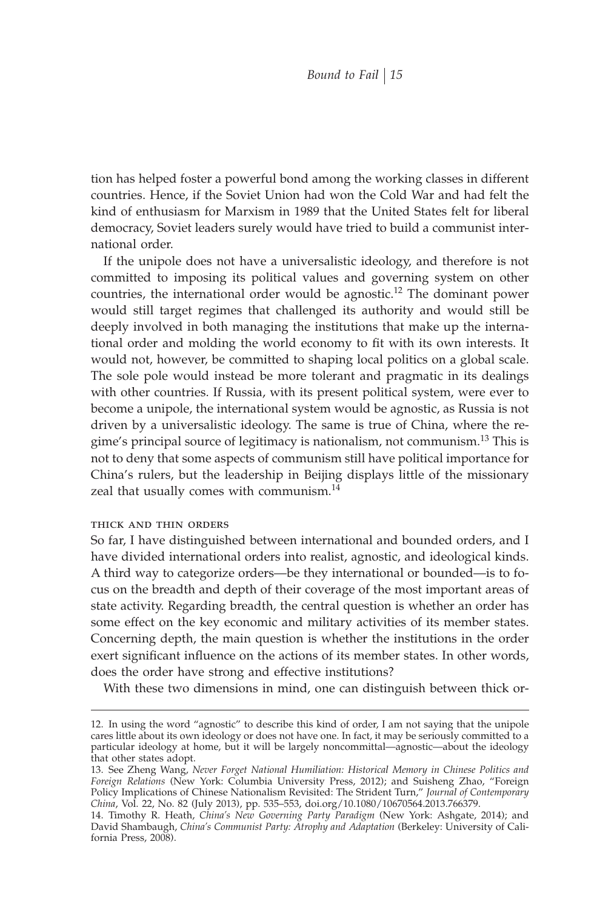tion has helped foster a powerful bond among the working classes in different countries. Hence, if the Soviet Union had won the Cold War and had felt the kind of enthusiasm for Marxism in 1989 that the United States felt for liberal democracy, Soviet leaders surely would have tried to build a communist international order.

If the unipole does not have a universalistic ideology, and therefore is not committed to imposing its political values and governing system on other countries, the international order would be agnostic.[12] The dominant power would still target regimes that challenged its authority and would still be deeply involved in both managing the institutions that make up the international order and molding the world economy to fit with its own interests. It would not, however, be committed to shaping local politics on a global scale. The sole pole would instead be more tolerant and pragmatic in its dealings with other countries. If Russia, with its present political system, were ever to become a unipole, the international system would be agnostic, as Russia is not driven by a universalistic ideology. The same is true of China, where the regime's principal source of legitimacy is nationalism, not communism.[13] This is not to deny that some aspects of communism still have political importance for China's rulers, but the leadership in Beijing displays little of the missionary zeal that usually comes with communism.[14]

### thick and thin orders

So far, I have distinguished between international and bounded orders, and I have divided international orders into realist, agnostic, and ideological kinds. A third way to categorize orders—be they international or bounded—is to focus on the breadth and depth of their coverage of the most important areas of state activity. Regarding breadth, the central question is whether an order has some effect on the key economic and military activities of its member states. Concerning depth, the main question is whether the institutions in the order exert significant influence on the actions of its member states. In other words, does the order have strong and effective institutions?

With these two dimensions in mind, one can distinguish between thick or-

---

12. In using the word "agnostic" to describe this kind of order, I am not saying that the unipole cares little about its own ideology or does not have one. In fact, it may be seriously committed to a particular ideology at home, but it will be largely noncommittal—agnostic—about the ideology that other states adopt.

13. See Zheng Wang, *Never Forget National Humiliation: Historical Memory in Chinese Politics and Foreign Relations* (New York: Columbia University Press, 2012); and Suisheng Zhao, "Foreign Policy Implications of Chinese Nationalism Revisited: The Strident Turn," *Journal of Contemporary China*, Vol. 22, No. 82 (July 2013), pp. 535–553, doi.org/10.1080/10670564.2013.766379.

14. Timothy R. Heath, *China's New Governing Party Paradigm* (New York: Ashgate, 2014); and David Shambaugh, *China's Communist Party: Atrophy and Adaptation* (Berkeley: University of California Press, 2008).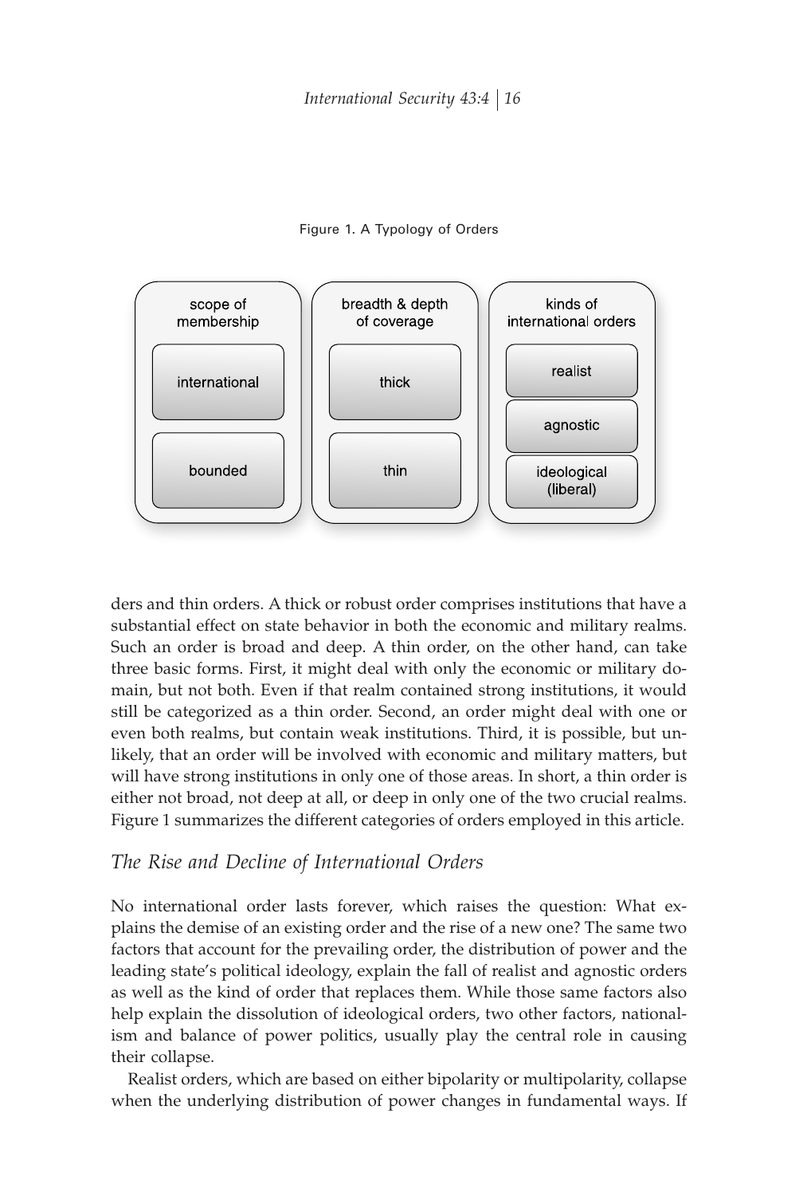Figure 1. A Typology of Orders

| scope of membership | breadth & depth of coverage | kinds of international orders |
| --- | --- | --- |
| international | thick | realist |
| bounded | thin | agnostic |
| | | ideological (liberal) |

ders and thin orders. A thick or robust order comprises institutions that have a substantial effect on state behavior in both the economic and military realms. Such an order is broad and deep. A thin order, on the other hand, can take three basic forms. First, it might deal with only the economic or military domain, but not both. Even if that realm contained strong institutions, it would still be categorized as a thin order. Second, an order might deal with one or even both realms, but contain weak institutions. Third, it is possible, but unlikely, that an order will be involved with economic and military matters, but will have strong institutions in only one of those areas. In short, a thin order is either not broad, not deep at all, or deep in only one of the two crucial realms. Figure 1 summarizes the different categories of orders employed in this article.

## *The Rise and Decline of International Orders*

No international order lasts forever, which raises the question: What explains the demise of an existing order and the rise of a new one? The same two factors that account for the prevailing order, the distribution of power and the leading state's political ideology, explain the fall of realist and agnostic orders as well as the kind of order that replaces them. While those same factors also help explain the dissolution of ideological orders, two other factors, nationalism and balance of power politics, usually play the central role in causing their collapse.

Realist orders, which are based on either bipolarity or multipolarity, collapse when the underlying distribution of power changes in fundamental ways. If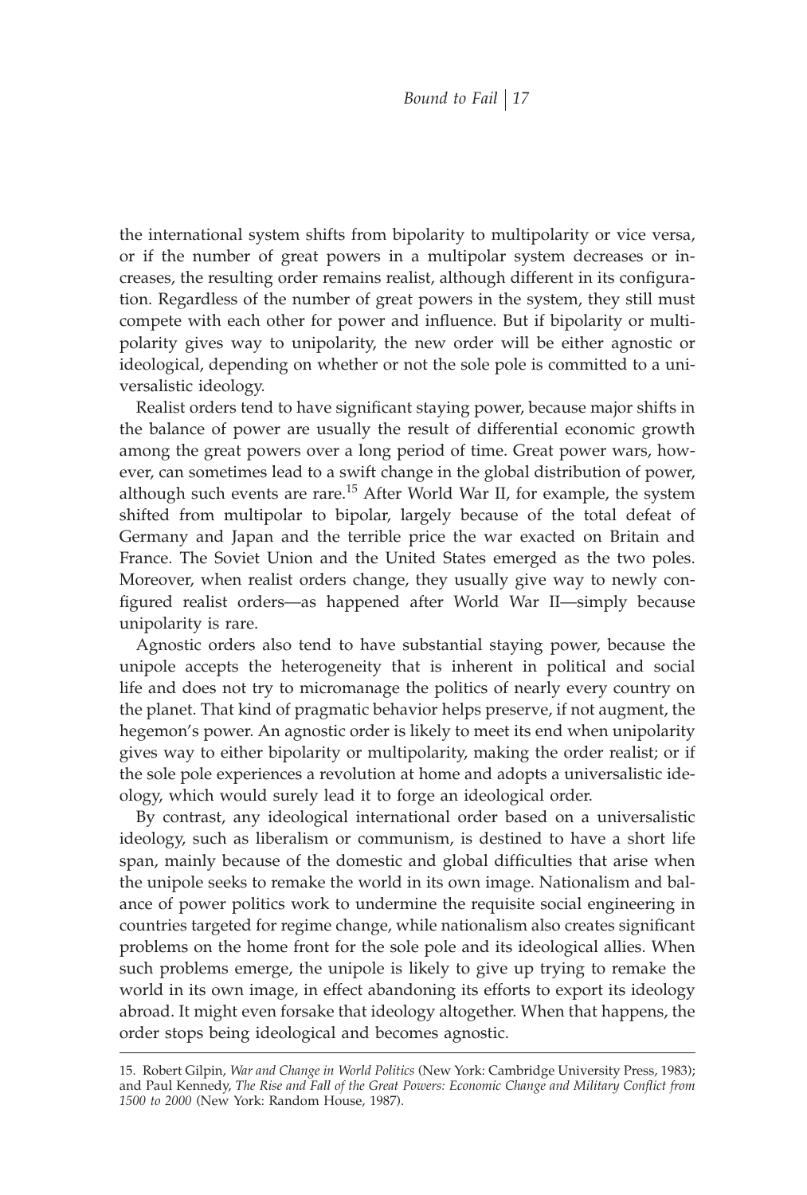the international system shifts from bipolarity to multipolarity or vice versa, or if the number of great powers in a multipolar system decreases or increases, the resulting order remains realist, although different in its configuration. Regardless of the number of great powers in the system, they still must compete with each other for power and influence. But if bipolarity or multipolarity gives way to unipolarity, the new order will be either agnostic or ideological, depending on whether or not the sole pole is committed to a universalistic ideology.

Realist orders tend to have significant staying power, because major shifts in the balance of power are usually the result of differential economic growth among the great powers over a long period of time. Great power wars, however, can sometimes lead to a swift change in the global distribution of power, although such events are rare.[15] After World War II, for example, the system shifted from multipolar to bipolar, largely because of the total defeat of Germany and Japan and the terrible price the war exacted on Britain and France. The Soviet Union and the United States emerged as the two poles. Moreover, when realist orders change, they usually give way to newly configured realist orders—as happened after World War II—simply because unipolarity is rare.

Agnostic orders also tend to have substantial staying power, because the unipole accepts the heterogeneity that is inherent in political and social life and does not try to micromanage the politics of nearly every country on the planet. That kind of pragmatic behavior helps preserve, if not augment, the hegemon's power. An agnostic order is likely to meet its end when unipolarity gives way to either bipolarity or multipolarity, making the order realist; or if the sole pole experiences a revolution at home and adopts a universalistic ideology, which would surely lead it to forge an ideological order.

By contrast, any ideological international order based on a universalistic ideology, such as liberalism or communism, is destined to have a short life span, mainly because of the domestic and global difficulties that arise when the unipole seeks to remake the world in its own image. Nationalism and balance of power politics work to undermine the requisite social engineering in countries targeted for regime change, while nationalism also creates significant problems on the home front for the sole pole and its ideological allies. When such problems emerge, the unipole is likely to give up trying to remake the world in its own image, in effect abandoning its efforts to export its ideology abroad. It might even forsake that ideology altogether. When that happens, the order stops being ideological and becomes agnostic.

15. Robert Gilpin, *War and Change in World Politics* (New York: Cambridge University Press, 1983); and Paul Kennedy, *The Rise and Fall of the Great Powers: Economic Change and Military Conflict from 1500 to 2000* (New York: Random House, 1987).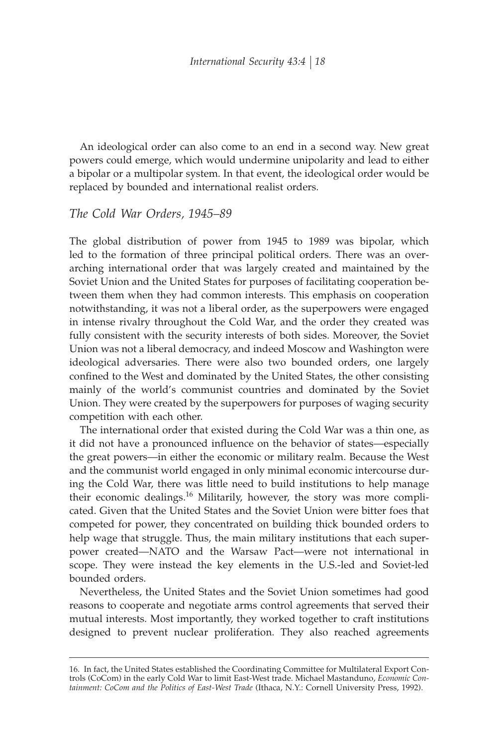An ideological order can also come to an end in a second way. New great powers could emerge, which would undermine unipolarity and lead to either a bipolar or a multipolar system. In that event, the ideological order would be replaced by bounded and international realist orders.

### *The Cold War Orders, 1945–89*

The global distribution of power from 1945 to 1989 was bipolar, which led to the formation of three principal political orders. There was an overarching international order that was largely created and maintained by the Soviet Union and the United States for purposes of facilitating cooperation between them when they had common interests. This emphasis on cooperation notwithstanding, it was not a liberal order, as the superpowers were engaged in intense rivalry throughout the Cold War, and the order they created was fully consistent with the security interests of both sides. Moreover, the Soviet Union was not a liberal democracy, and indeed Moscow and Washington were ideological adversaries. There were also two bounded orders, one largely confined to the West and dominated by the United States, the other consisting mainly of the world's communist countries and dominated by the Soviet Union. They were created by the superpowers for purposes of waging security competition with each other.

The international order that existed during the Cold War was a thin one, as it did not have a pronounced influence on the behavior of states—especially the great powers—in either the economic or military realm. Because the West and the communist world engaged in only minimal economic intercourse during the Cold War, there was little need to build institutions to help manage their economic dealings.[16] Militarily, however, the story was more complicated. Given that the United States and the Soviet Union were bitter foes that competed for power, they concentrated on building thick bounded orders to help wage that struggle. Thus, the main military institutions that each superpower created—NATO and the Warsaw Pact—were not international in scope. They were instead the key elements in the U.S.-led and Soviet-led bounded orders.

Nevertheless, the United States and the Soviet Union sometimes had good reasons to cooperate and negotiate arms control agreements that served their mutual interests. Most importantly, they worked together to craft institutions designed to prevent nuclear proliferation. They also reached agreements

---

16. In fact, the United States established the Coordinating Committee for Multilateral Export Controls (CoCom) in the early Cold War to limit East-West trade. Michael Mastanduno, *Economic Containment: CoCom and the Politics of East-West Trade* (Ithaca, N.Y.: Cornell University Press, 1992).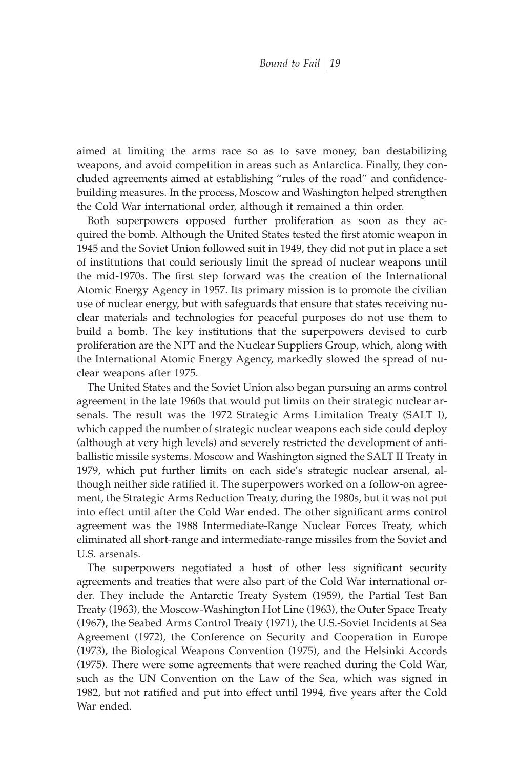aimed at limiting the arms race so as to save money, ban destabilizing weapons, and avoid competition in areas such as Antarctica. Finally, they concluded agreements aimed at establishing "rules of the road" and confidence-building measures. In the process, Moscow and Washington helped strengthen the Cold War international order, although it remained a thin order.

Both superpowers opposed further proliferation as soon as they acquired the bomb. Although the United States tested the first atomic weapon in 1945 and the Soviet Union followed suit in 1949, they did not put in place a set of institutions that could seriously limit the spread of nuclear weapons until the mid-1970s. The first step forward was the creation of the International Atomic Energy Agency in 1957. Its primary mission is to promote the civilian use of nuclear energy, but with safeguards that ensure that states receiving nuclear materials and technologies for peaceful purposes do not use them to build a bomb. The key institutions that the superpowers devised to curb proliferation are the NPT and the Nuclear Suppliers Group, which, along with the International Atomic Energy Agency, markedly slowed the spread of nuclear weapons after 1975.

The United States and the Soviet Union also began pursuing an arms control agreement in the late 1960s that would put limits on their strategic nuclear arsenals. The result was the 1972 Strategic Arms Limitation Treaty (SALT I), which capped the number of strategic nuclear weapons each side could deploy (although at very high levels) and severely restricted the development of anti-ballistic missile systems. Moscow and Washington signed the SALT II Treaty in 1979, which put further limits on each side's strategic nuclear arsenal, although neither side ratified it. The superpowers worked on a follow-on agreement, the Strategic Arms Reduction Treaty, during the 1980s, but it was not put into effect until after the Cold War ended. The other significant arms control agreement was the 1988 Intermediate-Range Nuclear Forces Treaty, which eliminated all short-range and intermediate-range missiles from the Soviet and U.S. arsenals.

The superpowers negotiated a host of other less significant security agreements and treaties that were also part of the Cold War international order. They include the Antarctic Treaty System (1959), the Partial Test Ban Treaty (1963), the Moscow-Washington Hot Line (1963), the Outer Space Treaty (1967), the Seabed Arms Control Treaty (1971), the U.S.-Soviet Incidents at Sea Agreement (1972), the Conference on Security and Cooperation in Europe (1973), the Biological Weapons Convention (1975), and the Helsinki Accords (1975). There were some agreements that were reached during the Cold War, such as the UN Convention on the Law of the Sea, which was signed in 1982, but not ratified and put into effect until 1994, five years after the Cold War ended.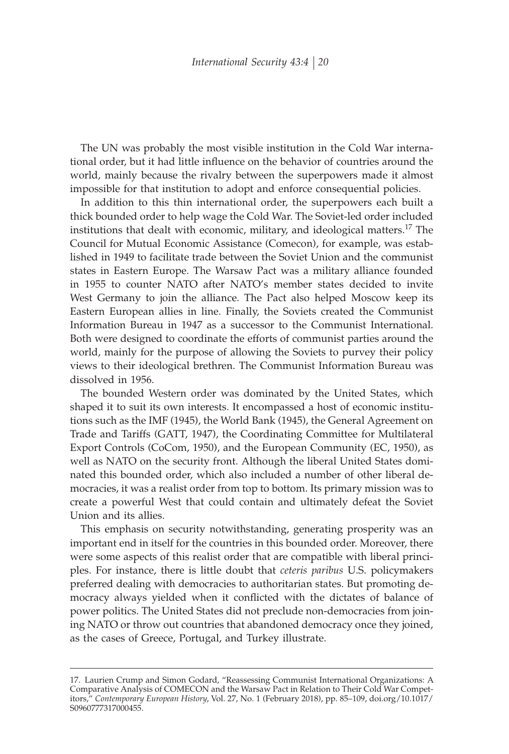The UN was probably the most visible institution in the Cold War international order, but it had little influence on the behavior of countries around the world, mainly because the rivalry between the superpowers made it almost impossible for that institution to adopt and enforce consequential policies.

In addition to this thin international order, the superpowers each built a thick bounded order to help wage the Cold War. The Soviet-led order included institutions that dealt with economic, military, and ideological matters.[17] The Council for Mutual Economic Assistance (Comecon), for example, was established in 1949 to facilitate trade between the Soviet Union and the communist states in Eastern Europe. The Warsaw Pact was a military alliance founded in 1955 to counter NATO after NATO's member states decided to invite West Germany to join the alliance. The Pact also helped Moscow keep its Eastern European allies in line. Finally, the Soviets created the Communist Information Bureau in 1947 as a successor to the Communist International. Both were designed to coordinate the efforts of communist parties around the world, mainly for the purpose of allowing the Soviets to purvey their policy views to their ideological brethren. The Communist Information Bureau was dissolved in 1956.

The bounded Western order was dominated by the United States, which shaped it to suit its own interests. It encompassed a host of economic institutions such as the IMF (1945), the World Bank (1945), the General Agreement on Trade and Tariffs (GATT, 1947), the Coordinating Committee for Multilateral Export Controls (CoCom, 1950), and the European Community (EC, 1950), as well as NATO on the security front. Although the liberal United States dominated this bounded order, which also included a number of other liberal democracies, it was a realist order from top to bottom. Its primary mission was to create a powerful West that could contain and ultimately defeat the Soviet Union and its allies.

This emphasis on security notwithstanding, generating prosperity was an important end in itself for the countries in this bounded order. Moreover, there were some aspects of this realist order that are compatible with liberal principles. For instance, there is little doubt that *ceteris paribus* U.S. policymakers preferred dealing with democracies to authoritarian states. But promoting democracy always yielded when it conflicted with the dictates of balance of power politics. The United States did not preclude non-democracies from joining NATO or throw out countries that abandoned democracy once they joined, as the cases of Greece, Portugal, and Turkey illustrate.

---

17. Laurien Crump and Simon Godard, "Reassessing Communist International Organizations: A Comparative Analysis of COMECON and the Warsaw Pact in Relation to Their Cold War Competitors," *Contemporary European History*, Vol. 27, No. 1 (February 2018), pp. 85–109, doi.org/10.1017/S0960777317000455.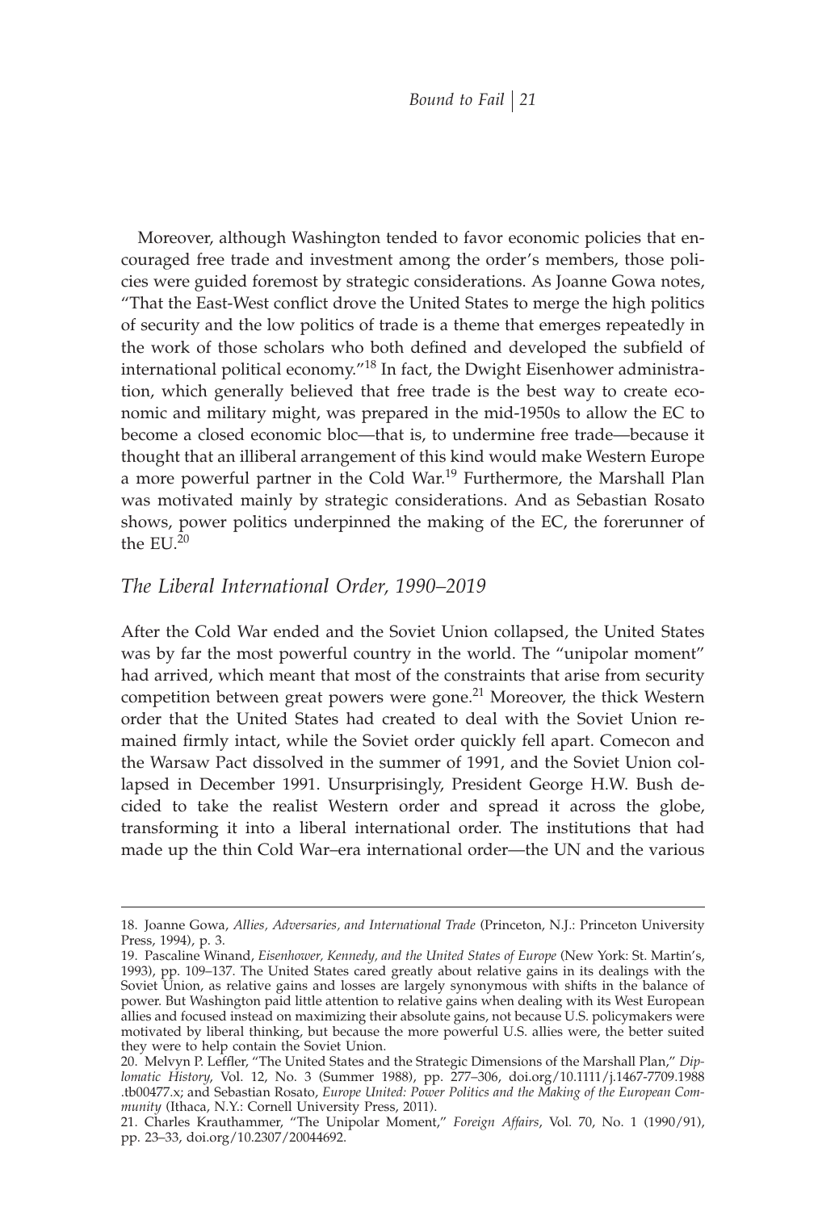Moreover, although Washington tended to favor economic policies that encouraged free trade and investment among the order's members, those policies were guided foremost by strategic considerations. As Joanne Gowa notes, "That the East-West conflict drove the United States to merge the high politics of security and the low politics of trade is a theme that emerges repeatedly in the work of those scholars who both defined and developed the subfield of international political economy."[18] In fact, the Dwight Eisenhower administration, which generally believed that free trade is the best way to create economic and military might, was prepared in the mid-1950s to allow the EC to become a closed economic bloc—that is, to undermine free trade—because it thought that an illiberal arrangement of this kind would make Western Europe a more powerful partner in the Cold War.[19] Furthermore, the Marshall Plan was motivated mainly by strategic considerations. And as Sebastian Rosato shows, power politics underpinned the making of the EC, the forerunner of the EU.[20]

## *The Liberal International Order, 1990–2019*

After the Cold War ended and the Soviet Union collapsed, the United States was by far the most powerful country in the world. The "unipolar moment" had arrived, which meant that most of the constraints that arise from security competition between great powers were gone.[21] Moreover, the thick Western order that the United States had created to deal with the Soviet Union remained firmly intact, while the Soviet order quickly fell apart. Comecon and the Warsaw Pact dissolved in the summer of 1991, and the Soviet Union collapsed in December 1991. Unsurprisingly, President George H.W. Bush decided to take the realist Western order and spread it across the globe, transforming it into a liberal international order. The institutions that had made up the thin Cold War–era international order—the UN and the various

---

18. Joanne Gowa, *Allies, Adversaries, and International Trade* (Princeton, N.J.: Princeton University Press, 1994), p. 3.

19. Pascaline Winand, *Eisenhower, Kennedy, and the United States of Europe* (New York: St. Martin's, 1993), pp. 109–137. The United States cared greatly about relative gains in its dealings with the Soviet Union, as relative gains and losses are largely synonymous with shifts in the balance of power. But Washington paid little attention to relative gains when dealing with its West European allies and focused instead on maximizing their absolute gains, not because U.S. policymakers were motivated by liberal thinking, but because the more powerful U.S. allies were, the better suited they were to help contain the Soviet Union.

20. Melvyn P. Leffler, "The United States and the Strategic Dimensions of the Marshall Plan," *Diplomatic History*, Vol. 12, No. 3 (Summer 1988), pp. 277–306, doi.org/10.1111/j.1467-7709.1988.tb00477.x; and Sebastian Rosato, *Europe United: Power Politics and the Making of the European Community* (Ithaca, N.Y.: Cornell University Press, 2011).

21. Charles Krauthammer, "The Unipolar Moment," *Foreign Affairs*, Vol. 70, No. 1 (1990/91), pp. 23–33, doi.org/10.2307/20044692.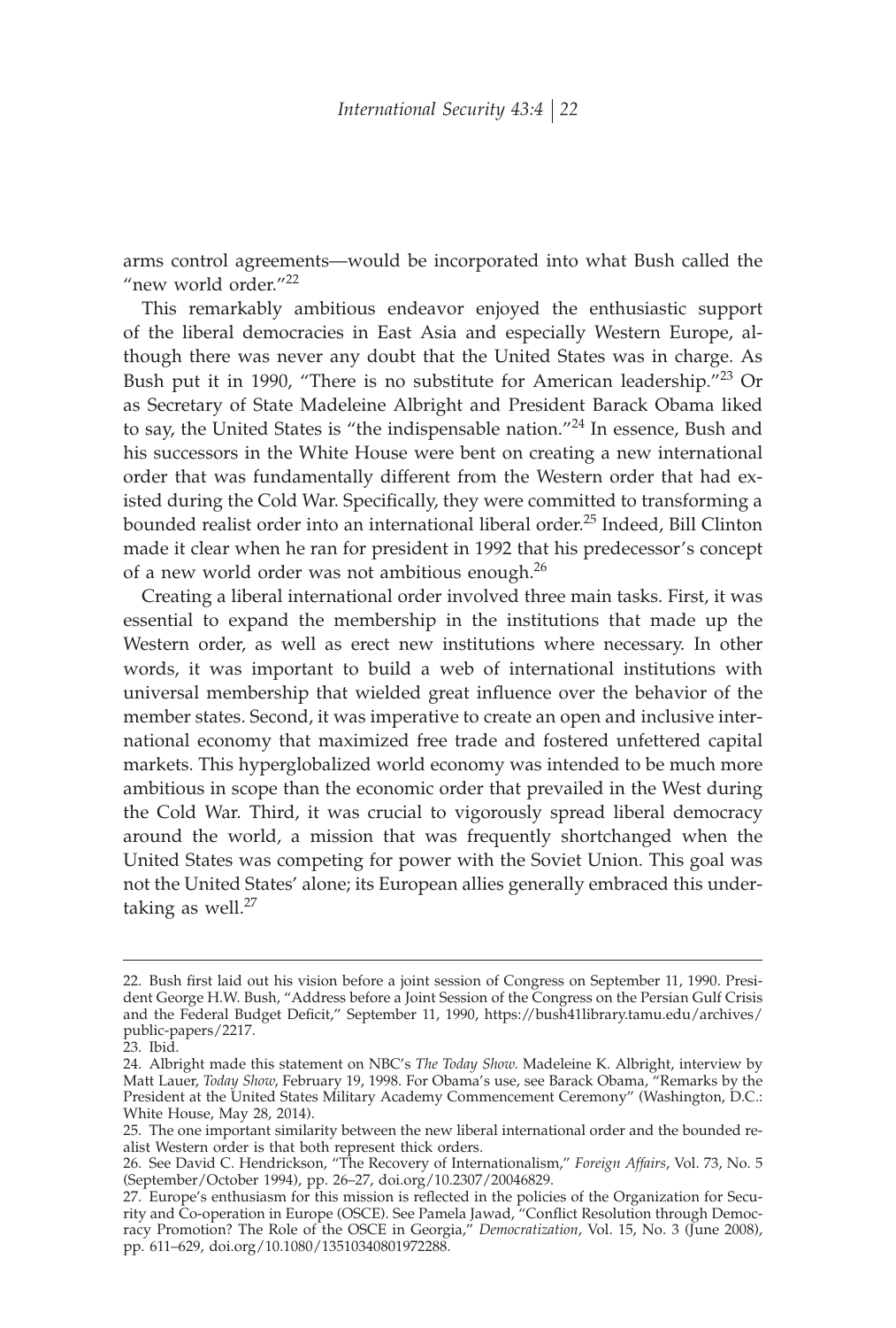arms control agreements—would be incorporated into what Bush called the "new world order."[22]

This remarkably ambitious endeavor enjoyed the enthusiastic support of the liberal democracies in East Asia and especially Western Europe, although there was never any doubt that the United States was in charge. As Bush put it in 1990, "There is no substitute for American leadership."[23] Or as Secretary of State Madeleine Albright and President Barack Obama liked to say, the United States is "the indispensable nation."[24] In essence, Bush and his successors in the White House were bent on creating a new international order that was fundamentally different from the Western order that had existed during the Cold War. Specifically, they were committed to transforming a bounded realist order into an international liberal order.[25] Indeed, Bill Clinton made it clear when he ran for president in 1992 that his predecessor's concept of a new world order was not ambitious enough.[26]

Creating a liberal international order involved three main tasks. First, it was essential to expand the membership in the institutions that made up the Western order, as well as erect new institutions where necessary. In other words, it was important to build a web of international institutions with universal membership that wielded great influence over the behavior of the member states. Second, it was imperative to create an open and inclusive international economy that maximized free trade and fostered unfettered capital markets. This hyperglobalized world economy was intended to be much more ambitious in scope than the economic order that prevailed in the West during the Cold War. Third, it was crucial to vigorously spread liberal democracy around the world, a mission that was frequently shortchanged when the United States was competing for power with the Soviet Union. This goal was not the United States' alone; its European allies generally embraced this undertaking as well.[27]

---

22. Bush first laid out his vision before a joint session of Congress on September 11, 1990. President George H.W. Bush, "Address before a Joint Session of the Congress on the Persian Gulf Crisis and the Federal Budget Deficit," September 11, 1990, https://bush41library.tamu.edu/archives/public-papers/2217.

23. Ibid.

24. Albright made this statement on NBC's *The Today Show*. Madeleine K. Albright, interview by Matt Lauer, *Today Show*, February 19, 1998. For Obama's use, see Barack Obama, "Remarks by the President at the United States Military Academy Commencement Ceremony" (Washington, D.C.: White House, May 28, 2014).

25. The one important similarity between the new liberal international order and the bounded realist Western order is that both represent thick orders.

26. See David C. Hendrickson, "The Recovery of Internationalism," *Foreign Affairs*, Vol. 73, No. 5 (September/October 1994), pp. 26–27, doi.org/10.2307/20046829.

27. Europe's enthusiasm for this mission is reflected in the policies of the Organization for Security and Co-operation in Europe (OSCE). See Pamela Jawad, "Conflict Resolution through Democracy Promotion? The Role of the OSCE in Georgia," *Democratization*, Vol. 15, No. 3 (June 2008), pp. 611–629, doi.org/10.1080/13510340801972288.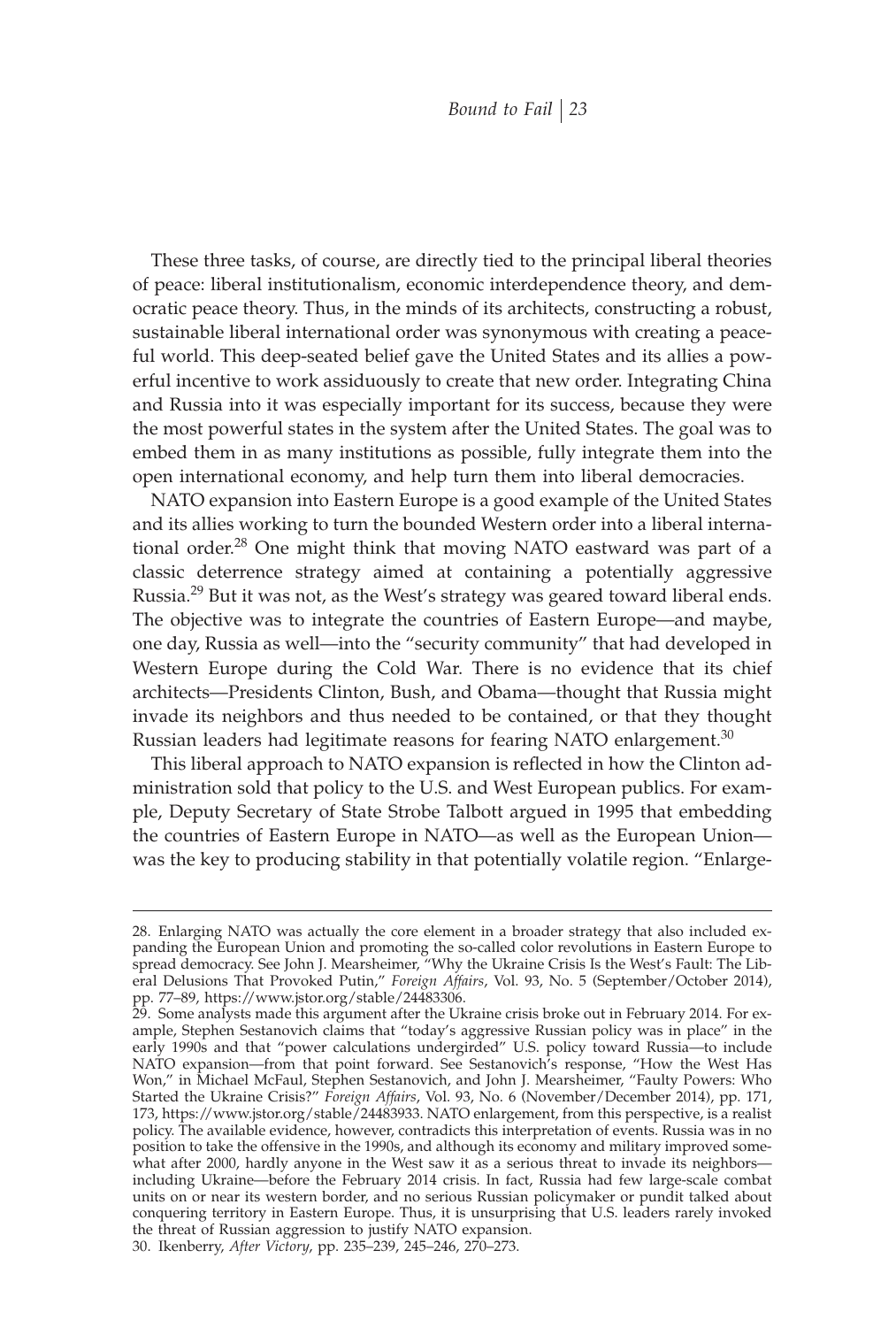These three tasks, of course, are directly tied to the principal liberal theories of peace: liberal institutionalism, economic interdependence theory, and democratic peace theory. Thus, in the minds of its architects, constructing a robust, sustainable liberal international order was synonymous with creating a peaceful world. This deep-seated belief gave the United States and its allies a powerful incentive to work assiduously to create that new order. Integrating China and Russia into it was especially important for its success, because they were the most powerful states in the system after the United States. The goal was to embed them in as many institutions as possible, fully integrate them into the open international economy, and help turn them into liberal democracies.

NATO expansion into Eastern Europe is a good example of the United States and its allies working to turn the bounded Western order into a liberal international order.[28] One might think that moving NATO eastward was part of a classic deterrence strategy aimed at containing a potentially aggressive Russia.[29] But it was not, as the West's strategy was geared toward liberal ends. The objective was to integrate the countries of Eastern Europe—and maybe, one day, Russia as well—into the "security community" that had developed in Western Europe during the Cold War. There is no evidence that its chief architects—Presidents Clinton, Bush, and Obama—thought that Russia might invade its neighbors and thus needed to be contained, or that they thought Russian leaders had legitimate reasons for fearing NATO enlargement.[30]

This liberal approach to NATO expansion is reflected in how the Clinton administration sold that policy to the U.S. and West European publics. For example, Deputy Secretary of State Strobe Talbott argued in 1995 that embedding the countries of Eastern Europe in NATO—as well as the European Union—was the key to producing stability in that potentially volatile region. "Enlarge-

---

28. Enlarging NATO was actually the core element in a broader strategy that also included expanding the European Union and promoting the so-called color revolutions in Eastern Europe to spread democracy. See John J. Mearsheimer, "Why the Ukraine Crisis Is the West's Fault: The Liberal Delusions That Provoked Putin," *Foreign Affairs*, Vol. 93, No. 5 (September/October 2014), pp. 77–89, https://www.jstor.org/stable/24483306.

29. Some analysts made this argument after the Ukraine crisis broke out in February 2014. For example, Stephen Sestanovich claims that "today's aggressive Russian policy was in place" in the early 1990s and that "power calculations undergirded" U.S. policy toward Russia—to include NATO expansion—from that point forward. See Sestanovich's response, "How the West Has Won," in Michael McFaul, Stephen Sestanovich, and John J. Mearsheimer, "Faulty Powers: Who Started the Ukraine Crisis?" *Foreign Affairs*, Vol. 93, No. 6 (November/December 2014), pp. 171, 173, https://www.jstor.org/stable/24483933. NATO enlargement, from this perspective, is a realist policy. The available evidence, however, contradicts this interpretation of events. Russia was in no position to take the offensive in the 1990s, and although its economy and military improved somewhat after 2000, hardly anyone in the West saw it as a serious threat to invade its neighbors—including Ukraine—before the February 2014 crisis. In fact, Russia had few large-scale combat units on or near its western border, and no serious Russian policymaker or pundit talked about conquering territory in Eastern Europe. Thus, it is unsurprising that U.S. leaders rarely invoked the threat of Russian aggression to justify NATO expansion.

30. Ikenberry, *After Victory*, pp. 235–239, 245–246, 270–273.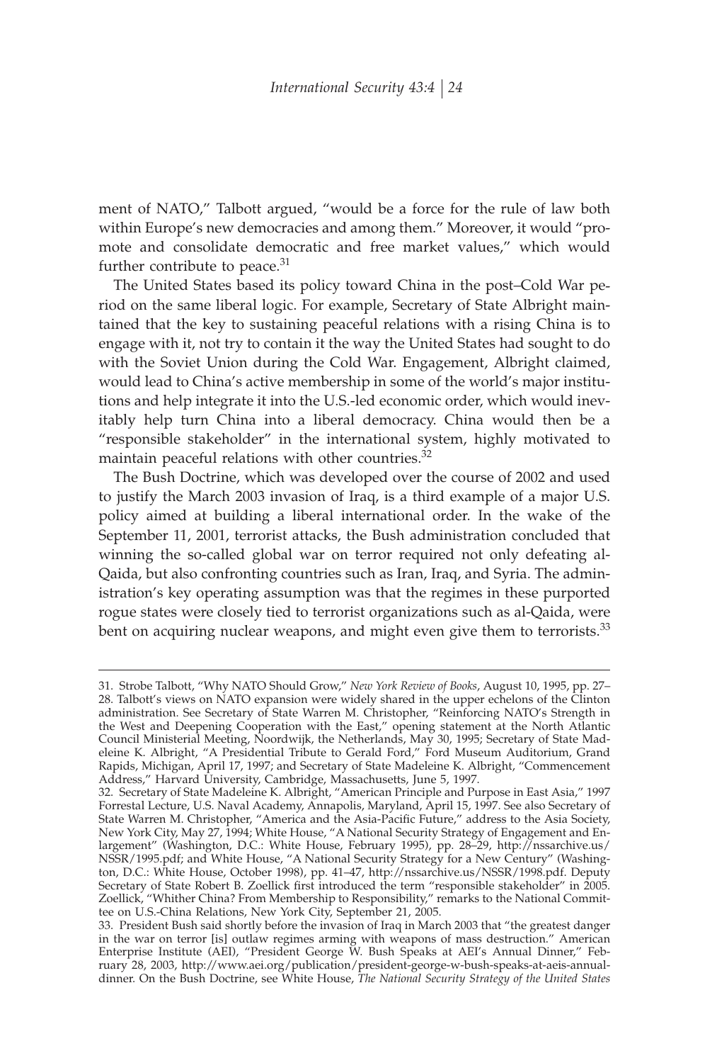ment of NATO," Talbott argued, "would be a force for the rule of law both within Europe's new democracies and among them." Moreover, it would "promote and consolidate democratic and free market values," which would further contribute to peace.[31]

The United States based its policy toward China in the post–Cold War period on the same liberal logic. For example, Secretary of State Albright maintained that the key to sustaining peaceful relations with a rising China is to engage with it, not try to contain it the way the United States had sought to do with the Soviet Union during the Cold War. Engagement, Albright claimed, would lead to China's active membership in some of the world's major institutions and help integrate it into the U.S.-led economic order, which would inevitably help turn China into a liberal democracy. China would then be a "responsible stakeholder" in the international system, highly motivated to maintain peaceful relations with other countries.[32]

The Bush Doctrine, which was developed over the course of 2002 and used to justify the March 2003 invasion of Iraq, is a third example of a major U.S. policy aimed at building a liberal international order. In the wake of the September 11, 2001, terrorist attacks, the Bush administration concluded that winning the so-called global war on terror required not only defeating al-Qaida, but also confronting countries such as Iran, Iraq, and Syria. The administration's key operating assumption was that the regimes in these purported rogue states were closely tied to terrorist organizations such as al-Qaida, were bent on acquiring nuclear weapons, and might even give them to terrorists.[33]

---

31. Strobe Talbott, "Why NATO Should Grow," *New York Review of Books*, August 10, 1995, pp. 27–28. Talbott's views on NATO expansion were widely shared in the upper echelons of the Clinton administration. See Secretary of State Warren M. Christopher, "Reinforcing NATO's Strength in the West and Deepening Cooperation with the East," opening statement at the North Atlantic Council Ministerial Meeting, Noordwijk, the Netherlands, May 30, 1995; Secretary of State Madeleine K. Albright, "A Presidential Tribute to Gerald Ford," Ford Museum Auditorium, Grand Rapids, Michigan, April 17, 1997; and Secretary of State Madeleine K. Albright, "Commencement Address," Harvard University, Cambridge, Massachusetts, June 5, 1997.

32. Secretary of State Madeleine K. Albright, "American Principle and Purpose in East Asia," 1997 Forrestal Lecture, U.S. Naval Academy, Annapolis, Maryland, April 15, 1997. See also Secretary of State Warren M. Christopher, "America and the Asia-Pacific Future," address to the Asia Society, New York City, May 27, 1994; White House, "A National Security Strategy of Engagement and Enlargement" (Washington, D.C.: White House, February 1995), pp. 28–29, http://nssarchive.us/NSSR/1995.pdf; and White House, "A National Security Strategy for a New Century" (Washington, D.C.: White House, October 1998), pp. 41–47, http://nssarchive.us/NSSR/1998.pdf. Deputy Secretary of State Robert B. Zoellick first introduced the term "responsible stakeholder" in 2005. Zoellick, "Whither China? From Membership to Responsibility," remarks to the National Committee on U.S.-China Relations, New York City, September 21, 2005.

33. President Bush said shortly before the invasion of Iraq in March 2003 that "the greatest danger in the war on terror [is] outlaw regimes arming with weapons of mass destruction." American Enterprise Institute (AEI), "President George W. Bush Speaks at AEI's Annual Dinner," February 28, 2003, http://www.aei.org/publication/president-george-w-bush-speaks-at-aeis-annual-dinner. On the Bush Doctrine, see White House, *The National Security Strategy of the United States*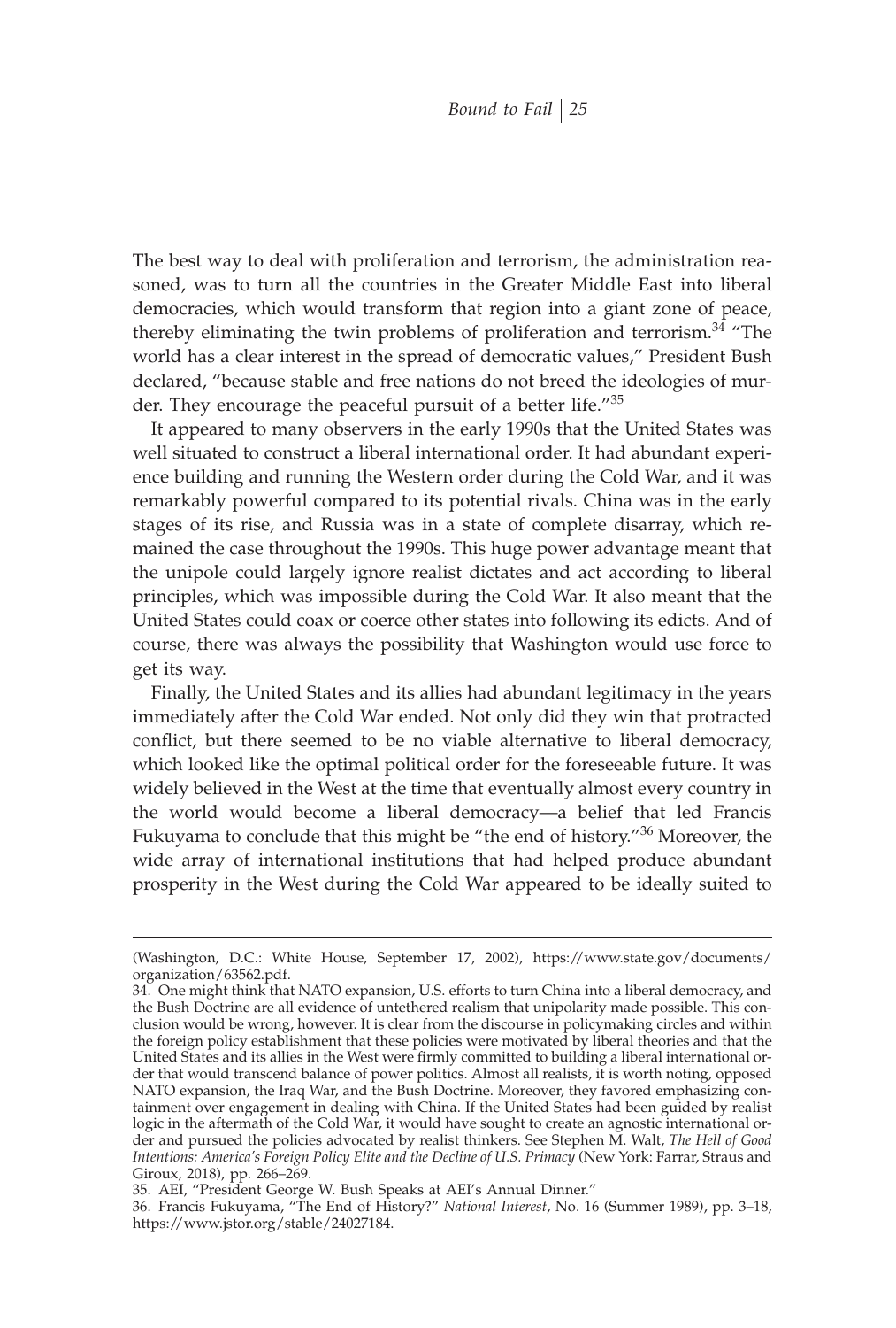The best way to deal with proliferation and terrorism, the administration reasoned, was to turn all the countries in the Greater Middle East into liberal democracies, which would transform that region into a giant zone of peace, thereby eliminating the twin problems of proliferation and terrorism.[34] "The world has a clear interest in the spread of democratic values," President Bush declared, "because stable and free nations do not breed the ideologies of murder. They encourage the peaceful pursuit of a better life."[35]

It appeared to many observers in the early 1990s that the United States was well situated to construct a liberal international order. It had abundant experience building and running the Western order during the Cold War, and it was remarkably powerful compared to its potential rivals. China was in the early stages of its rise, and Russia was in a state of complete disarray, which remained the case throughout the 1990s. This huge power advantage meant that the unipole could largely ignore realist dictates and act according to liberal principles, which was impossible during the Cold War. It also meant that the United States could coax or coerce other states into following its edicts. And of course, there was always the possibility that Washington would use force to get its way.

Finally, the United States and its allies had abundant legitimacy in the years immediately after the Cold War ended. Not only did they win that protracted conflict, but there seemed to be no viable alternative to liberal democracy, which looked like the optimal political order for the foreseeable future. It was widely believed in the West at the time that eventually almost every country in the world would become a liberal democracy—a belief that led Francis Fukuyama to conclude that this might be "the end of history."[36] Moreover, the wide array of international institutions that had helped produce abundant prosperity in the West during the Cold War appeared to be ideally suited to

---

(Washington, D.C.: White House, September 17, 2002), https://www.state.gov/documents/organization/63562.pdf.

34. One might think that NATO expansion, U.S. efforts to turn China into a liberal democracy, and the Bush Doctrine are all evidence of untethered realism that unipolarity made possible. This conclusion would be wrong, however. It is clear from the discourse in policymaking circles and within the foreign policy establishment that these policies were motivated by liberal theories and that the United States and its allies in the West were firmly committed to building a liberal international order that would transcend balance of power politics. Almost all realists, it is worth noting, opposed NATO expansion, the Iraq War, and the Bush Doctrine. Moreover, they favored emphasizing containment over engagement in dealing with China. If the United States had been guided by realist logic in the aftermath of the Cold War, it would have sought to create an agnostic international order and pursued the policies advocated by realist thinkers. See Stephen M. Walt, *The Hell of Good Intentions: America's Foreign Policy Elite and the Decline of U.S. Primacy* (New York: Farrar, Straus and Giroux, 2018), pp. 266–269.

35. AEI, "President George W. Bush Speaks at AEI's Annual Dinner."

36. Francis Fukuyama, "The End of History?" *National Interest*, No. 16 (Summer 1989), pp. 3–18, https://www.jstor.org/stable/24027184.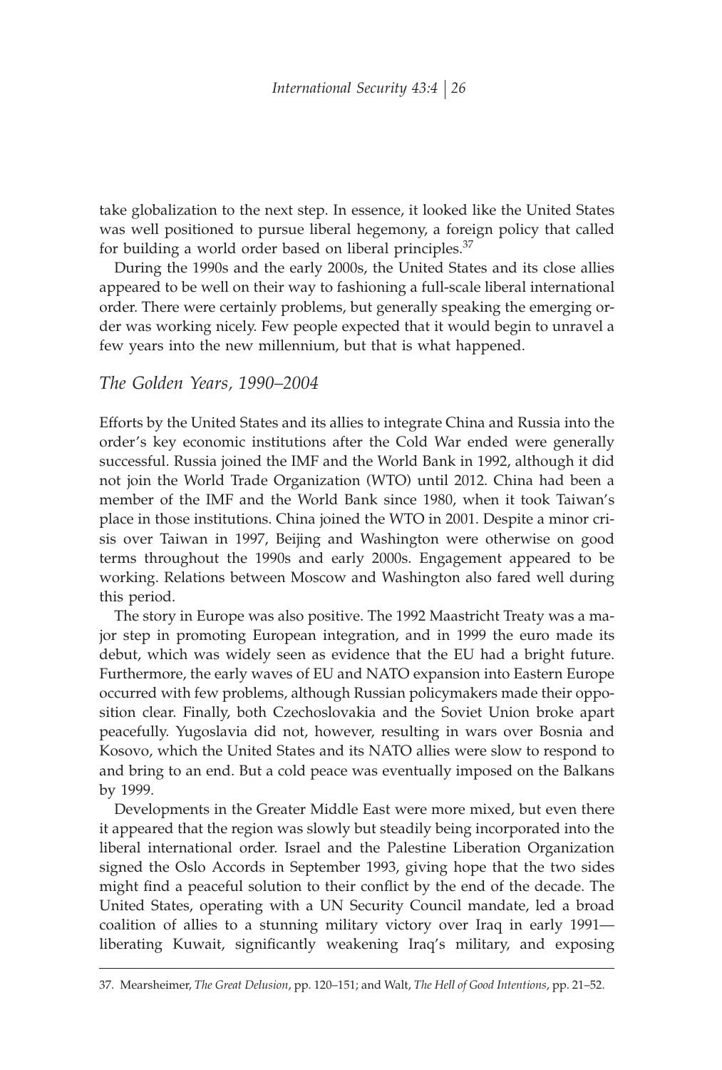take globalization to the next step. In essence, it looked like the United States was well positioned to pursue liberal hegemony, a foreign policy that called for building a world order based on liberal principles.[37]

During the 1990s and the early 2000s, the United States and its close allies appeared to be well on their way to fashioning a full-scale liberal international order. There were certainly problems, but generally speaking the emerging order was working nicely. Few people expected that it would begin to unravel a few years into the new millennium, but that is what happened.

## *The Golden Years, 1990–2004*

Efforts by the United States and its allies to integrate China and Russia into the order's key economic institutions after the Cold War ended were generally successful. Russia joined the IMF and the World Bank in 1992, although it did not join the World Trade Organization (WTO) until 2012. China had been a member of the IMF and the World Bank since 1980, when it took Taiwan's place in those institutions. China joined the WTO in 2001. Despite a minor crisis over Taiwan in 1997, Beijing and Washington were otherwise on good terms throughout the 1990s and early 2000s. Engagement appeared to be working. Relations between Moscow and Washington also fared well during this period.

The story in Europe was also positive. The 1992 Maastricht Treaty was a major step in promoting European integration, and in 1999 the euro made its debut, which was widely seen as evidence that the EU had a bright future. Furthermore, the early waves of EU and NATO expansion into Eastern Europe occurred with few problems, although Russian policymakers made their opposition clear. Finally, both Czechoslovakia and the Soviet Union broke apart peacefully. Yugoslavia did not, however, resulting in wars over Bosnia and Kosovo, which the United States and its NATO allies were slow to respond to and bring to an end. But a cold peace was eventually imposed on the Balkans by 1999.

Developments in the Greater Middle East were more mixed, but even there it appeared that the region was slowly but steadily being incorporated into the liberal international order. Israel and the Palestine Liberation Organization signed the Oslo Accords in September 1993, giving hope that the two sides might find a peaceful solution to their conflict by the end of the decade. The United States, operating with a UN Security Council mandate, led a broad coalition of allies to a stunning military victory over Iraq in early 1991—liberating Kuwait, significantly weakening Iraq's military, and exposing

---

37. Mearsheimer, *The Great Delusion*, pp. 120–151; and Walt, *The Hell of Good Intentions*, pp. 21–52.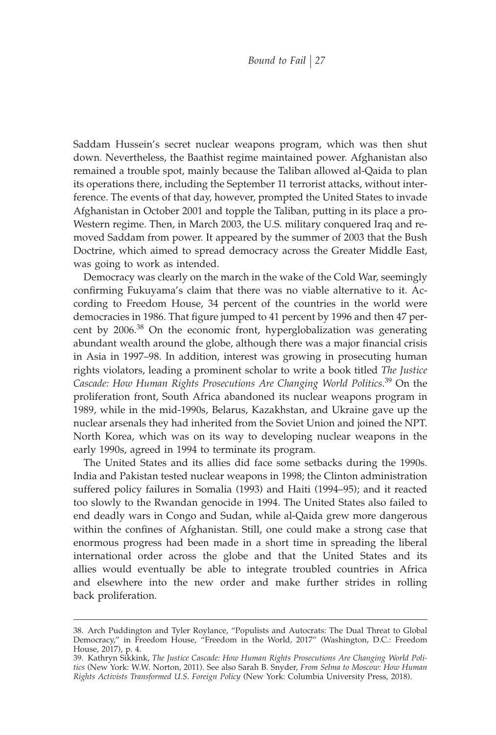Saddam Hussein's secret nuclear weapons program, which was then shut down. Nevertheless, the Baathist regime maintained power. Afghanistan also remained a trouble spot, mainly because the Taliban allowed al-Qaida to plan its operations there, including the September 11 terrorist attacks, without interference. The events of that day, however, prompted the United States to invade Afghanistan in October 2001 and topple the Taliban, putting in its place a pro-Western regime. Then, in March 2003, the U.S. military conquered Iraq and removed Saddam from power. It appeared by the summer of 2003 that the Bush Doctrine, which aimed to spread democracy across the Greater Middle East, was going to work as intended.

Democracy was clearly on the march in the wake of the Cold War, seemingly confirming Fukuyama's claim that there was no viable alternative to it. According to Freedom House, 34 percent of the countries in the world were democracies in 1986. That figure jumped to 41 percent by 1996 and then 47 percent by 2006.[38] On the economic front, hyperglobalization was generating abundant wealth around the globe, although there was a major financial crisis in Asia in 1997–98. In addition, interest was growing in prosecuting human rights violators, leading a prominent scholar to write a book titled *The Justice Cascade: How Human Rights Prosecutions Are Changing World Politics*.[39] On the proliferation front, South Africa abandoned its nuclear weapons program in 1989, while in the mid-1990s, Belarus, Kazakhstan, and Ukraine gave up the nuclear arsenals they had inherited from the Soviet Union and joined the NPT. North Korea, which was on its way to developing nuclear weapons in the early 1990s, agreed in 1994 to terminate its program.

The United States and its allies did face some setbacks during the 1990s. India and Pakistan tested nuclear weapons in 1998; the Clinton administration suffered policy failures in Somalia (1993) and Haiti (1994–95); and it reacted too slowly to the Rwandan genocide in 1994. The United States also failed to end deadly wars in Congo and Sudan, while al-Qaida grew more dangerous within the confines of Afghanistan. Still, one could make a strong case that enormous progress had been made in a short time in spreading the liberal international order across the globe and that the United States and its allies would eventually be able to integrate troubled countries in Africa and elsewhere into the new order and make further strides in rolling back proliferation.

---

38. Arch Puddington and Tyler Roylance, "Populists and Autocrats: The Dual Threat to Global Democracy," in Freedom House, "Freedom in the World, 2017" (Washington, D.C.: Freedom House, 2017), p. 4.

39. Kathryn Sikkink, *The Justice Cascade: How Human Rights Prosecutions Are Changing World Politics* (New York: W.W. Norton, 2011). See also Sarah B. Snyder, *From Selma to Moscow: How Human Rights Activists Transformed U.S. Foreign Policy* (New York: Columbia University Press, 2018).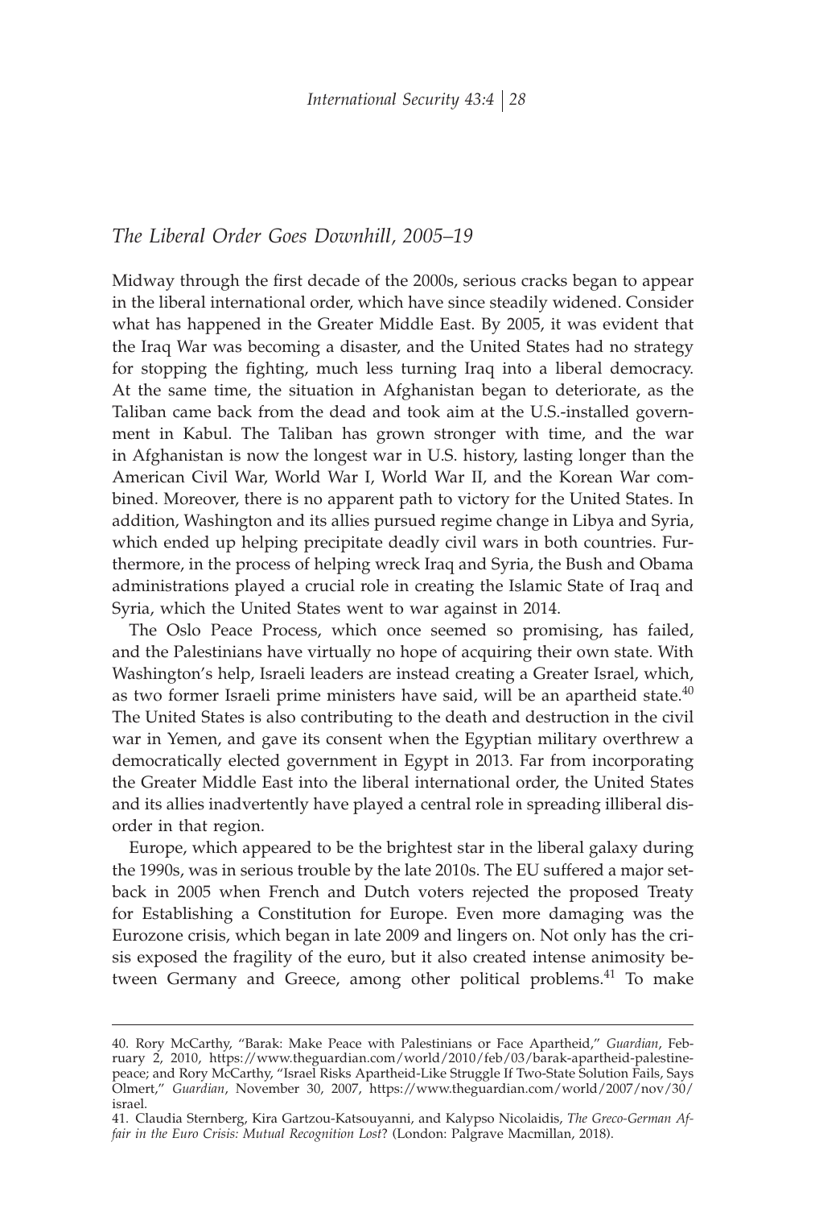## *The Liberal Order Goes Downhill, 2005–19*

Midway through the first decade of the 2000s, serious cracks began to appear in the liberal international order, which have since steadily widened. Consider what has happened in the Greater Middle East. By 2005, it was evident that the Iraq War was becoming a disaster, and the United States had no strategy for stopping the fighting, much less turning Iraq into a liberal democracy. At the same time, the situation in Afghanistan began to deteriorate, as the Taliban came back from the dead and took aim at the U.S.-installed government in Kabul. The Taliban has grown stronger with time, and the war in Afghanistan is now the longest war in U.S. history, lasting longer than the American Civil War, World War I, World War II, and the Korean War combined. Moreover, there is no apparent path to victory for the United States. In addition, Washington and its allies pursued regime change in Libya and Syria, which ended up helping precipitate deadly civil wars in both countries. Furthermore, in the process of helping wreck Iraq and Syria, the Bush and Obama administrations played a crucial role in creating the Islamic State of Iraq and Syria, which the United States went to war against in 2014.

The Oslo Peace Process, which once seemed so promising, has failed, and the Palestinians have virtually no hope of acquiring their own state. With Washington's help, Israeli leaders are instead creating a Greater Israel, which, as two former Israeli prime ministers have said, will be an apartheid state.[40] The United States is also contributing to the death and destruction in the civil war in Yemen, and gave its consent when the Egyptian military overthrew a democratically elected government in Egypt in 2013. Far from incorporating the Greater Middle East into the liberal international order, the United States and its allies inadvertently have played a central role in spreading illiberal disorder in that region.

Europe, which appeared to be the brightest star in the liberal galaxy during the 1990s, was in serious trouble by the late 2010s. The EU suffered a major setback in 2005 when French and Dutch voters rejected the proposed Treaty for Establishing a Constitution for Europe. Even more damaging was the Eurozone crisis, which began in late 2009 and lingers on. Not only has the crisis exposed the fragility of the euro, but it also created intense animosity between Germany and Greece, among other political problems.[41] To make

---

40. Rory McCarthy, "Barak: Make Peace with Palestinians or Face Apartheid," *Guardian*, February 2, 2010, https://www.theguardian.com/world/2010/feb/03/barak-apartheid-palestine-peace; and Rory McCarthy, "Israel Risks Apartheid-Like Struggle If Two-State Solution Fails, Says Olmert," *Guardian*, November 30, 2007, https://www.theguardian.com/world/2007/nov/30/israel.

41. Claudia Sternberg, Kira Gartzou-Katsouyanni, and Kalypso Nicolaidis, *The Greco-German Affair in the Euro Crisis: Mutual Recognition Lost*? (London: Palgrave Macmillan, 2018).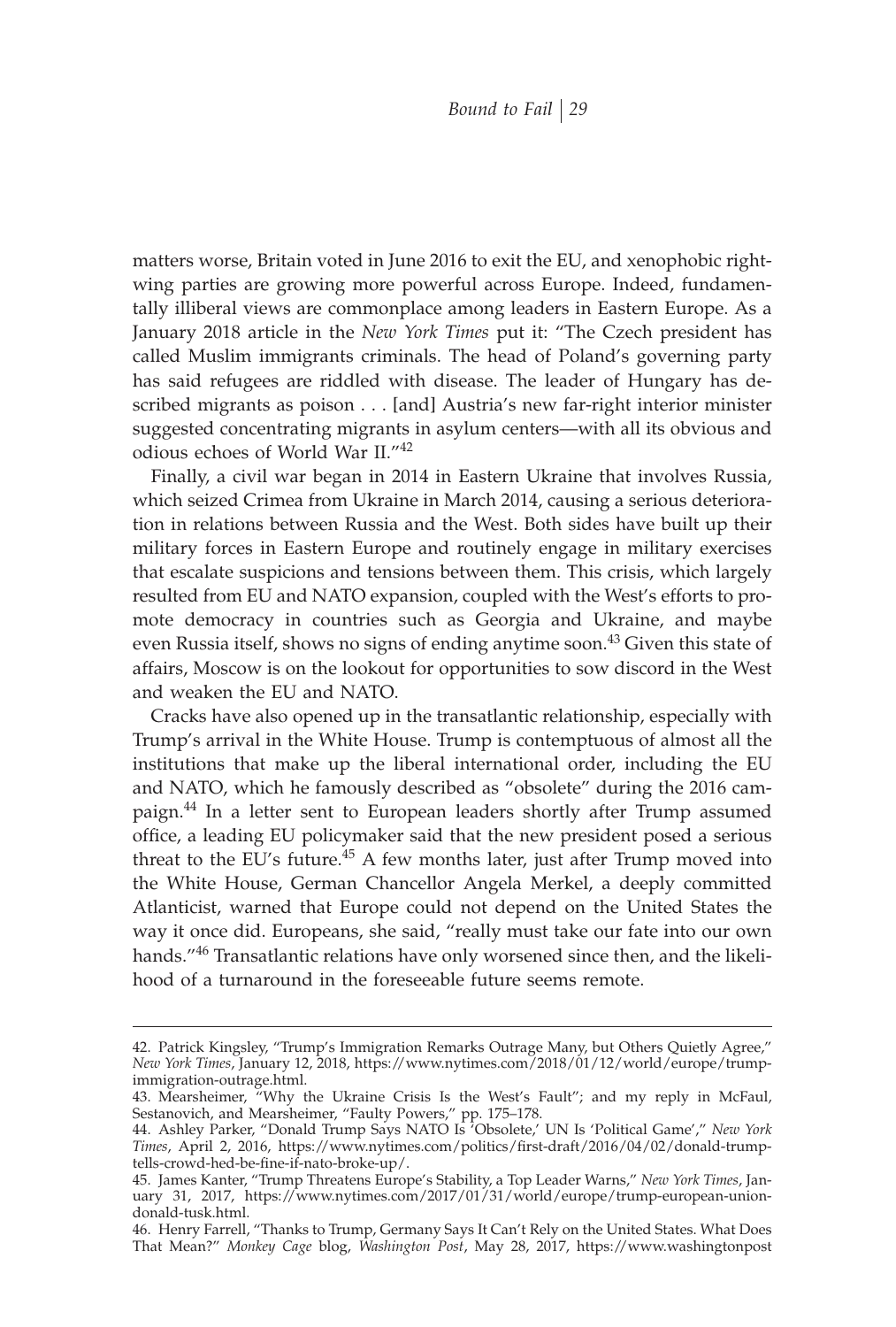matters worse, Britain voted in June 2016 to exit the EU, and xenophobic right-wing parties are growing more powerful across Europe. Indeed, fundamentally illiberal views are commonplace among leaders in Eastern Europe. As a January 2018 article in the *New York Times* put it: "The Czech president has called Muslim immigrants criminals. The head of Poland's governing party has said refugees are riddled with disease. The leader of Hungary has described migrants as poison . . . [and] Austria's new far-right interior minister suggested concentrating migrants in asylum centers—with all its obvious and odious echoes of World War II."[42]

Finally, a civil war began in 2014 in Eastern Ukraine that involves Russia, which seized Crimea from Ukraine in March 2014, causing a serious deterioration in relations between Russia and the West. Both sides have built up their military forces in Eastern Europe and routinely engage in military exercises that escalate suspicions and tensions between them. This crisis, which largely resulted from EU and NATO expansion, coupled with the West's efforts to promote democracy in countries such as Georgia and Ukraine, and maybe even Russia itself, shows no signs of ending anytime soon.[43] Given this state of affairs, Moscow is on the lookout for opportunities to sow discord in the West and weaken the EU and NATO.

Cracks have also opened up in the transatlantic relationship, especially with Trump's arrival in the White House. Trump is contemptuous of almost all the institutions that make up the liberal international order, including the EU and NATO, which he famously described as "obsolete" during the 2016 campaign.[44] In a letter sent to European leaders shortly after Trump assumed office, a leading EU policymaker said that the new president posed a serious threat to the EU's future.[45] A few months later, just after Trump moved into the White House, German Chancellor Angela Merkel, a deeply committed Atlanticist, warned that Europe could not depend on the United States the way it once did. Europeans, she said, "really must take our fate into our own hands."[46] Transatlantic relations have only worsened since then, and the likelihood of a turnaround in the foreseeable future seems remote.

---

42. Patrick Kingsley, "Trump's Immigration Remarks Outrage Many, but Others Quietly Agree," *New York Times*, January 12, 2018, https://www.nytimes.com/2018/01/12/world/europe/trump-immigration-outrage.html.

43. Mearsheimer, "Why the Ukraine Crisis Is the West's Fault"; and my reply in McFaul, Sestanovich, and Mearsheimer, "Faulty Powers," pp. 175–178.

44. Ashley Parker, "Donald Trump Says NATO Is 'Obsolete,' UN Is 'Political Game'," *New York Times*, April 2, 2016, https://www.nytimes.com/politics/first-draft/2016/04/02/donald-trump-tells-crowd-hed-be-fine-if-nato-broke-up/.

45. James Kanter, "Trump Threatens Europe's Stability, a Top Leader Warns," *New York Times*, January 31, 2017, https://www.nytimes.com/2017/01/31/world/europe/trump-european-union-donald-tusk.html.

46. Henry Farrell, "Thanks to Trump, Germany Says It Can't Rely on the United States. What Does That Mean?" *Monkey Cage* blog, *Washington Post*, May 28, 2017, https://www.washingtonpost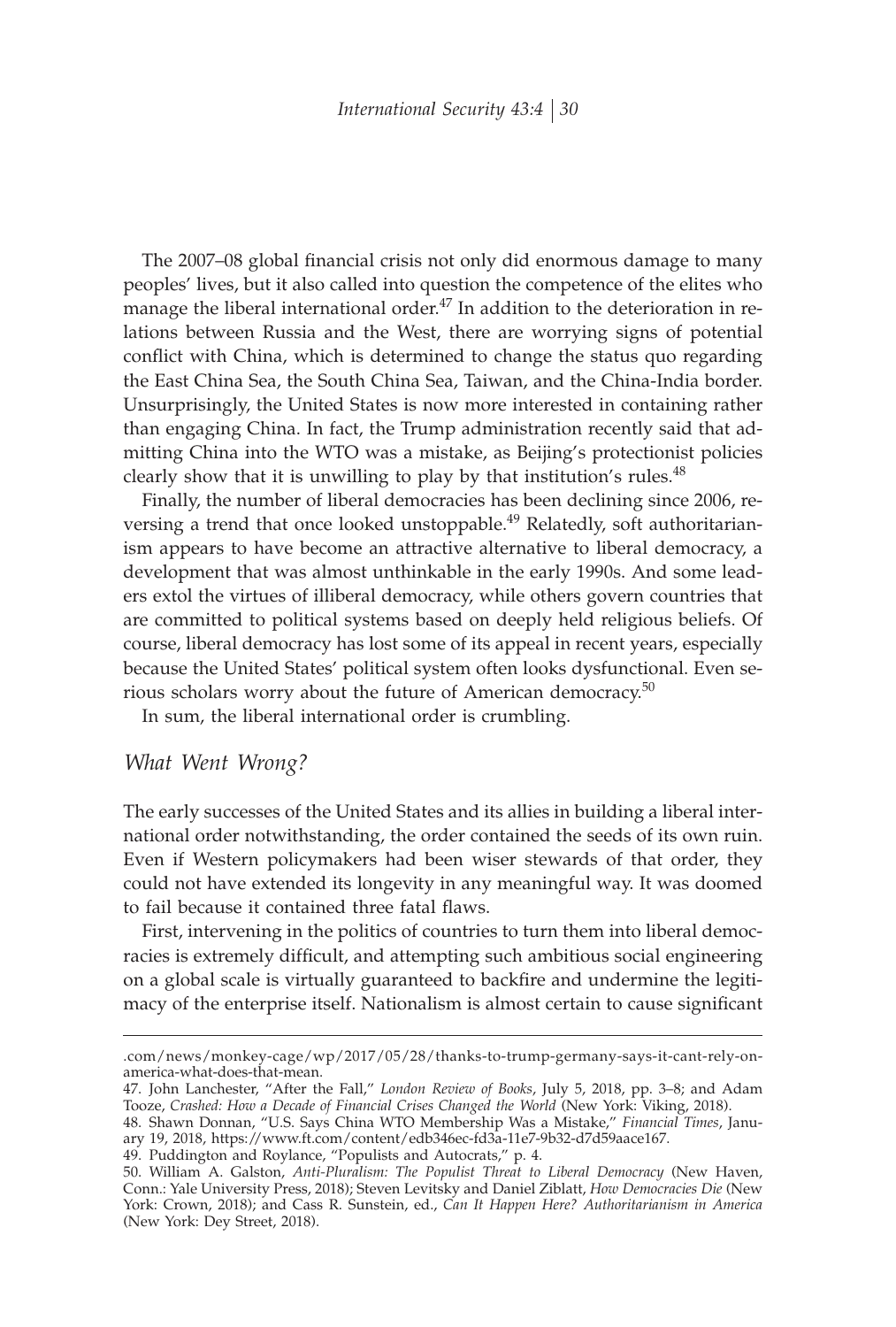The 2007–08 global financial crisis not only did enormous damage to many peoples' lives, but it also called into question the competence of the elites who manage the liberal international order.[47] In addition to the deterioration in relations between Russia and the West, there are worrying signs of potential conflict with China, which is determined to change the status quo regarding the East China Sea, the South China Sea, Taiwan, and the China-India border. Unsurprisingly, the United States is now more interested in containing rather than engaging China. In fact, the Trump administration recently said that admitting China into the WTO was a mistake, as Beijing's protectionist policies clearly show that it is unwilling to play by that institution's rules.[48]

Finally, the number of liberal democracies has been declining since 2006, reversing a trend that once looked unstoppable.[49] Relatedly, soft authoritarianism appears to have become an attractive alternative to liberal democracy, a development that was almost unthinkable in the early 1990s. And some leaders extol the virtues of illiberal democracy, while others govern countries that are committed to political systems based on deeply held religious beliefs. Of course, liberal democracy has lost some of its appeal in recent years, especially because the United States' political system often looks dysfunctional. Even serious scholars worry about the future of American democracy.[50]

In sum, the liberal international order is crumbling.

## *What Went Wrong?*

The early successes of the United States and its allies in building a liberal international order notwithstanding, the order contained the seeds of its own ruin. Even if Western policymakers had been wiser stewards of that order, they could not have extended its longevity in any meaningful way. It was doomed to fail because it contained three fatal flaws.

First, intervening in the politics of countries to turn them into liberal democracies is extremely difficult, and attempting such ambitious social engineering on a global scale is virtually guaranteed to backfire and undermine the legitimacy of the enterprise itself. Nationalism is almost certain to cause significant

---

.com/news/monkey-cage/wp/2017/05/28/thanks-to-trump-germany-says-it-cant-rely-on-america-what-does-that-mean.

47. John Lanchester, "After the Fall," *London Review of Books*, July 5, 2018, pp. 3–8; and Adam Tooze, *Crashed: How a Decade of Financial Crises Changed the World* (New York: Viking, 2018).

48. Shawn Donnan, "U.S. Says China WTO Membership Was a Mistake," *Financial Times*, January 19, 2018, https://www.ft.com/content/edb346ec-fd3a-11e7-9b32-d7d59aace167.

49. Puddington and Roylance, "Populists and Autocrats," p. 4.

50. William A. Galston, *Anti-Pluralism: The Populist Threat to Liberal Democracy* (New Haven, Conn.: Yale University Press, 2018); Steven Levitsky and Daniel Ziblatt, *How Democracies Die* (New York: Crown, 2018); and Cass R. Sunstein, ed., *Can It Happen Here? Authoritarianism in America* (New York: Dey Street, 2018).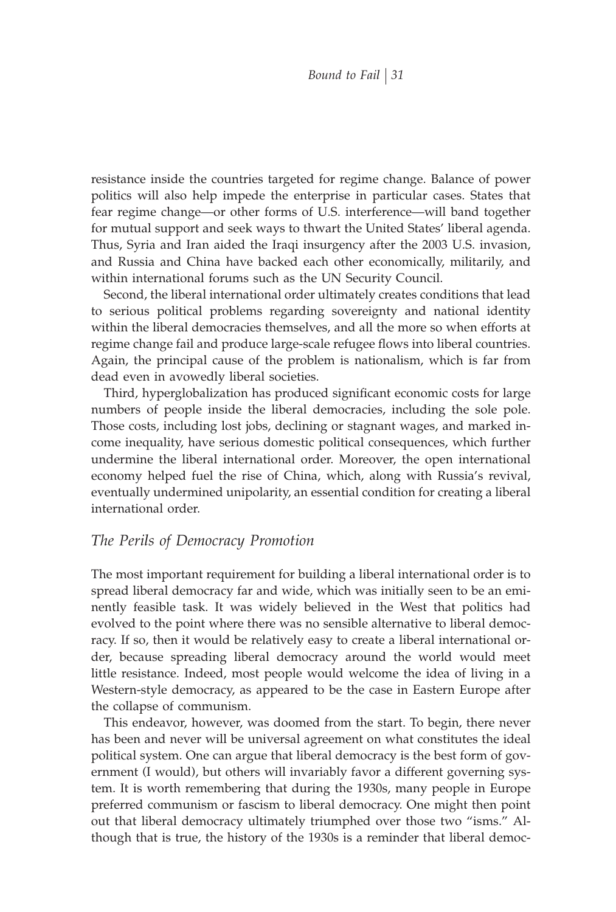resistance inside the countries targeted for regime change. Balance of power politics will also help impede the enterprise in particular cases. States that fear regime change—or other forms of U.S. interference—will band together for mutual support and seek ways to thwart the United States' liberal agenda. Thus, Syria and Iran aided the Iraqi insurgency after the 2003 U.S. invasion, and Russia and China have backed each other economically, militarily, and within international forums such as the UN Security Council.

Second, the liberal international order ultimately creates conditions that lead to serious political problems regarding sovereignty and national identity within the liberal democracies themselves, and all the more so when efforts at regime change fail and produce large-scale refugee flows into liberal countries. Again, the principal cause of the problem is nationalism, which is far from dead even in avowedly liberal societies.

Third, hyperglobalization has produced significant economic costs for large numbers of people inside the liberal democracies, including the sole pole. Those costs, including lost jobs, declining or stagnant wages, and marked income inequality, have serious domestic political consequences, which further undermine the liberal international order. Moreover, the open international economy helped fuel the rise of China, which, along with Russia's revival, eventually undermined unipolarity, an essential condition for creating a liberal international order.

## *The Perils of Democracy Promotion*

The most important requirement for building a liberal international order is to spread liberal democracy far and wide, which was initially seen to be an eminently feasible task. It was widely believed in the West that politics had evolved to the point where there was no sensible alternative to liberal democracy. If so, then it would be relatively easy to create a liberal international order, because spreading liberal democracy around the world would meet little resistance. Indeed, most people would welcome the idea of living in a Western-style democracy, as appeared to be the case in Eastern Europe after the collapse of communism.

This endeavor, however, was doomed from the start. To begin, there never has been and never will be universal agreement on what constitutes the ideal political system. One can argue that liberal democracy is the best form of government (I would), but others will invariably favor a different governing system. It is worth remembering that during the 1930s, many people in Europe preferred communism or fascism to liberal democracy. One might then point out that liberal democracy ultimately triumphed over those two "isms." Although that is true, the history of the 1930s is a reminder that liberal democ-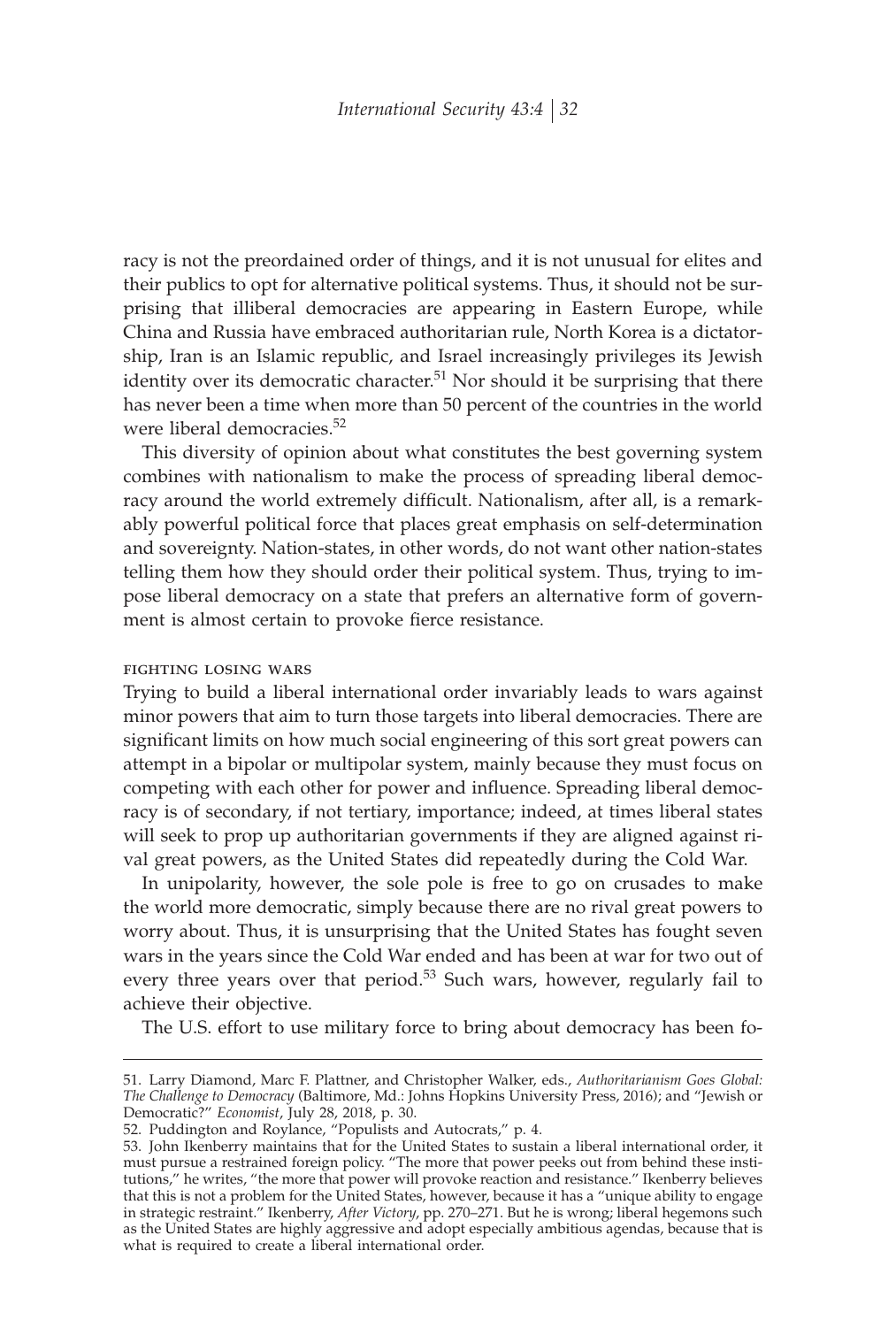racy is not the preordained order of things, and it is not unusual for elites and their publics to opt for alternative political systems. Thus, it should not be surprising that illiberal democracies are appearing in Eastern Europe, while China and Russia have embraced authoritarian rule, North Korea is a dictatorship, Iran is an Islamic republic, and Israel increasingly privileges its Jewish identity over its democratic character.[51] Nor should it be surprising that there has never been a time when more than 50 percent of the countries in the world were liberal democracies.[52]

This diversity of opinion about what constitutes the best governing system combines with nationalism to make the process of spreading liberal democracy around the world extremely difficult. Nationalism, after all, is a remarkably powerful political force that places great emphasis on self-determination and sovereignty. Nation-states, in other words, do not want other nation-states telling them how they should order their political system. Thus, trying to impose liberal democracy on a state that prefers an alternative form of government is almost certain to provoke fierce resistance.

### FIGHTING LOSING WARS

Trying to build a liberal international order invariably leads to wars against minor powers that aim to turn those targets into liberal democracies. There are significant limits on how much social engineering of this sort great powers can attempt in a bipolar or multipolar system, mainly because they must focus on competing with each other for power and influence. Spreading liberal democracy is of secondary, if not tertiary, importance; indeed, at times liberal states will seek to prop up authoritarian governments if they are aligned against rival great powers, as the United States did repeatedly during the Cold War.

In unipolarity, however, the sole pole is free to go on crusades to make the world more democratic, simply because there are no rival great powers to worry about. Thus, it is unsurprising that the United States has fought seven wars in the years since the Cold War ended and has been at war for two out of every three years over that period.[53] Such wars, however, regularly fail to achieve their objective.

The U.S. effort to use military force to bring about democracy has been fo-

---

51. Larry Diamond, Marc F. Plattner, and Christopher Walker, eds., *Authoritarianism Goes Global: The Challenge to Democracy* (Baltimore, Md.: Johns Hopkins University Press, 2016); and "Jewish or Democratic?" *Economist*, July 28, 2018, p. 30.

52. Puddington and Roylance, "Populists and Autocrats," p. 4.

53. John Ikenberry maintains that for the United States to sustain a liberal international order, it must pursue a restrained foreign policy. "The more that power peeks out from behind these institutions," he writes, "the more that power will provoke reaction and resistance." Ikenberry believes that this is not a problem for the United States, however, because it has a "unique ability to engage in strategic restraint." Ikenberry, *After Victory*, pp. 270–271. But he is wrong; liberal hegemons such as the United States are highly aggressive and adopt especially ambitious agendas, because that is what is required to create a liberal international order.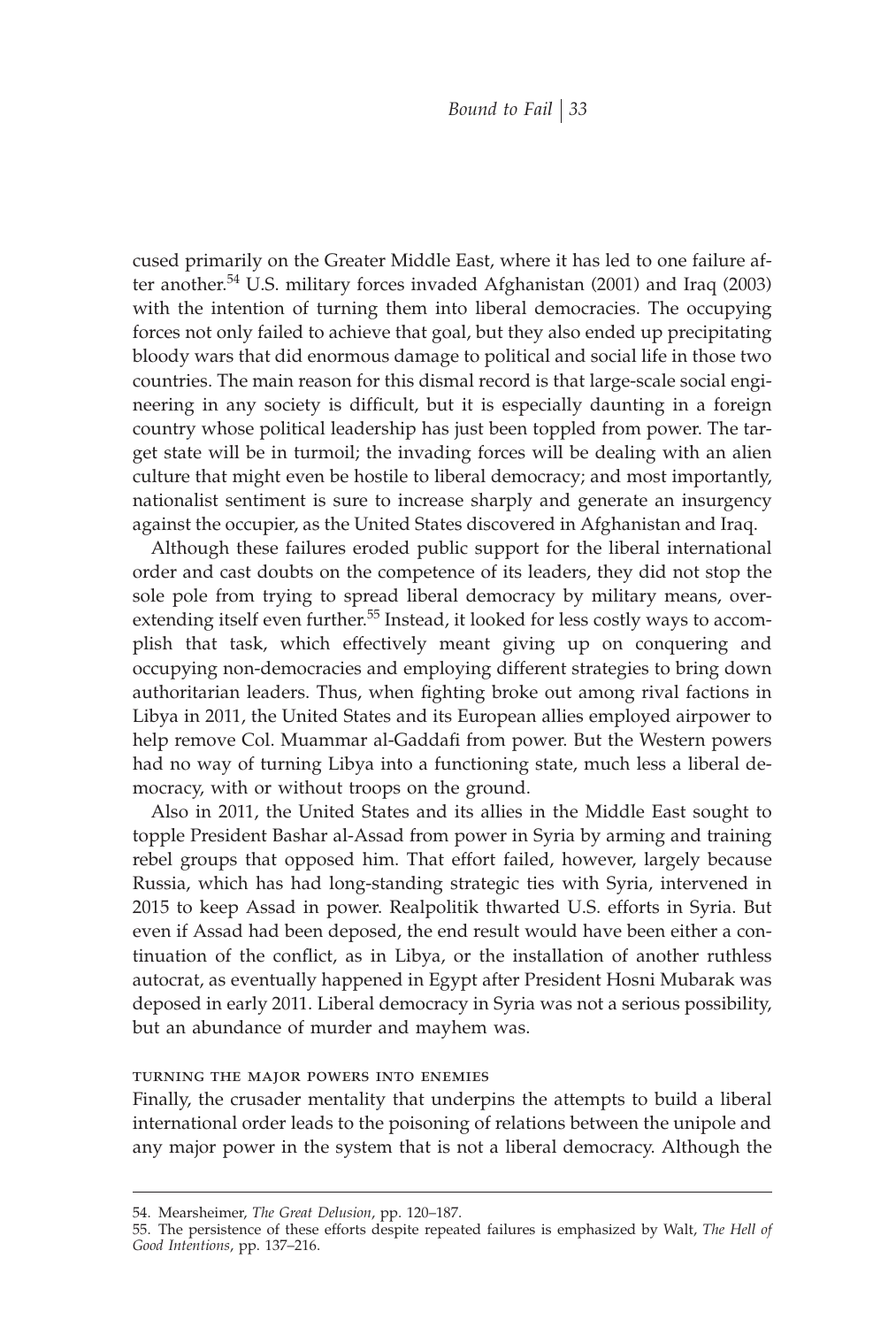cused primarily on the Greater Middle East, where it has led to one failure after another.[54] U.S. military forces invaded Afghanistan (2001) and Iraq (2003) with the intention of turning them into liberal democracies. The occupying forces not only failed to achieve that goal, but they also ended up precipitating bloody wars that did enormous damage to political and social life in those two countries. The main reason for this dismal record is that large-scale social engineering in any society is difficult, but it is especially daunting in a foreign country whose political leadership has just been toppled from power. The target state will be in turmoil; the invading forces will be dealing with an alien culture that might even be hostile to liberal democracy; and most importantly, nationalist sentiment is sure to increase sharply and generate an insurgency against the occupier, as the United States discovered in Afghanistan and Iraq.

Although these failures eroded public support for the liberal international order and cast doubts on the competence of its leaders, they did not stop the sole pole from trying to spread liberal democracy by military means, overextending itself even further.[55] Instead, it looked for less costly ways to accomplish that task, which effectively meant giving up on conquering and occupying non-democracies and employing different strategies to bring down authoritarian leaders. Thus, when fighting broke out among rival factions in Libya in 2011, the United States and its European allies employed airpower to help remove Col. Muammar al-Gaddafi from power. But the Western powers had no way of turning Libya into a functioning state, much less a liberal democracy, with or without troops on the ground.

Also in 2011, the United States and its allies in the Middle East sought to topple President Bashar al-Assad from power in Syria by arming and training rebel groups that opposed him. That effort failed, however, largely because Russia, which has had long-standing strategic ties with Syria, intervened in 2015 to keep Assad in power. Realpolitik thwarted U.S. efforts in Syria. But even if Assad had been deposed, the end result would have been either a continuation of the conflict, as in Libya, or the installation of another ruthless autocrat, as eventually happened in Egypt after President Hosni Mubarak was deposed in early 2011. Liberal democracy in Syria was not a serious possibility, but an abundance of murder and mayhem was.

#### TURNING THE MAJOR POWERS INTO ENEMIES

Finally, the crusader mentality that underpins the attempts to build a liberal international order leads to the poisoning of relations between the unipole and any major power in the system that is not a liberal democracy. Although the

---

54. Mearsheimer, *The Great Delusion*, pp. 120–187.

55. The persistence of these efforts despite repeated failures is emphasized by Walt, *The Hell of Good Intentions*, pp. 137–216.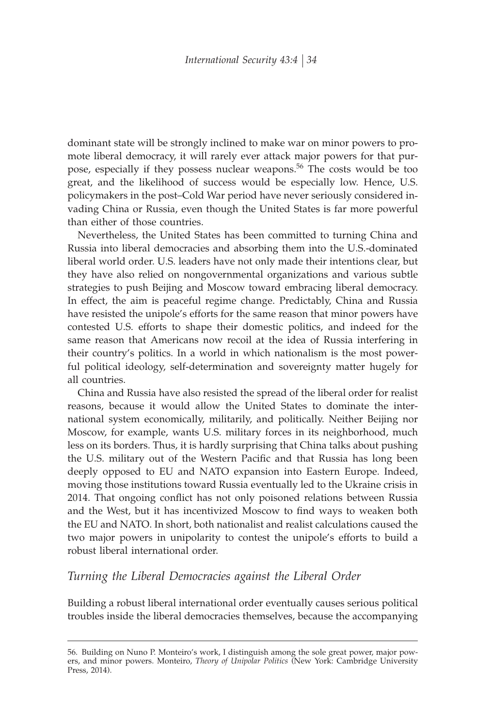dominant state will be strongly inclined to make war on minor powers to promote liberal democracy, it will rarely ever attack major powers for that purpose, especially if they possess nuclear weapons.[56] The costs would be too great, and the likelihood of success would be especially low. Hence, U.S. policymakers in the post–Cold War period have never seriously considered invading China or Russia, even though the United States is far more powerful than either of those countries.

Nevertheless, the United States has been committed to turning China and Russia into liberal democracies and absorbing them into the U.S.-dominated liberal world order. U.S. leaders have not only made their intentions clear, but they have also relied on nongovernmental organizations and various subtle strategies to push Beijing and Moscow toward embracing liberal democracy. In effect, the aim is peaceful regime change. Predictably, China and Russia have resisted the unipole's efforts for the same reason that minor powers have contested U.S. efforts to shape their domestic politics, and indeed for the same reason that Americans now recoil at the idea of Russia interfering in their country's politics. In a world in which nationalism is the most powerful political ideology, self-determination and sovereignty matter hugely for all countries.

China and Russia have also resisted the spread of the liberal order for realist reasons, because it would allow the United States to dominate the international system economically, militarily, and politically. Neither Beijing nor Moscow, for example, wants U.S. military forces in its neighborhood, much less on its borders. Thus, it is hardly surprising that China talks about pushing the U.S. military out of the Western Pacific and that Russia has long been deeply opposed to EU and NATO expansion into Eastern Europe. Indeed, moving those institutions toward Russia eventually led to the Ukraine crisis in 2014. That ongoing conflict has not only poisoned relations between Russia and the West, but it has incentivized Moscow to find ways to weaken both the EU and NATO. In short, both nationalist and realist calculations caused the two major powers in unipolarity to contest the unipole's efforts to build a robust liberal international order.

### *Turning the Liberal Democracies against the Liberal Order*

Building a robust liberal international order eventually causes serious political troubles inside the liberal democracies themselves, because the accompanying

56. Building on Nuno P. Monteiro's work, I distinguish among the sole great power, major powers, and minor powers. Monteiro, *Theory of Unipolar Politics* (New York: Cambridge University Press, 2014).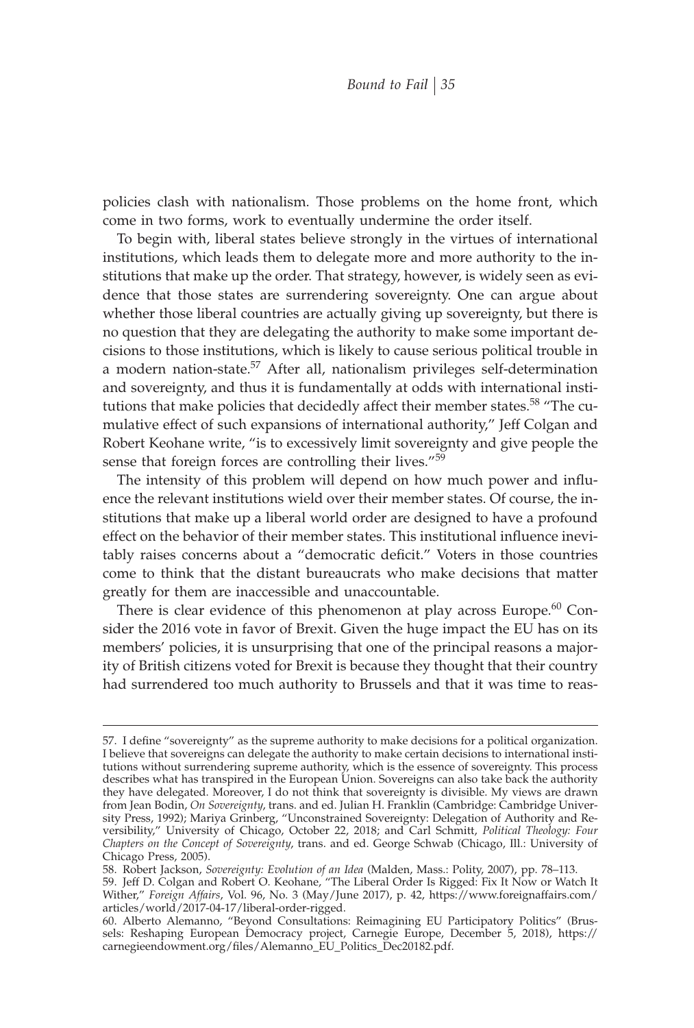policies clash with nationalism. Those problems on the home front, which come in two forms, work to eventually undermine the order itself.

To begin with, liberal states believe strongly in the virtues of international institutions, which leads them to delegate more and more authority to the institutions that make up the order. That strategy, however, is widely seen as evidence that those states are surrendering sovereignty. One can argue about whether those liberal countries are actually giving up sovereignty, but there is no question that they are delegating the authority to make some important decisions to those institutions, which is likely to cause serious political trouble in a modern nation-state.[57] After all, nationalism privileges self-determination and sovereignty, and thus it is fundamentally at odds with international institutions that make policies that decidedly affect their member states.[58] "The cumulative effect of such expansions of international authority," Jeff Colgan and Robert Keohane write, "is to excessively limit sovereignty and give people the sense that foreign forces are controlling their lives."[59]

The intensity of this problem will depend on how much power and influence the relevant institutions wield over their member states. Of course, the institutions that make up a liberal world order are designed to have a profound effect on the behavior of their member states. This institutional influence inevitably raises concerns about a "democratic deficit." Voters in those countries come to think that the distant bureaucrats who make decisions that matter greatly for them are inaccessible and unaccountable.

There is clear evidence of this phenomenon at play across Europe.[60] Consider the 2016 vote in favor of Brexit. Given the huge impact the EU has on its members' policies, it is unsurprising that one of the principal reasons a majority of British citizens voted for Brexit is because they thought that their country had surrendered too much authority to Brussels and that it was time to reas-

---

57. I define "sovereignty" as the supreme authority to make decisions for a political organization. I believe that sovereigns can delegate the authority to make certain decisions to international institutions without surrendering supreme authority, which is the essence of sovereignty. This process describes what has transpired in the European Union. Sovereigns can also take back the authority they have delegated. Moreover, I do not think that sovereignty is divisible. My views are drawn from Jean Bodin, *On Sovereignty*, trans. and ed. Julian H. Franklin (Cambridge: Cambridge University Press, 1992); Mariya Grinberg, "Unconstrained Sovereignty: Delegation of Authority and Reversibility," University of Chicago, October 22, 2018; and Carl Schmitt, *Political Theology: Four Chapters on the Concept of Sovereignty*, trans. and ed. George Schwab (Chicago, Ill.: University of Chicago Press, 2005).

58. Robert Jackson, *Sovereignty: Evolution of an Idea* (Malden, Mass.: Polity, 2007), pp. 78–113.

59. Jeff D. Colgan and Robert O. Keohane, "The Liberal Order Is Rigged: Fix It Now or Watch It Wither," *Foreign Affairs*, Vol. 96, No. 3 (May/June 2017), p. 42, https://www.foreignaffairs.com/articles/world/2017-04-17/liberal-order-rigged.

60. Alberto Alemanno, "Beyond Consultations: Reimagining EU Participatory Politics" (Brussels: Reshaping European Democracy project, Carnegie Europe, December 5, 2018), https://carnegieendowment.org/files/Alemanno_EU_Politics_Dec20182.pdf.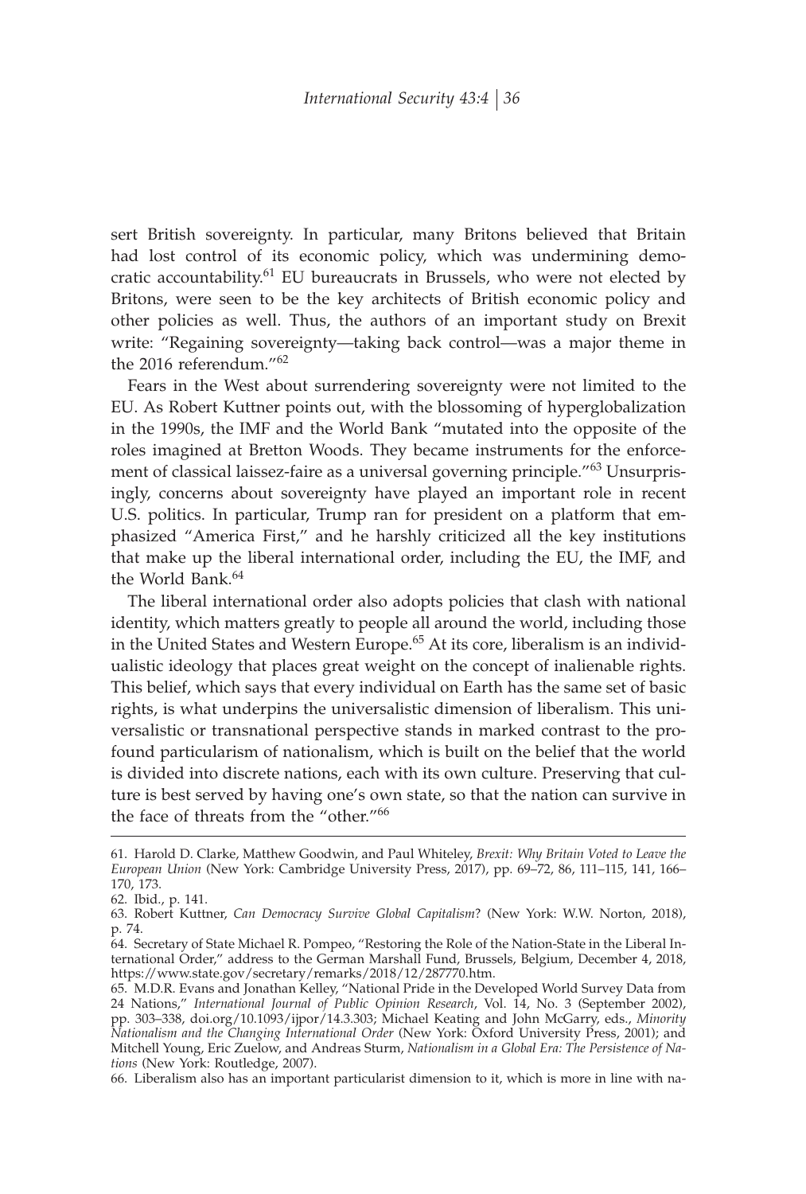sert British sovereignty. In particular, many Britons believed that Britain had lost control of its economic policy, which was undermining democratic accountability.[61] EU bureaucrats in Brussels, who were not elected by Britons, were seen to be the key architects of British economic policy and other policies as well. Thus, the authors of an important study on Brexit write: "Regaining sovereignty—taking back control—was a major theme in the 2016 referendum."[62]

Fears in the West about surrendering sovereignty were not limited to the EU. As Robert Kuttner points out, with the blossoming of hyperglobalization in the 1990s, the IMF and the World Bank "mutated into the opposite of the roles imagined at Bretton Woods. They became instruments for the enforcement of classical laissez-faire as a universal governing principle."[63] Unsurprisingly, concerns about sovereignty have played an important role in recent U.S. politics. In particular, Trump ran for president on a platform that emphasized "America First," and he harshly criticized all the key institutions that make up the liberal international order, including the EU, the IMF, and the World Bank.[64]

The liberal international order also adopts policies that clash with national identity, which matters greatly to people all around the world, including those in the United States and Western Europe.[65] At its core, liberalism is an individualistic ideology that places great weight on the concept of inalienable rights. This belief, which says that every individual on Earth has the same set of basic rights, is what underpins the universalistic dimension of liberalism. This universalistic or transnational perspective stands in marked contrast to the profound particularism of nationalism, which is built on the belief that the world is divided into discrete nations, each with its own culture. Preserving that culture is best served by having one's own state, so that the nation can survive in the face of threats from the "other."[66]

---

61. Harold D. Clarke, Matthew Goodwin, and Paul Whiteley, *Brexit: Why Britain Voted to Leave the European Union* (New York: Cambridge University Press, 2017), pp. 69–72, 86, 111–115, 141, 166–170, 173.

62. Ibid., p. 141.

63. Robert Kuttner, *Can Democracy Survive Global Capitalism*? (New York: W.W. Norton, 2018), p. 74.

64. Secretary of State Michael R. Pompeo, "Restoring the Role of the Nation-State in the Liberal International Order," address to the German Marshall Fund, Brussels, Belgium, December 4, 2018, https://www.state.gov/secretary/remarks/2018/12/287770.htm.

65. M.D.R. Evans and Jonathan Kelley, "National Pride in the Developed World Survey Data from 24 Nations," *International Journal of Public Opinion Research*, Vol. 14, No. 3 (September 2002), pp. 303–338, doi.org/10.1093/ijpor/14.3.303; Michael Keating and John McGarry, eds., *Minority Nationalism and the Changing International Order* (New York: Oxford University Press, 2001); and Mitchell Young, Eric Zuelow, and Andreas Sturm, *Nationalism in a Global Era: The Persistence of Nations* (New York: Routledge, 2007).

66. Liberalism also has an important particularist dimension to it, which is more in line with na-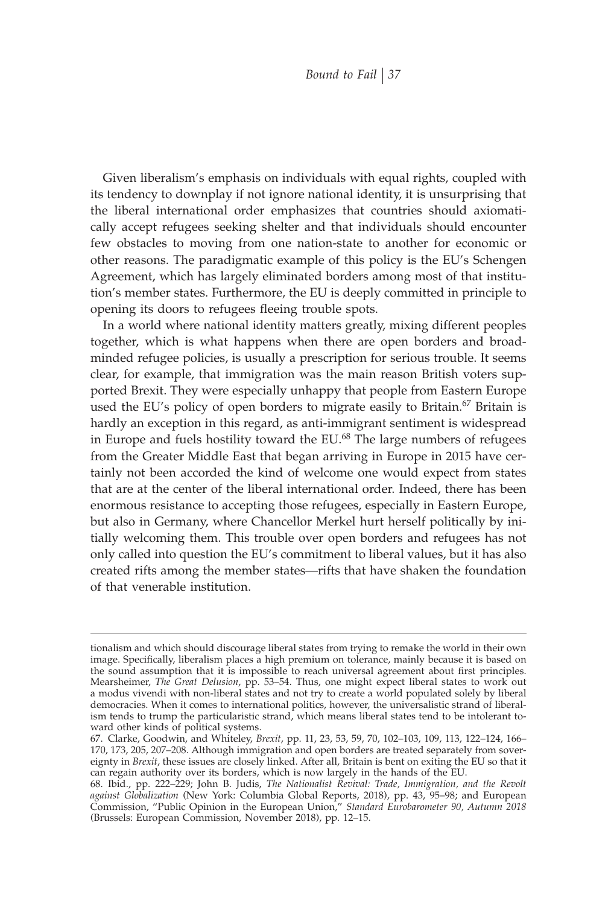Given liberalism's emphasis on individuals with equal rights, coupled with its tendency to downplay if not ignore national identity, it is unsurprising that the liberal international order emphasizes that countries should axiomatically accept refugees seeking shelter and that individuals should encounter few obstacles to moving from one nation-state to another for economic or other reasons. The paradigmatic example of this policy is the EU's Schengen Agreement, which has largely eliminated borders among most of that institution's member states. Furthermore, the EU is deeply committed in principle to opening its doors to refugees fleeing trouble spots.

In a world where national identity matters greatly, mixing different peoples together, which is what happens when there are open borders and broad-minded refugee policies, is usually a prescription for serious trouble. It seems clear, for example, that immigration was the main reason British voters supported Brexit. They were especially unhappy that people from Eastern Europe used the EU's policy of open borders to migrate easily to Britain.[67] Britain is hardly an exception in this regard, as anti-immigrant sentiment is widespread in Europe and fuels hostility toward the EU.[68] The large numbers of refugees from the Greater Middle East that began arriving in Europe in 2015 have certainly not been accorded the kind of welcome one would expect from states that are at the center of the liberal international order. Indeed, there has been enormous resistance to accepting those refugees, especially in Eastern Europe, but also in Germany, where Chancellor Merkel hurt herself politically by initially welcoming them. This trouble over open borders and refugees has not only called into question the EU's commitment to liberal values, but it has also created rifts among the member states—rifts that have shaken the foundation of that venerable institution.

---

tionalism and which should discourage liberal states from trying to remake the world in their own image. Specifically, liberalism places a high premium on tolerance, mainly because it is based on the sound assumption that it is impossible to reach universal agreement about first principles. Mearsheimer, *The Great Delusion*, pp. 53–54. Thus, one might expect liberal states to work out a modus vivendi with non-liberal states and not try to create a world populated solely by liberal democracies. When it comes to international politics, however, the universalistic strand of liberalism tends to trump the particularistic strand, which means liberal states tend to be intolerant toward other kinds of political systems.

67. Clarke, Goodwin, and Whiteley, *Brexit*, pp. 11, 23, 53, 59, 70, 102–103, 109, 113, 122–124, 166–170, 173, 205, 207–208. Although immigration and open borders are treated separately from sovereignty in *Brexit*, these issues are closely linked. After all, Britain is bent on exiting the EU so that it can regain authority over its borders, which is now largely in the hands of the EU.

68. Ibid., pp. 222–229; John B. Judis, *The Nationalist Revival: Trade, Immigration, and the Revolt against Globalization* (New York: Columbia Global Reports, 2018), pp. 43, 95–98; and European Commission, "Public Opinion in the European Union," *Standard Eurobarometer 90, Autumn 2018* (Brussels: European Commission, November 2018), pp. 12–15.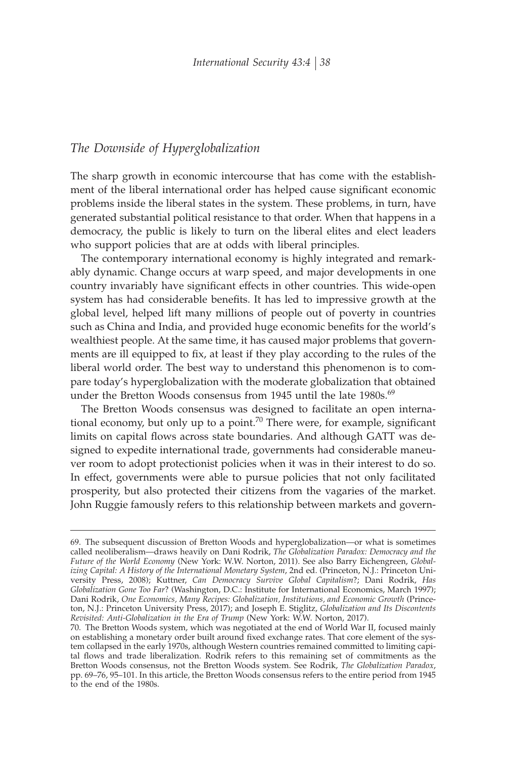## *The Downside of Hyperglobalization*

The sharp growth in economic intercourse that has come with the establishment of the liberal international order has helped cause significant economic problems inside the liberal states in the system. These problems, in turn, have generated substantial political resistance to that order. When that happens in a democracy, the public is likely to turn on the liberal elites and elect leaders who support policies that are at odds with liberal principles.

The contemporary international economy is highly integrated and remarkably dynamic. Change occurs at warp speed, and major developments in one country invariably have significant effects in other countries. This wide-open system has had considerable benefits. It has led to impressive growth at the global level, helped lift many millions of people out of poverty in countries such as China and India, and provided huge economic benefits for the world's wealthiest people. At the same time, it has caused major problems that governments are ill equipped to fix, at least if they play according to the rules of the liberal world order. The best way to understand this phenomenon is to compare today's hyperglobalization with the moderate globalization that obtained under the Bretton Woods consensus from 1945 until the late 1980s.[69]

The Bretton Woods consensus was designed to facilitate an open international economy, but only up to a point.[70] There were, for example, significant limits on capital flows across state boundaries. And although GATT was designed to expedite international trade, governments had considerable maneuver room to adopt protectionist policies when it was in their interest to do so. In effect, governments were able to pursue policies that not only facilitated prosperity, but also protected their citizens from the vagaries of the market. John Ruggie famously refers to this relationship between markets and govern-

---

69. The subsequent discussion of Bretton Woods and hyperglobalization—or what is sometimes called neoliberalism—draws heavily on Dani Rodrik, *The Globalization Paradox: Democracy and the Future of the World Economy* (New York: W.W. Norton, 2011). See also Barry Eichengreen, *Globalizing Capital: A History of the International Monetary System*, 2nd ed. (Princeton, N.J.: Princeton University Press, 2008); Kuttner, *Can Democracy Survive Global Capitalism*?; Dani Rodrik, *Has Globalization Gone Too Far*? (Washington, D.C.: Institute for International Economics, March 1997); Dani Rodrik, *One Economics, Many Recipes: Globalization, Institutions, and Economic Growth* (Princeton, N.J.: Princeton University Press, 2017); and Joseph E. Stiglitz, *Globalization and Its Discontents Revisited: Anti-Globalization in the Era of Trump* (New York: W.W. Norton, 2017).

70. The Bretton Woods system, which was negotiated at the end of World War II, focused mainly on establishing a monetary order built around fixed exchange rates. That core element of the system collapsed in the early 1970s, although Western countries remained committed to limiting capital flows and trade liberalization. Rodrik refers to this remaining set of commitments as the Bretton Woods consensus, not the Bretton Woods system. See Rodrik, *The Globalization Paradox*, pp. 69–76, 95–101. In this article, the Bretton Woods consensus refers to the entire period from 1945 to the end of the 1980s.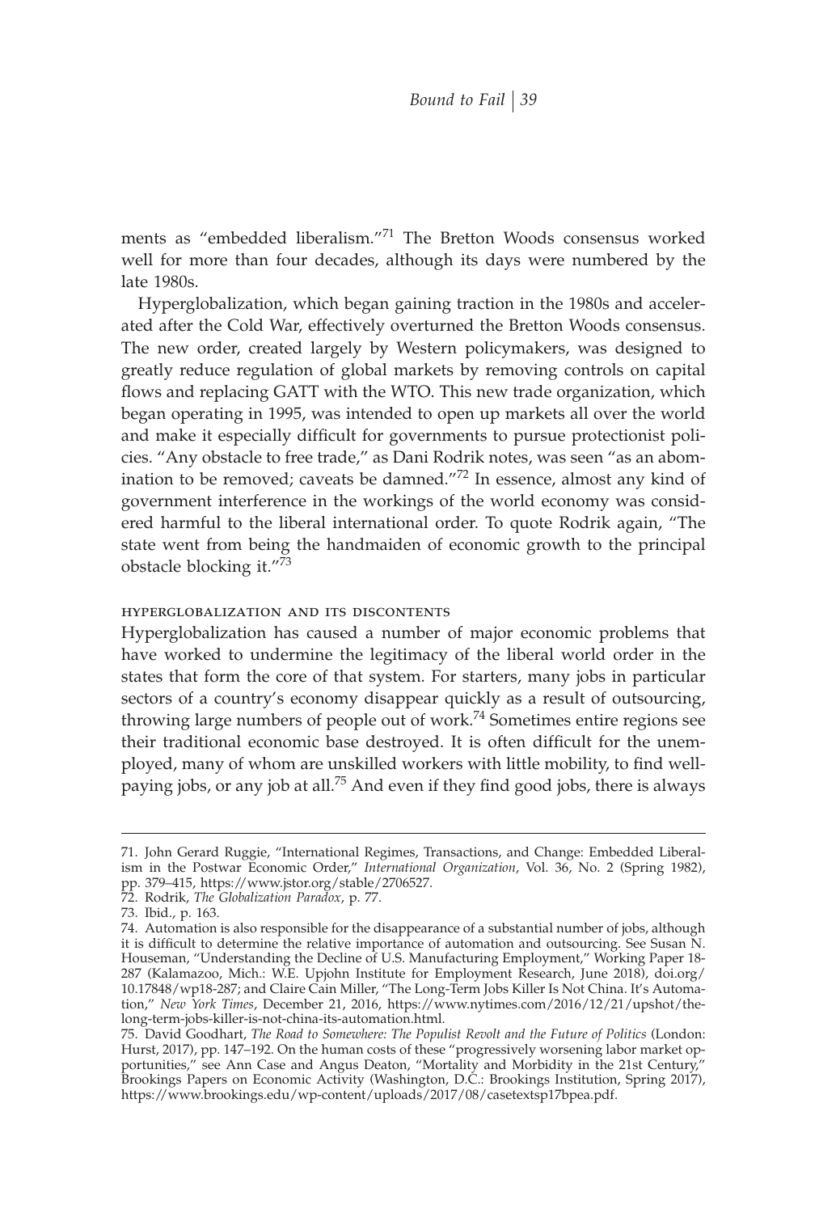ments as "embedded liberalism."[71] The Bretton Woods consensus worked well for more than four decades, although its days were numbered by the late 1980s.

Hyperglobalization, which began gaining traction in the 1980s and accelerated after the Cold War, effectively overturned the Bretton Woods consensus. The new order, created largely by Western policymakers, was designed to greatly reduce regulation of global markets by removing controls on capital flows and replacing GATT with the WTO. This new trade organization, which began operating in 1995, was intended to open up markets all over the world and make it especially difficult for governments to pursue protectionist policies. "Any obstacle to free trade," as Dani Rodrik notes, was seen "as an abomination to be removed; caveats be damned."[72] In essence, almost any kind of government interference in the workings of the world economy was considered harmful to the liberal international order. To quote Rodrik again, "The state went from being the handmaiden of economic growth to the principal obstacle blocking it."[73]

### HYPERGLOBALIZATION AND ITS DISCONTENTS

Hyperglobalization has caused a number of major economic problems that have worked to undermine the legitimacy of the liberal world order in the states that form the core of that system. For starters, many jobs in particular sectors of a country's economy disappear quickly as a result of outsourcing, throwing large numbers of people out of work.[74] Sometimes entire regions see their traditional economic base destroyed. It is often difficult for the unemployed, many of whom are unskilled workers with little mobility, to find well-paying jobs, or any job at all.[75] And even if they find good jobs, there is always

---

71. John Gerard Ruggie, "International Regimes, Transactions, and Change: Embedded Liberalism in the Postwar Economic Order," *International Organization*, Vol. 36, No. 2 (Spring 1982), pp. 379–415, https://www.jstor.org/stable/2706527.

72. Rodrik, *The Globalization Paradox*, p. 77.

73. Ibid., p. 163.

74. Automation is also responsible for the disappearance of a substantial number of jobs, although it is difficult to determine the relative importance of automation and outsourcing. See Susan N. Houseman, "Understanding the Decline of U.S. Manufacturing Employment," Working Paper 18-287 (Kalamazoo, Mich.: W.E. Upjohn Institute for Employment Research, June 2018), doi.org/10.17848/wp18-287; and Claire Cain Miller, "The Long-Term Jobs Killer Is Not China. It's Automation," *New York Times*, December 21, 2016, https://www.nytimes.com/2016/12/21/upshot/the-long-term-jobs-killer-is-not-china-its-automation.html.

75. David Goodhart, *The Road to Somewhere: The Populist Revolt and the Future of Politics* (London: Hurst, 2017), pp. 147–192. On the human costs of these "progressively worsening labor market opportunities," see Ann Case and Angus Deaton, "Mortality and Morbidity in the 21st Century," Brookings Papers on Economic Activity (Washington, D.C.: Brookings Institution, Spring 2017), https://www.brookings.edu/wp-content/uploads/2017/08/casetextsp17bpea.pdf.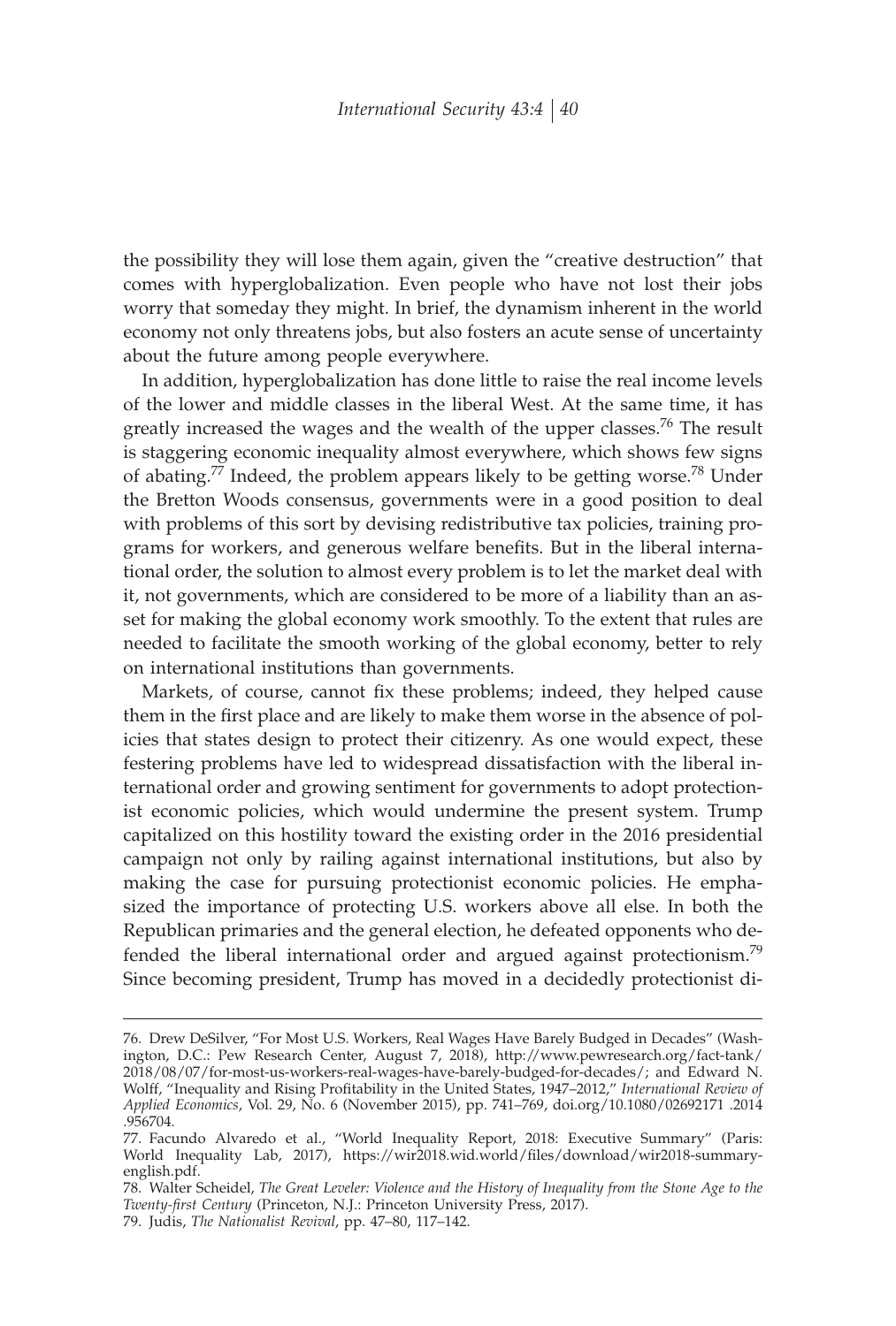the possibility they will lose them again, given the "creative destruction" that comes with hyperglobalization. Even people who have not lost their jobs worry that someday they might. In brief, the dynamism inherent in the world economy not only threatens jobs, but also fosters an acute sense of uncertainty about the future among people everywhere.

In addition, hyperglobalization has done little to raise the real income levels of the lower and middle classes in the liberal West. At the same time, it has greatly increased the wages and the wealth of the upper classes.[76] The result is staggering economic inequality almost everywhere, which shows few signs of abating.[77] Indeed, the problem appears likely to be getting worse.[78] Under the Bretton Woods consensus, governments were in a good position to deal with problems of this sort by devising redistributive tax policies, training programs for workers, and generous welfare benefits. But in the liberal international order, the solution to almost every problem is to let the market deal with it, not governments, which are considered to be more of a liability than an asset for making the global economy work smoothly. To the extent that rules are needed to facilitate the smooth working of the global economy, better to rely on international institutions than governments.

Markets, of course, cannot fix these problems; indeed, they helped cause them in the first place and are likely to make them worse in the absence of policies that states design to protect their citizenry. As one would expect, these festering problems have led to widespread dissatisfaction with the liberal international order and growing sentiment for governments to adopt protectionist economic policies, which would undermine the present system. Trump capitalized on this hostility toward the existing order in the 2016 presidential campaign not only by railing against international institutions, but also by making the case for pursuing protectionist economic policies. He emphasized the importance of protecting U.S. workers above all else. In both the Republican primaries and the general election, he defeated opponents who defended the liberal international order and argued against protectionism.[79] Since becoming president, Trump has moved in a decidedly protectionist di-

76. Drew DeSilver, "For Most U.S. Workers, Real Wages Have Barely Budged in Decades" (Washington, D.C.: Pew Research Center, August 7, 2018), http://www.pewresearch.org/fact-tank/2018/08/07/for-most-us-workers-real-wages-have-barely-budged-for-decades/; and Edward N. Wolff, "Inequality and Rising Profitability in the United States, 1947–2012," *International Review of Applied Economics*, Vol. 29, No. 6 (November 2015), pp. 741–769, doi.org/10.1080/02692171.2014.956704.

77. Facundo Alvaredo et al., "World Inequality Report, 2018: Executive Summary" (Paris: World Inequality Lab, 2017), https://wir2018.wid.world/files/download/wir2018-summary-english.pdf.

78. Walter Scheidel, *The Great Leveler: Violence and the History of Inequality from the Stone Age to the Twenty-first Century* (Princeton, N.J.: Princeton University Press, 2017).

79. Judis, *The Nationalist Revival*, pp. 47–80, 117–142.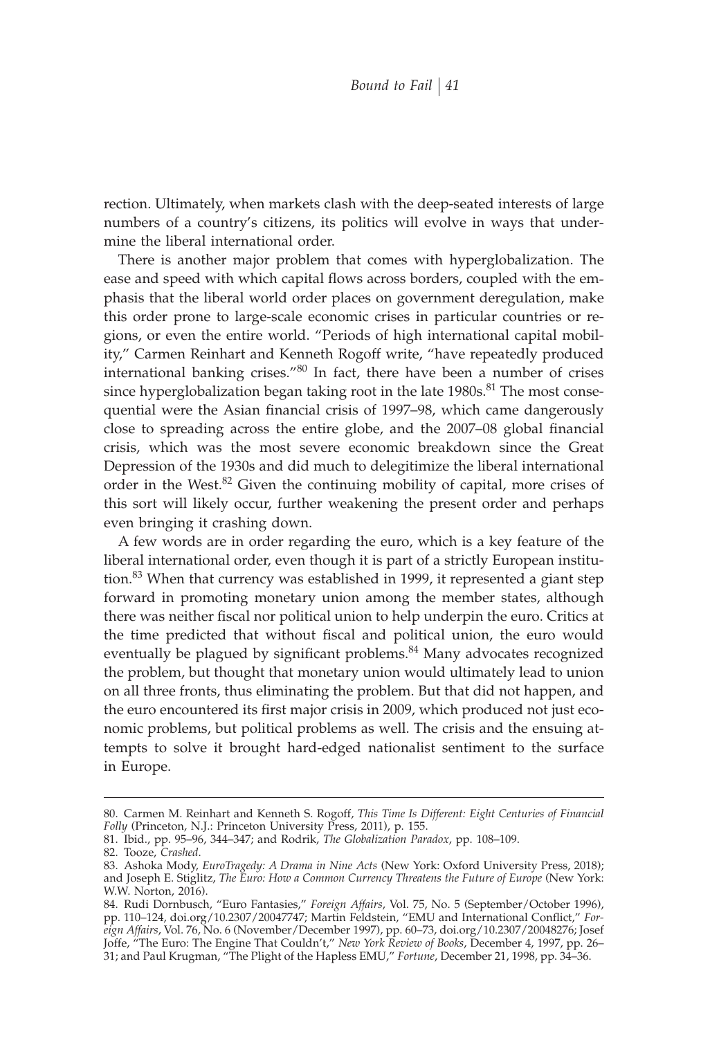rection. Ultimately, when markets clash with the deep-seated interests of large numbers of a country's citizens, its politics will evolve in ways that undermine the liberal international order.

There is another major problem that comes with hyperglobalization. The ease and speed with which capital flows across borders, coupled with the emphasis that the liberal world order places on government deregulation, make this order prone to large-scale economic crises in particular countries or regions, or even the entire world. "Periods of high international capital mobility," Carmen Reinhart and Kenneth Rogoff write, "have repeatedly produced international banking crises."[80] In fact, there have been a number of crises since hyperglobalization began taking root in the late 1980s.[81] The most consequential were the Asian financial crisis of 1997–98, which came dangerously close to spreading across the entire globe, and the 2007–08 global financial crisis, which was the most severe economic breakdown since the Great Depression of the 1930s and did much to delegitimize the liberal international order in the West.[82] Given the continuing mobility of capital, more crises of this sort will likely occur, further weakening the present order and perhaps even bringing it crashing down.

A few words are in order regarding the euro, which is a key feature of the liberal international order, even though it is part of a strictly European institution.[83] When that currency was established in 1999, it represented a giant step forward in promoting monetary union among the member states, although there was neither fiscal nor political union to help underpin the euro. Critics at the time predicted that without fiscal and political union, the euro would eventually be plagued by significant problems.[84] Many advocates recognized the problem, but thought that monetary union would ultimately lead to union on all three fronts, thus eliminating the problem. But that did not happen, and the euro encountered its first major crisis in 2009, which produced not just economic problems, but political problems as well. The crisis and the ensuing attempts to solve it brought hard-edged nationalist sentiment to the surface in Europe.

---

80. Carmen M. Reinhart and Kenneth S. Rogoff, *This Time Is Different: Eight Centuries of Financial Folly* (Princeton, N.J.: Princeton University Press, 2011), p. 155.
81. Ibid., pp. 95–96, 344–347; and Rodrik, *The Globalization Paradox*, pp. 108–109.
82. Tooze, *Crashed*.
83. Ashoka Mody, *EuroTragedy: A Drama in Nine Acts* (New York: Oxford University Press, 2018); and Joseph E. Stiglitz, *The Euro: How a Common Currency Threatens the Future of Europe* (New York: W.W. Norton, 2016).
84. Rudi Dornbusch, "Euro Fantasies," *Foreign Affairs*, Vol. 75, No. 5 (September/October 1996), pp. 110–124, doi.org/10.2307/20047747; Martin Feldstein, "EMU and International Conflict," *Foreign Affairs*, Vol. 76, No. 6 (November/December 1997), pp. 60–73, doi.org/10.2307/20048276; Josef Joffe, "The Euro: The Engine That Couldn't," *New York Review of Books*, December 4, 1997, pp. 26–31; and Paul Krugman, "The Plight of the Hapless EMU," *Fortune*, December 21, 1998, pp. 34–36.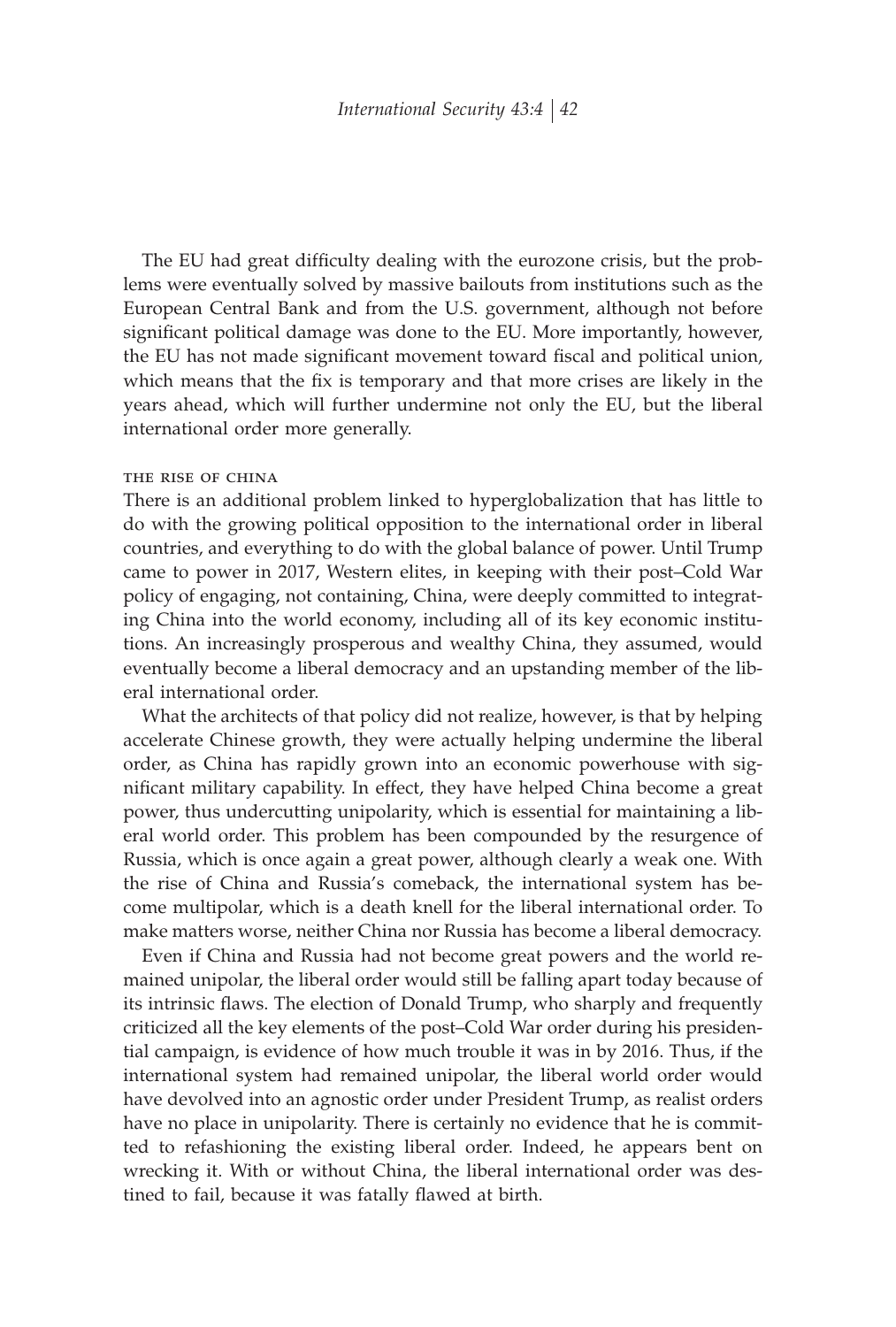The EU had great difficulty dealing with the eurozone crisis, but the problems were eventually solved by massive bailouts from institutions such as the European Central Bank and from the U.S. government, although not before significant political damage was done to the EU. More importantly, however, the EU has not made significant movement toward fiscal and political union, which means that the fix is temporary and that more crises are likely in the years ahead, which will further undermine not only the EU, but the liberal international order more generally.

### THE RISE OF CHINA

There is an additional problem linked to hyperglobalization that has little to do with the growing political opposition to the international order in liberal countries, and everything to do with the global balance of power. Until Trump came to power in 2017, Western elites, in keeping with their post–Cold War policy of engaging, not containing, China, were deeply committed to integrating China into the world economy, including all of its key economic institutions. An increasingly prosperous and wealthy China, they assumed, would eventually become a liberal democracy and an upstanding member of the liberal international order.

What the architects of that policy did not realize, however, is that by helping accelerate Chinese growth, they were actually helping undermine the liberal order, as China has rapidly grown into an economic powerhouse with significant military capability. In effect, they have helped China become a great power, thus undercutting unipolarity, which is essential for maintaining a liberal world order. This problem has been compounded by the resurgence of Russia, which is once again a great power, although clearly a weak one. With the rise of China and Russia's comeback, the international system has become multipolar, which is a death knell for the liberal international order. To make matters worse, neither China nor Russia has become a liberal democracy.

Even if China and Russia had not become great powers and the world remained unipolar, the liberal order would still be falling apart today because of its intrinsic flaws. The election of Donald Trump, who sharply and frequently criticized all the key elements of the post–Cold War order during his presidential campaign, is evidence of how much trouble it was in by 2016. Thus, if the international system had remained unipolar, the liberal world order would have devolved into an agnostic order under President Trump, as realist orders have no place in unipolarity. There is certainly no evidence that he is committed to refashioning the existing liberal order. Indeed, he appears bent on wrecking it. With or without China, the liberal international order was destined to fail, because it was fatally flawed at birth.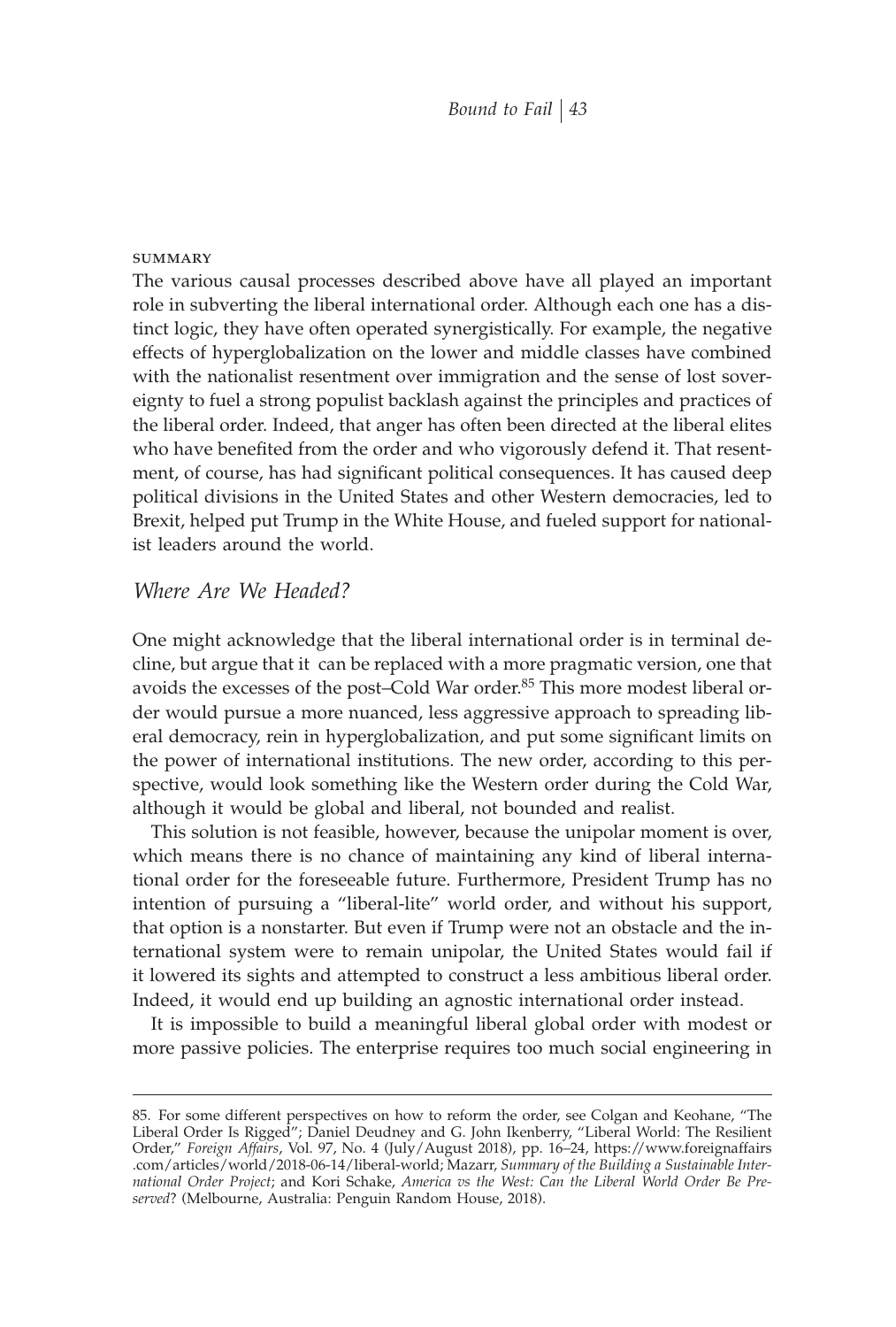### SUMMARY

The various causal processes described above have all played an important role in subverting the liberal international order. Although each one has a distinct logic, they have often operated synergistically. For example, the negative effects of hyperglobalization on the lower and middle classes have combined with the nationalist resentment over immigration and the sense of lost sovereignty to fuel a strong populist backlash against the principles and practices of the liberal order. Indeed, that anger has often been directed at the liberal elites who have benefited from the order and who vigorously defend it. That resentment, of course, has had significant political consequences. It has caused deep political divisions in the United States and other Western democracies, led to Brexit, helped put Trump in the White House, and fueled support for nationalist leaders around the world.

## *Where Are We Headed?*

One might acknowledge that the liberal international order is in terminal decline, but argue that it can be replaced with a more pragmatic version, one that avoids the excesses of the post–Cold War order.[85] This more modest liberal order would pursue a more nuanced, less aggressive approach to spreading liberal democracy, rein in hyperglobalization, and put some significant limits on the power of international institutions. The new order, according to this perspective, would look something like the Western order during the Cold War, although it would be global and liberal, not bounded and realist.

This solution is not feasible, however, because the unipolar moment is over, which means there is no chance of maintaining any kind of liberal international order for the foreseeable future. Furthermore, President Trump has no intention of pursuing a "liberal-lite" world order, and without his support, that option is a nonstarter. But even if Trump were not an obstacle and the international system were to remain unipolar, the United States would fail if it lowered its sights and attempted to construct a less ambitious liberal order. Indeed, it would end up building an agnostic international order instead.

It is impossible to build a meaningful liberal global order with modest or more passive policies. The enterprise requires too much social engineering in

---

85. For some different perspectives on how to reform the order, see Colgan and Keohane, "The Liberal Order Is Rigged"; Daniel Deudney and G. John Ikenberry, "Liberal World: The Resilient Order," *Foreign Affairs*, Vol. 97, No. 4 (July/August 2018), pp. 16–24, https://www.foreignaffairs.com/articles/world/2018-06-14/liberal-world; Mazarr, *Summary of the Building a Sustainable International Order Project*; and Kori Schake, *America vs the West: Can the Liberal World Order Be Preserved*? (Melbourne, Australia: Penguin Random House, 2018).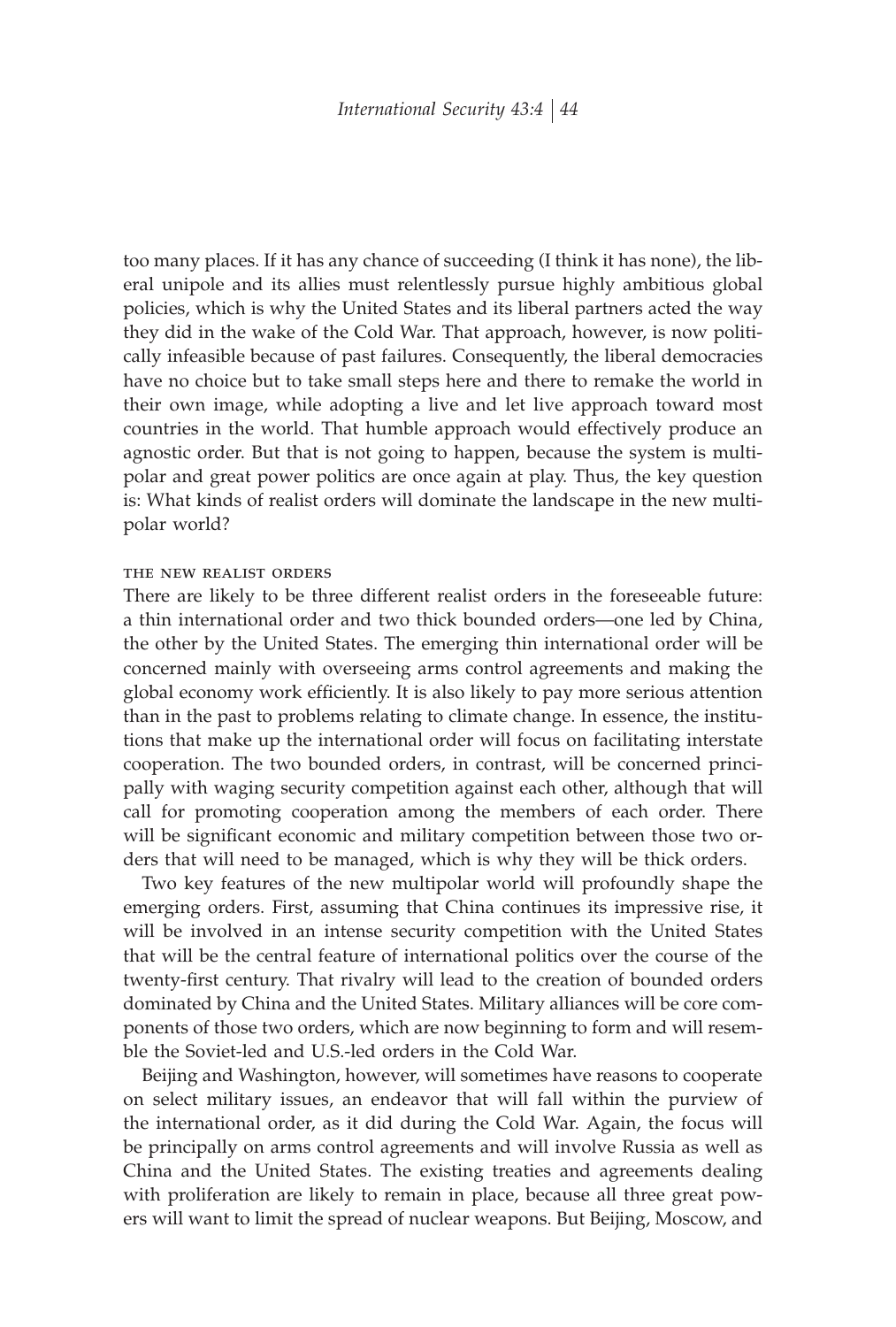too many places. If it has any chance of succeeding (I think it has none), the liberal unipole and its allies must relentlessly pursue highly ambitious global policies, which is why the United States and its liberal partners acted the way they did in the wake of the Cold War. That approach, however, is now politically infeasible because of past failures. Consequently, the liberal democracies have no choice but to take small steps here and there to remake the world in their own image, while adopting a live and let live approach toward most countries in the world. That humble approach would effectively produce an agnostic order. But that is not going to happen, because the system is multipolar and great power politics are once again at play. Thus, the key question is: What kinds of realist orders will dominate the landscape in the new multipolar world?

### THE NEW REALIST ORDERS

There are likely to be three different realist orders in the foreseeable future: a thin international order and two thick bounded orders—one led by China, the other by the United States. The emerging thin international order will be concerned mainly with overseeing arms control agreements and making the global economy work efficiently. It is also likely to pay more serious attention than in the past to problems relating to climate change. In essence, the institutions that make up the international order will focus on facilitating interstate cooperation. The two bounded orders, in contrast, will be concerned principally with waging security competition against each other, although that will call for promoting cooperation among the members of each order. There will be significant economic and military competition between those two orders that will need to be managed, which is why they will be thick orders.

Two key features of the new multipolar world will profoundly shape the emerging orders. First, assuming that China continues its impressive rise, it will be involved in an intense security competition with the United States that will be the central feature of international politics over the course of the twenty-first century. That rivalry will lead to the creation of bounded orders dominated by China and the United States. Military alliances will be core components of those two orders, which are now beginning to form and will resemble the Soviet-led and U.S.-led orders in the Cold War.

Beijing and Washington, however, will sometimes have reasons to cooperate on select military issues, an endeavor that will fall within the purview of the international order, as it did during the Cold War. Again, the focus will be principally on arms control agreements and will involve Russia as well as China and the United States. The existing treaties and agreements dealing with proliferation are likely to remain in place, because all three great powers will want to limit the spread of nuclear weapons. But Beijing, Moscow, and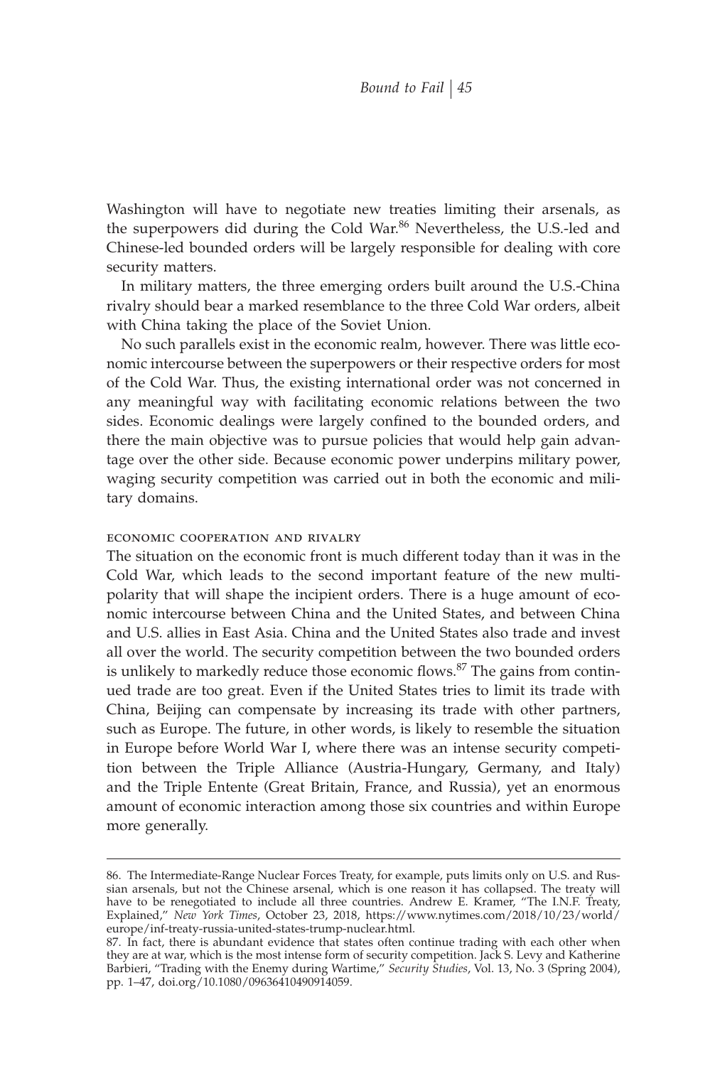Washington will have to negotiate new treaties limiting their arsenals, as the superpowers did during the Cold War.[86] Nevertheless, the U.S.-led and Chinese-led bounded orders will be largely responsible for dealing with core security matters.

In military matters, the three emerging orders built around the U.S.-China rivalry should bear a marked resemblance to the three Cold War orders, albeit with China taking the place of the Soviet Union.

No such parallels exist in the economic realm, however. There was little economic intercourse between the superpowers or their respective orders for most of the Cold War. Thus, the existing international order was not concerned in any meaningful way with facilitating economic relations between the two sides. Economic dealings were largely confined to the bounded orders, and there the main objective was to pursue policies that would help gain advantage over the other side. Because economic power underpins military power, waging security competition was carried out in both the economic and military domains.

### ECONOMIC COOPERATION AND RIVALRY

The situation on the economic front is much different today than it was in the Cold War, which leads to the second important feature of the new multipolarity that will shape the incipient orders. There is a huge amount of economic intercourse between China and the United States, and between China and U.S. allies in East Asia. China and the United States also trade and invest all over the world. The security competition between the two bounded orders is unlikely to markedly reduce those economic flows.[87] The gains from continued trade are too great. Even if the United States tries to limit its trade with China, Beijing can compensate by increasing its trade with other partners, such as Europe. The future, in other words, is likely to resemble the situation in Europe before World War I, where there was an intense security competition between the Triple Alliance (Austria-Hungary, Germany, and Italy) and the Triple Entente (Great Britain, France, and Russia), yet an enormous amount of economic interaction among those six countries and within Europe more generally.

---

86. The Intermediate-Range Nuclear Forces Treaty, for example, puts limits only on U.S. and Russian arsenals, but not the Chinese arsenal, which is one reason it has collapsed. The treaty will have to be renegotiated to include all three countries. Andrew E. Kramer, "The I.N.F. Treaty, Explained," *New York Times*, October 23, 2018, https://www.nytimes.com/2018/10/23/world/europe/inf-treaty-russia-united-states-trump-nuclear.html.

87. In fact, there is abundant evidence that states often continue trading with each other when they are at war, which is the most intense form of security competition. Jack S. Levy and Katherine Barbieri, "Trading with the Enemy during Wartime," *Security Studies*, Vol. 13, No. 3 (Spring 2004), pp. 1–47, doi.org/10.1080/09636410490914059.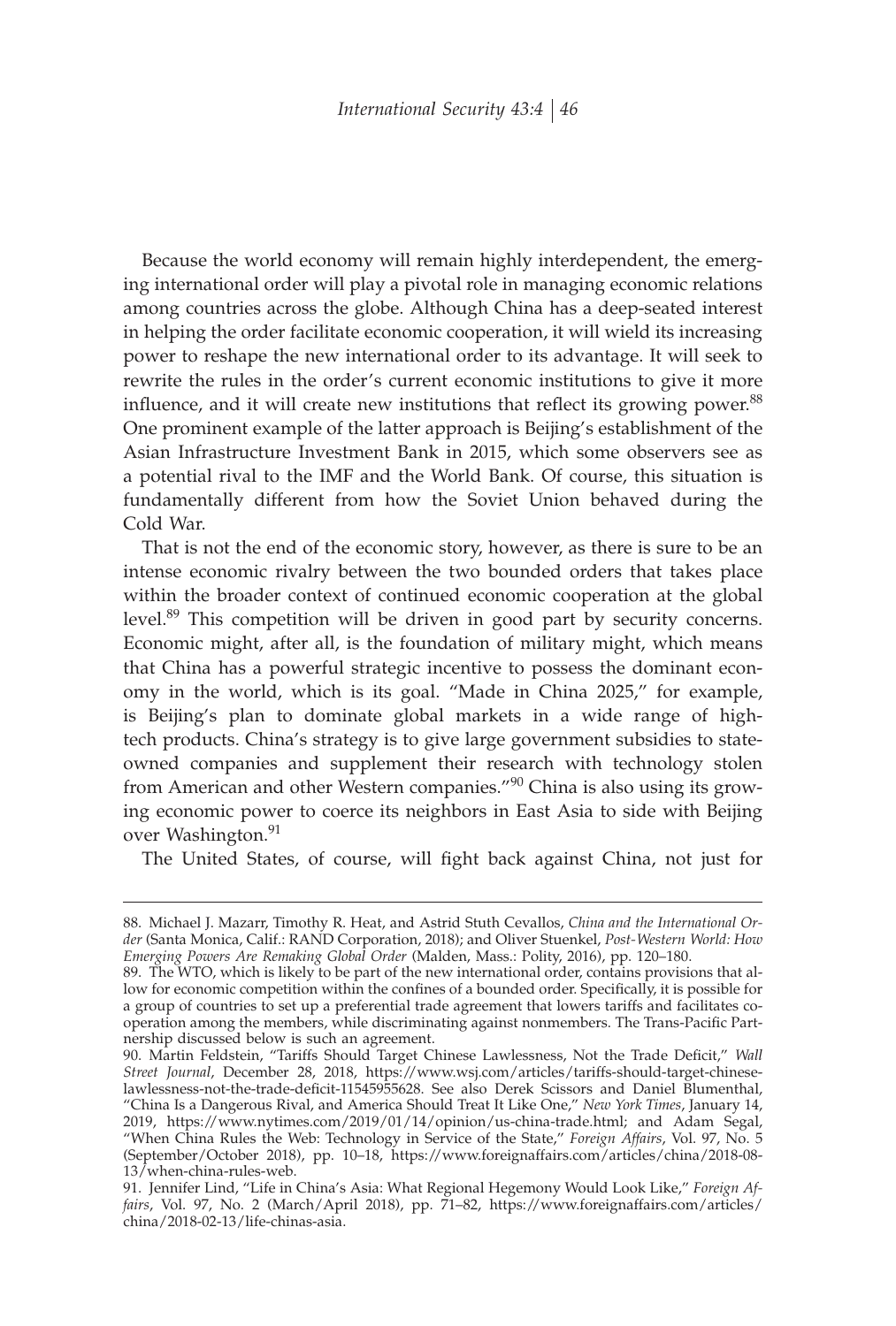Because the world economy will remain highly interdependent, the emerging international order will play a pivotal role in managing economic relations among countries across the globe. Although China has a deep-seated interest in helping the order facilitate economic cooperation, it will wield its increasing power to reshape the new international order to its advantage. It will seek to rewrite the rules in the order's current economic institutions to give it more influence, and it will create new institutions that reflect its growing power.[88] One prominent example of the latter approach is Beijing's establishment of the Asian Infrastructure Investment Bank in 2015, which some observers see as a potential rival to the IMF and the World Bank. Of course, this situation is fundamentally different from how the Soviet Union behaved during the Cold War.

That is not the end of the economic story, however, as there is sure to be an intense economic rivalry between the two bounded orders that takes place within the broader context of continued economic cooperation at the global level.[89] This competition will be driven in good part by security concerns. Economic might, after all, is the foundation of military might, which means that China has a powerful strategic incentive to possess the dominant economy in the world, which is its goal. "Made in China 2025," for example, is Beijing's plan to dominate global markets in a wide range of high-tech products. China's strategy is to give large government subsidies to state-owned companies and supplement their research with technology stolen from American and other Western companies."[90] China is also using its growing economic power to coerce its neighbors in East Asia to side with Beijing over Washington.[91]

The United States, of course, will fight back against China, not just for

---

88. Michael J. Mazarr, Timothy R. Heat, and Astrid Stuth Cevallos, *China and the International Order* (Santa Monica, Calif.: RAND Corporation, 2018); and Oliver Stuenkel, *Post-Western World: How Emerging Powers Are Remaking Global Order* (Malden, Mass.: Polity, 2016), pp. 120–180.

89. The WTO, which is likely to be part of the new international order, contains provisions that allow for economic competition within the confines of a bounded order. Specifically, it is possible for a group of countries to set up a preferential trade agreement that lowers tariffs and facilitates cooperation among the members, while discriminating against nonmembers. The Trans-Pacific Partnership discussed below is such an agreement.

90. Martin Feldstein, "Tariffs Should Target Chinese Lawlessness, Not the Trade Deficit," *Wall Street Journal*, December 28, 2018, https://www.wsj.com/articles/tariffs-should-target-chinese-lawlessness-not-the-trade-deficit-11545955628. See also Derek Scissors and Daniel Blumenthal, "China Is a Dangerous Rival, and America Should Treat It Like One," *New York Times*, January 14, 2019, https://www.nytimes.com/2019/01/14/opinion/us-china-trade.html; and Adam Segal, "When China Rules the Web: Technology in Service of the State," *Foreign Affairs*, Vol. 97, No. 5 (September/October 2018), pp. 10–18, https://www.foreignaffairs.com/articles/china/2018-08-13/when-china-rules-web.

91. Jennifer Lind, "Life in China's Asia: What Regional Hegemony Would Look Like," *Foreign Affairs*, Vol. 97, No. 2 (March/April 2018), pp. 71–82, https://www.foreignaffairs.com/articles/china/2018-02-13/life-chinas-asia.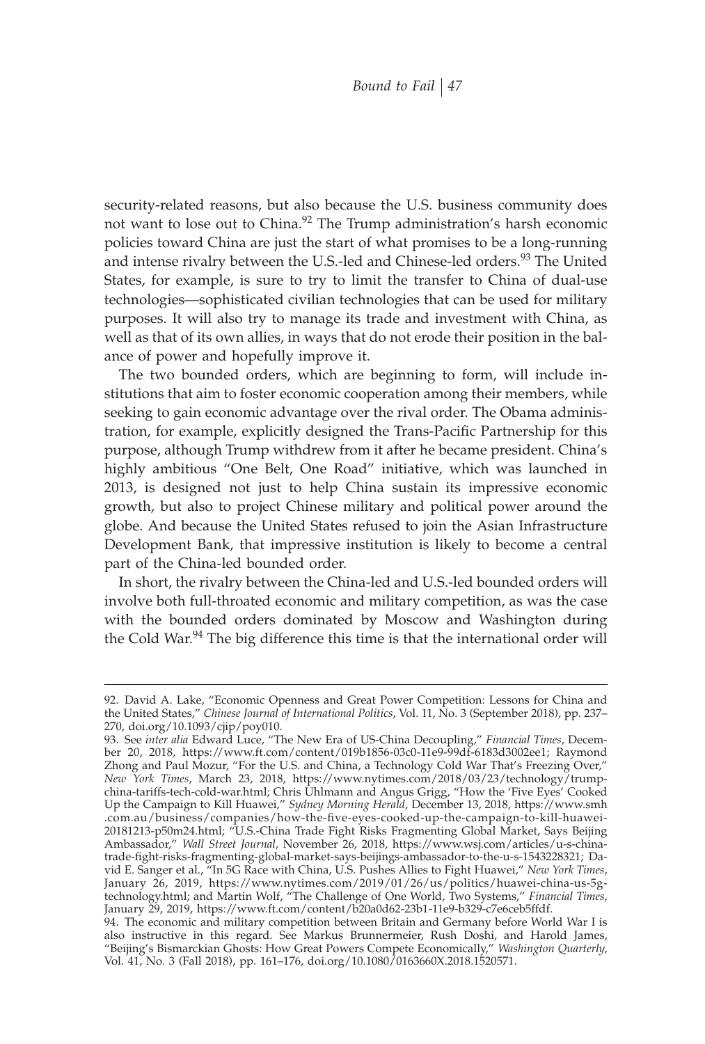security-related reasons, but also because the U.S. business community does not want to lose out to China.[92] The Trump administration's harsh economic policies toward China are just the start of what promises to be a long-running and intense rivalry between the U.S.-led and Chinese-led orders.[93] The United States, for example, is sure to try to limit the transfer to China of dual-use technologies—sophisticated civilian technologies that can be used for military purposes. It will also try to manage its trade and investment with China, as well as that of its own allies, in ways that do not erode their position in the balance of power and hopefully improve it.

The two bounded orders, which are beginning to form, will include institutions that aim to foster economic cooperation among their members, while seeking to gain economic advantage over the rival order. The Obama administration, for example, explicitly designed the Trans-Pacific Partnership for this purpose, although Trump withdrew from it after he became president. China's highly ambitious "One Belt, One Road" initiative, which was launched in 2013, is designed not just to help China sustain its impressive economic growth, but also to project Chinese military and political power around the globe. And because the United States refused to join the Asian Infrastructure Development Bank, that impressive institution is likely to become a central part of the China-led bounded order.

In short, the rivalry between the China-led and U.S.-led bounded orders will involve both full-throated economic and military competition, as was the case with the bounded orders dominated by Moscow and Washington during the Cold War.[94] The big difference this time is that the international order will

---

92. David A. Lake, "Economic Openness and Great Power Competition: Lessons for China and the United States," *Chinese Journal of International Politics*, Vol. 11, No. 3 (September 2018), pp. 237–270, doi.org/10.1093/cjip/poy010.

93. See *inter alia* Edward Luce, "The New Era of US-China Decoupling," *Financial Times*, December 20, 2018, https://www.ft.com/content/019b1856-03c0-11e9-99df-6183d3002ee1; Raymond Zhong and Paul Mozur, "For the U.S. and China, a Technology Cold War That's Freezing Over," *New York Times*, March 23, 2018, https://www.nytimes.com/2018/03/23/technology/trump-china-tariffs-tech-cold-war.html; Chris Uhlmann and Angus Grigg, "How the 'Five Eyes' Cooked Up the Campaign to Kill Huawei," *Sydney Morning Herald*, December 13, 2018, https://www.smh.com.au/business/companies/how-the-five-eyes-cooked-up-the-campaign-to-kill-huawei-20181213-p50m24.html; "U.S.-China Trade Fight Risks Fragmenting Global Market, Says Beijing Ambassador," *Wall Street Journal*, November 26, 2018, https://www.wsj.com/articles/u-s-china-trade-fight-risks-fragmenting-global-market-says-beijings-ambassador-to-the-u-s-1543228321; David E. Sanger et al., "In 5G Race with China, U.S. Pushes Allies to Fight Huawei," *New York Times*, January 26, 2019, https://www.nytimes.com/2019/01/26/us/politics/huawei-china-us-5g-technology.html; and Martin Wolf, "The Challenge of One World, Two Systems," *Financial Times*, January 29, 2019, https://www.ft.com/content/b20a0d62-23b1-11e9-b329-c7e6ceb5ffdf.

94. The economic and military competition between Britain and Germany before World War I is also instructive in this regard. See Markus Brunnermeier, Rush Doshi, and Harold James, "Beijing's Bismarckian Ghosts: How Great Powers Compete Economically," *Washington Quarterly*, Vol. 41, No. 3 (Fall 2018), pp. 161–176, doi.org/10.1080/0163660X.2018.1520571.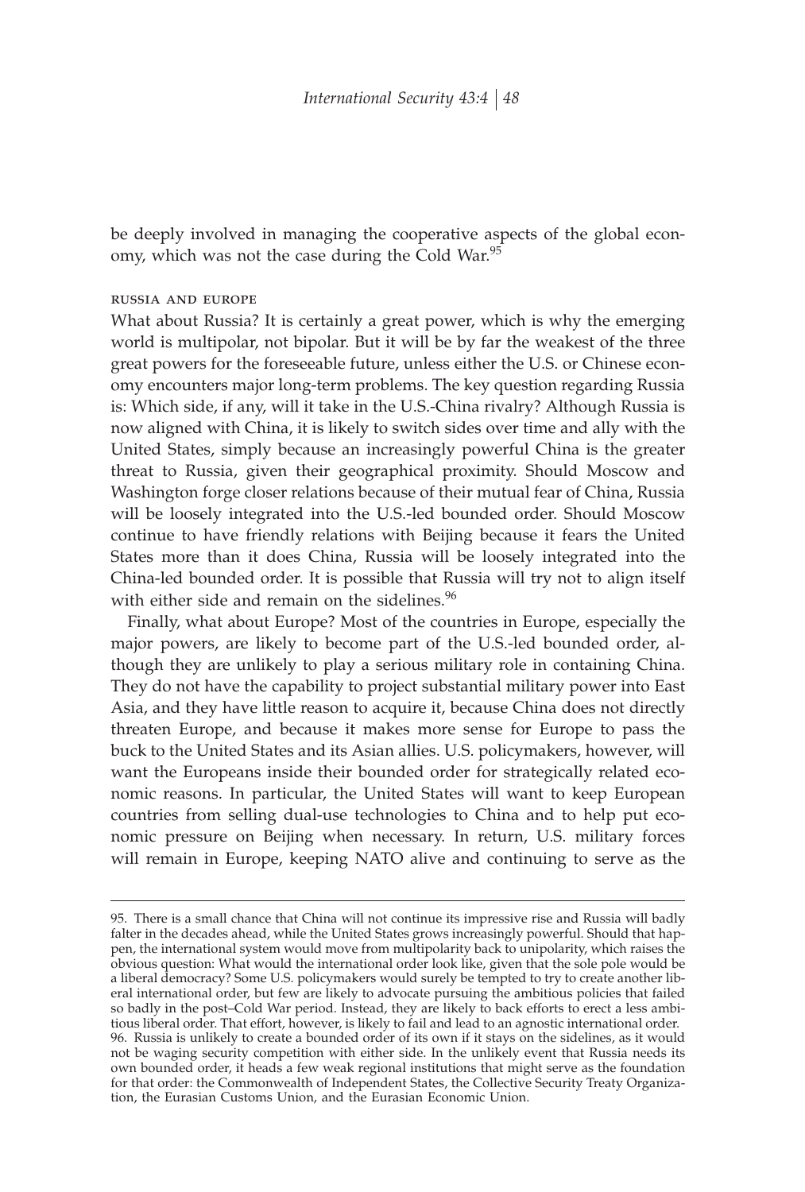be deeply involved in managing the cooperative aspects of the global economy, which was not the case during the Cold War.[95]

### RUSSIA AND EUROPE

What about Russia? It is certainly a great power, which is why the emerging world is multipolar, not bipolar. But it will be by far the weakest of the three great powers for the foreseeable future, unless either the U.S. or Chinese economy encounters major long-term problems. The key question regarding Russia is: Which side, if any, will it take in the U.S.-China rivalry? Although Russia is now aligned with China, it is likely to switch sides over time and ally with the United States, simply because an increasingly powerful China is the greater threat to Russia, given their geographical proximity. Should Moscow and Washington forge closer relations because of their mutual fear of China, Russia will be loosely integrated into the U.S.-led bounded order. Should Moscow continue to have friendly relations with Beijing because it fears the United States more than it does China, Russia will be loosely integrated into the China-led bounded order. It is possible that Russia will try not to align itself with either side and remain on the sidelines.[96]

Finally, what about Europe? Most of the countries in Europe, especially the major powers, are likely to become part of the U.S.-led bounded order, although they are unlikely to play a serious military role in containing China. They do not have the capability to project substantial military power into East Asia, and they have little reason to acquire it, because China does not directly threaten Europe, and because it makes more sense for Europe to pass the buck to the United States and its Asian allies. U.S. policymakers, however, will want the Europeans inside their bounded order for strategically related economic reasons. In particular, the United States will want to keep European countries from selling dual-use technologies to China and to help put economic pressure on Beijing when necessary. In return, U.S. military forces will remain in Europe, keeping NATO alive and continuing to serve as the

---

95. There is a small chance that China will not continue its impressive rise and Russia will badly falter in the decades ahead, while the United States grows increasingly powerful. Should that happen, the international system would move from multipolarity back to unipolarity, which raises the obvious question: What would the international order look like, given that the sole pole would be a liberal democracy? Some U.S. policymakers would surely be tempted to try to create another liberal international order, but few are likely to advocate pursuing the ambitious policies that failed so badly in the post–Cold War period. Instead, they are likely to back efforts to erect a less ambitious liberal order. That effort, however, is likely to fail and lead to an agnostic international order.

96. Russia is unlikely to create a bounded order of its own if it stays on the sidelines, as it would not be waging security competition with either side. In the unlikely event that Russia needs its own bounded order, it heads a few weak regional institutions that might serve as the foundation for that order: the Commonwealth of Independent States, the Collective Security Treaty Organization, the Eurasian Customs Union, and the Eurasian Economic Union.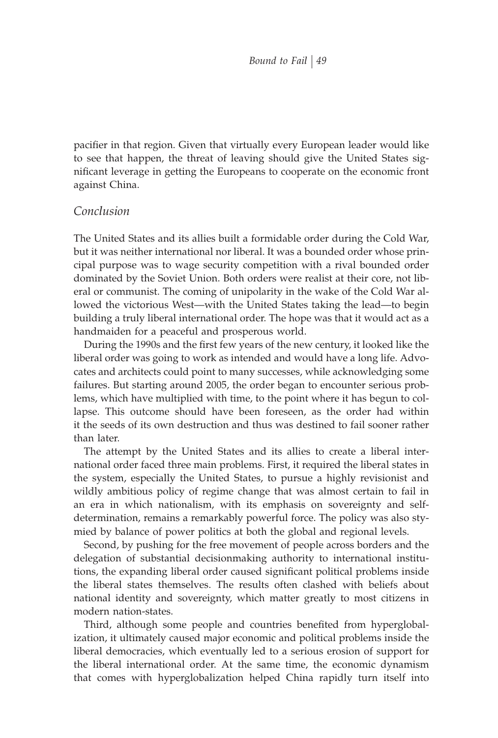pacifier in that region. Given that virtually every European leader would like to see that happen, the threat of leaving should give the United States significant leverage in getting the Europeans to cooperate on the economic front against China.

## *Conclusion*

The United States and its allies built a formidable order during the Cold War, but it was neither international nor liberal. It was a bounded order whose principal purpose was to wage security competition with a rival bounded order dominated by the Soviet Union. Both orders were realist at their core, not liberal or communist. The coming of unipolarity in the wake of the Cold War allowed the victorious West—with the United States taking the lead—to begin building a truly liberal international order. The hope was that it would act as a handmaiden for a peaceful and prosperous world.

During the 1990s and the first few years of the new century, it looked like the liberal order was going to work as intended and would have a long life. Advocates and architects could point to many successes, while acknowledging some failures. But starting around 2005, the order began to encounter serious problems, which have multiplied with time, to the point where it has begun to collapse. This outcome should have been foreseen, as the order had within it the seeds of its own destruction and thus was destined to fail sooner rather than later.

The attempt by the United States and its allies to create a liberal international order faced three main problems. First, it required the liberal states in the system, especially the United States, to pursue a highly revisionist and wildly ambitious policy of regime change that was almost certain to fail in an era in which nationalism, with its emphasis on sovereignty and self-determination, remains a remarkably powerful force. The policy was also stymied by balance of power politics at both the global and regional levels.

Second, by pushing for the free movement of people across borders and the delegation of substantial decisionmaking authority to international institutions, the expanding liberal order caused significant political problems inside the liberal states themselves. The results often clashed with beliefs about national identity and sovereignty, which matter greatly to most citizens in modern nation-states.

Third, although some people and countries benefited from hyperglobalization, it ultimately caused major economic and political problems inside the liberal democracies, which eventually led to a serious erosion of support for the liberal international order. At the same time, the economic dynamism that comes with hyperglobalization helped China rapidly turn itself into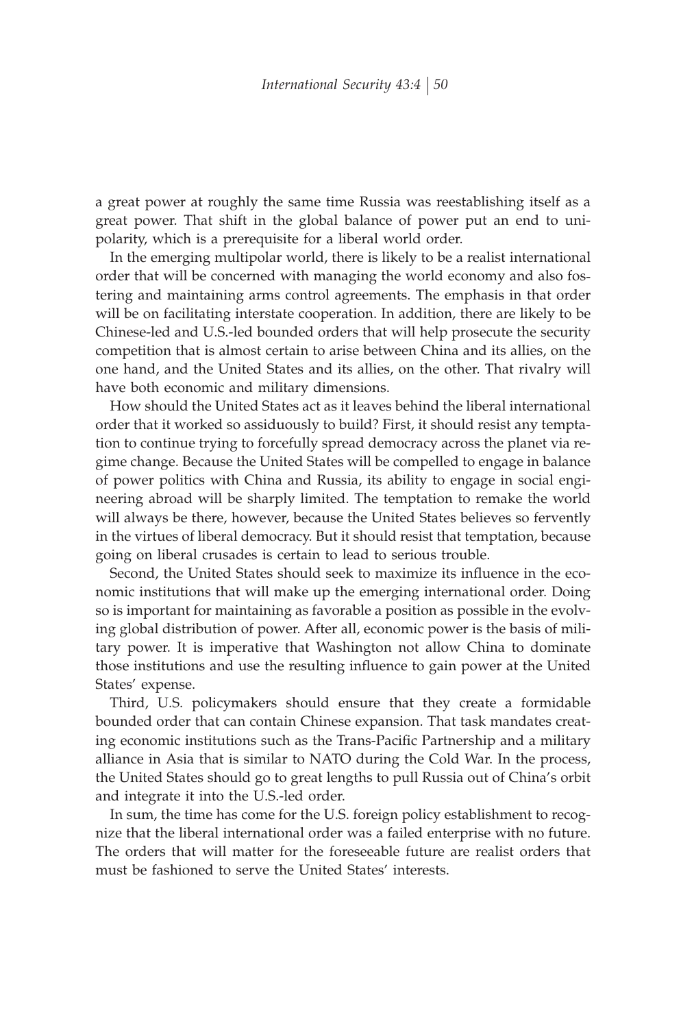a great power at roughly the same time Russia was reestablishing itself as a great power. That shift in the global balance of power put an end to unipolarity, which is a prerequisite for a liberal world order.

In the emerging multipolar world, there is likely to be a realist international order that will be concerned with managing the world economy and also fostering and maintaining arms control agreements. The emphasis in that order will be on facilitating interstate cooperation. In addition, there are likely to be Chinese-led and U.S.-led bounded orders that will help prosecute the security competition that is almost certain to arise between China and its allies, on the one hand, and the United States and its allies, on the other. That rivalry will have both economic and military dimensions.

How should the United States act as it leaves behind the liberal international order that it worked so assiduously to build? First, it should resist any temptation to continue trying to forcefully spread democracy across the planet via regime change. Because the United States will be compelled to engage in balance of power politics with China and Russia, its ability to engage in social engineering abroad will be sharply limited. The temptation to remake the world will always be there, however, because the United States believes so fervently in the virtues of liberal democracy. But it should resist that temptation, because going on liberal crusades is certain to lead to serious trouble.

Second, the United States should seek to maximize its influence in the economic institutions that will make up the emerging international order. Doing so is important for maintaining as favorable a position as possible in the evolving global distribution of power. After all, economic power is the basis of military power. It is imperative that Washington not allow China to dominate those institutions and use the resulting influence to gain power at the United States' expense.

Third, U.S. policymakers should ensure that they create a formidable bounded order that can contain Chinese expansion. That task mandates creating economic institutions such as the Trans-Pacific Partnership and a military alliance in Asia that is similar to NATO during the Cold War. In the process, the United States should go to great lengths to pull Russia out of China's orbit and integrate it into the U.S.-led order.

In sum, the time has come for the U.S. foreign policy establishment to recognize that the liberal international order was a failed enterprise with no future. The orders that will matter for the foreseeable future are realist orders that must be fashioned to serve the United States' interests.